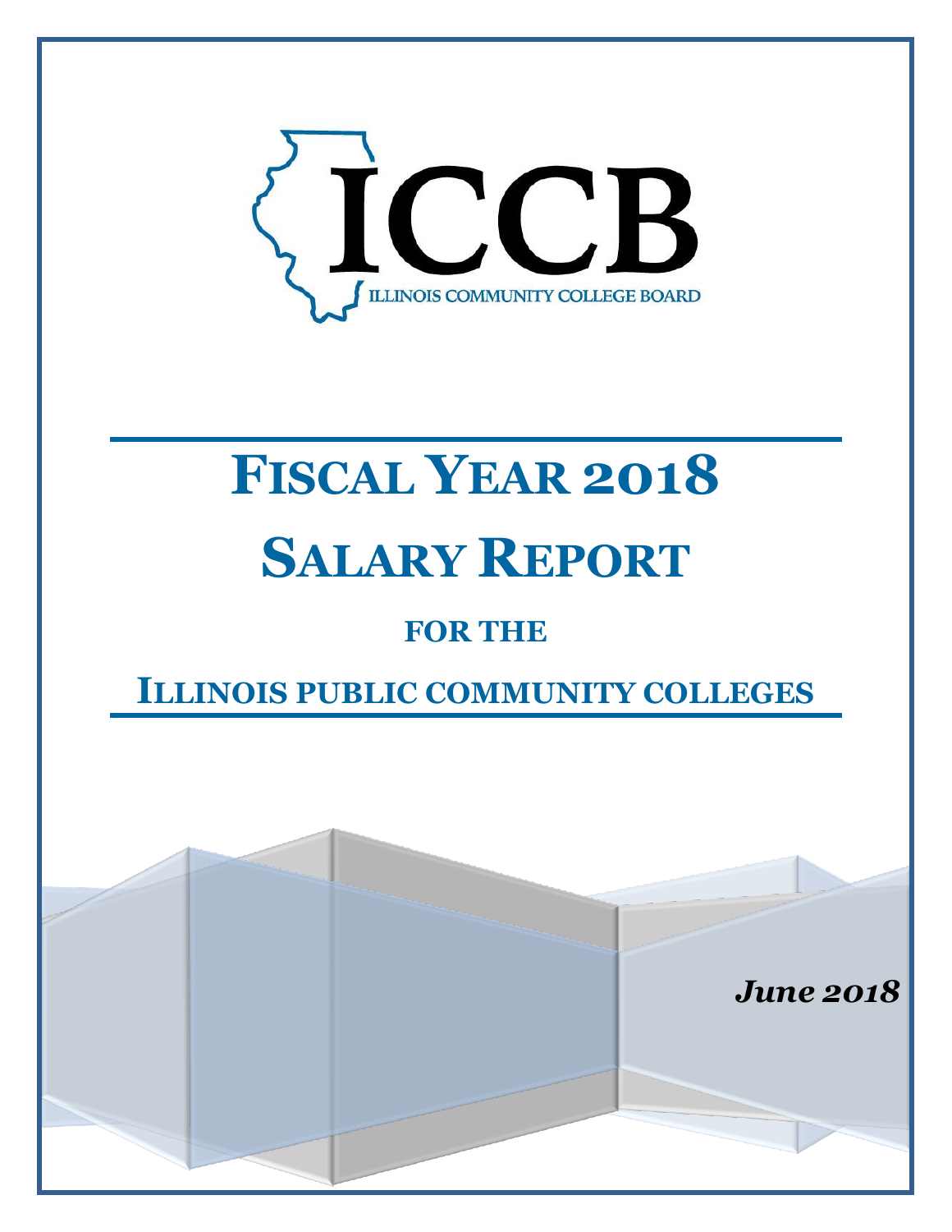ICCB

ILLINOIS COMMUNITY COLLEGE BOARD

# FISCAL YEAR 2018

# SALARY REPORT

## FOR THE

## ILLINOIS PUBLIC COMMUNITY COLLEGES

***June 2018***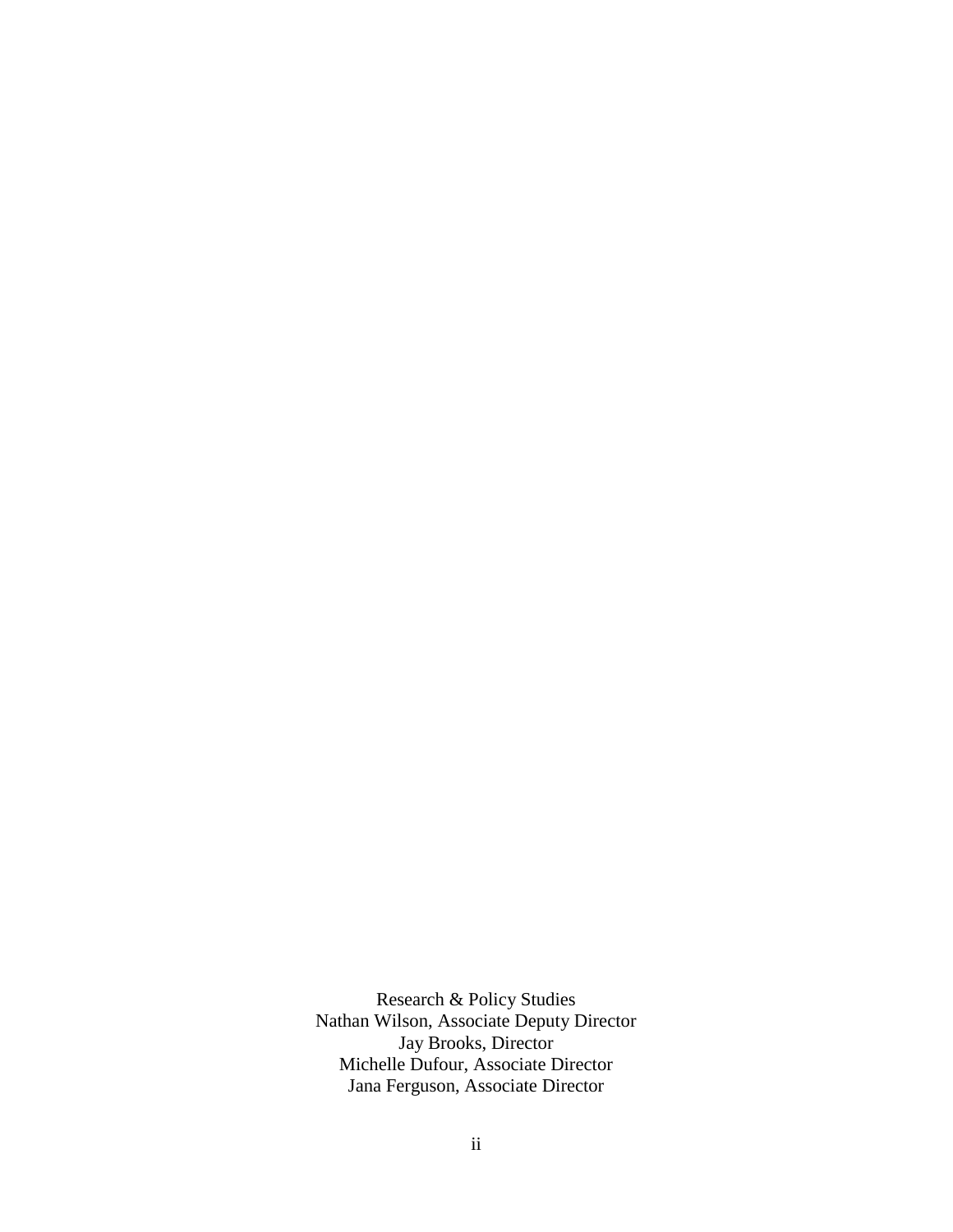Research & Policy Studies
Nathan Wilson, Associate Deputy Director
Jay Brooks, Director
Michelle Dufour, Associate Director
Jana Ferguson, Associate Director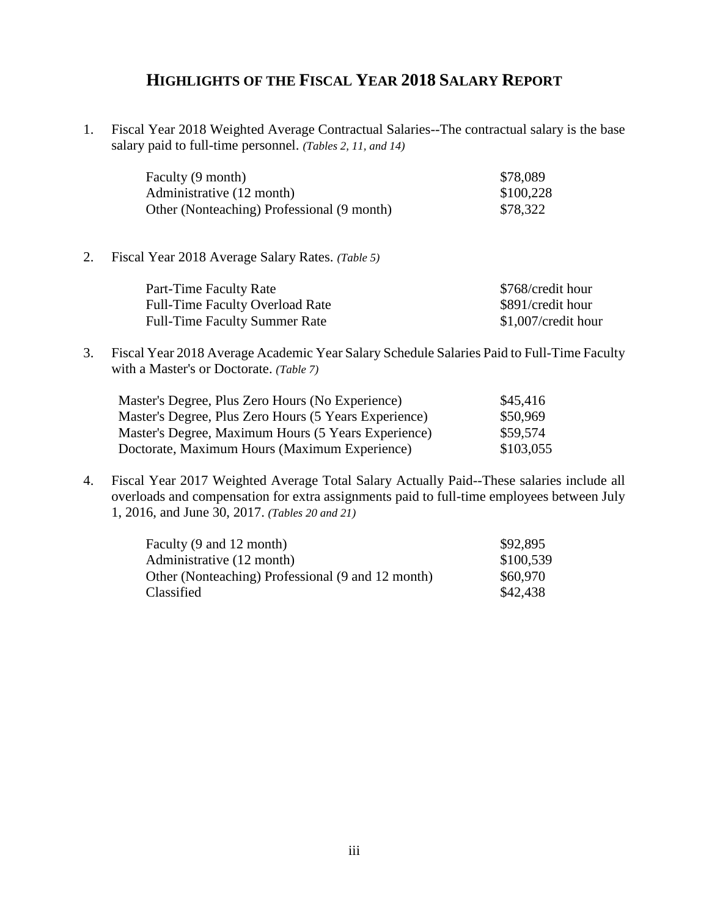# HIGHLIGHTS OF THE FISCAL YEAR 2018 SALARY REPORT

1. Fiscal Year 2018 Weighted Average Contractual Salaries--The contractual salary is the base salary paid to full-time personnel. *(Tables 2, 11, and 14)*

| | |
|---|---|
| Faculty (9 month) | $78,089 |
| Administrative (12 month) | $100,228 |
| Other (Nonteaching) Professional (9 month) | $78,322 |

2. Fiscal Year 2018 Average Salary Rates. *(Table 5)*

| | |
|---|---|
| Part-Time Faculty Rate | $768/credit hour |
| Full-Time Faculty Overload Rate | $891/credit hour |
| Full-Time Faculty Summer Rate | $1,007/credit hour |

3. Fiscal Year 2018 Average Academic Year Salary Schedule Salaries Paid to Full-Time Faculty with a Master's or Doctorate. *(Table 7)*

| | |
|---|---|
| Master's Degree, Plus Zero Hours (No Experience) | $45,416 |
| Master's Degree, Plus Zero Hours (5 Years Experience) | $50,969 |
| Master's Degree, Maximum Hours (5 Years Experience) | $59,574 |
| Doctorate, Maximum Hours (Maximum Experience) | $103,055 |

4. Fiscal Year 2017 Weighted Average Total Salary Actually Paid--These salaries include all overloads and compensation for extra assignments paid to full-time employees between July 1, 2016, and June 30, 2017. *(Tables 20 and 21)*

| | |
|---|---|
| Faculty (9 and 12 month) | $92,895 |
| Administrative (12 month) | $100,539 |
| Other (Nonteaching) Professional (9 and 12 month) | $60,970 |
| Classified | $42,438 |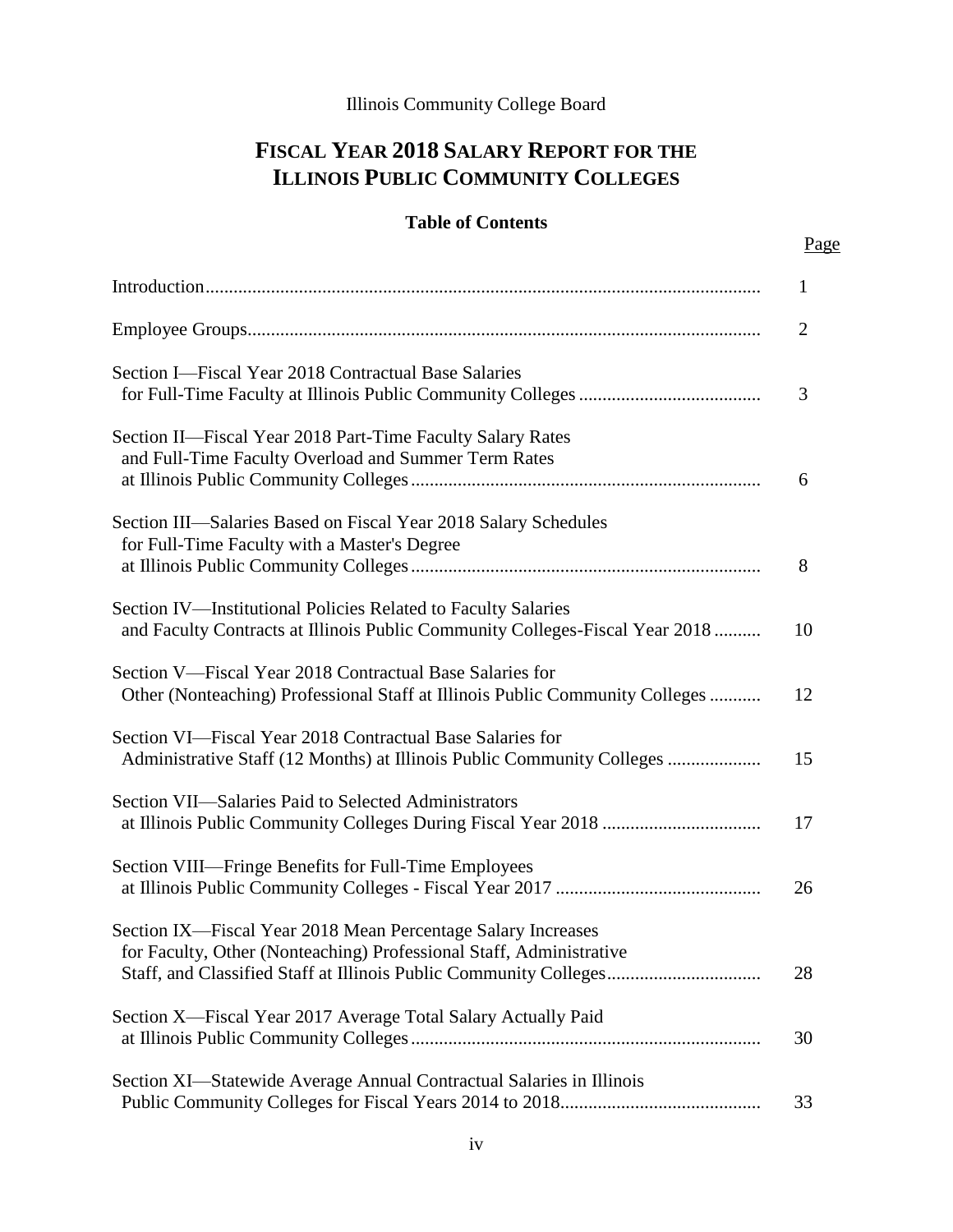Illinois Community College Board

# FISCAL YEAR 2018 SALARY REPORT FOR THE ILLINOIS PUBLIC COMMUNITY COLLEGES

## Table of Contents

| | Page |
|---|---|
| Introduction | 1 |
| Employee Groups | 2 |
| Section I—Fiscal Year 2018 Contractual Base Salaries for Full-Time Faculty at Illinois Public Community Colleges | 3 |
| Section II—Fiscal Year 2018 Part-Time Faculty Salary Rates and Full-Time Faculty Overload and Summer Term Rates at Illinois Public Community Colleges | 6 |
| Section III—Salaries Based on Fiscal Year 2018 Salary Schedules for Full-Time Faculty with a Master's Degree at Illinois Public Community Colleges | 8 |
| Section IV—Institutional Policies Related to Faculty Salaries and Faculty Contracts at Illinois Public Community Colleges-Fiscal Year 2018 | 10 |
| Section V—Fiscal Year 2018 Contractual Base Salaries for Other (Nonteaching) Professional Staff at Illinois Public Community Colleges | 12 |
| Section VI—Fiscal Year 2018 Contractual Base Salaries for Administrative Staff (12 Months) at Illinois Public Community Colleges | 15 |
| Section VII—Salaries Paid to Selected Administrators at Illinois Public Community Colleges During Fiscal Year 2018 | 17 |
| Section VIII—Fringe Benefits for Full-Time Employees at Illinois Public Community Colleges - Fiscal Year 2017 | 26 |
| Section IX—Fiscal Year 2018 Mean Percentage Salary Increases for Faculty, Other (Nonteaching) Professional Staff, Administrative Staff, and Classified Staff at Illinois Public Community Colleges | 28 |
| Section X—Fiscal Year 2017 Average Total Salary Actually Paid at Illinois Public Community Colleges | 30 |
| Section XI—Statewide Average Annual Contractual Salaries in Illinois Public Community Colleges for Fiscal Years 2014 to 2018 | 33 |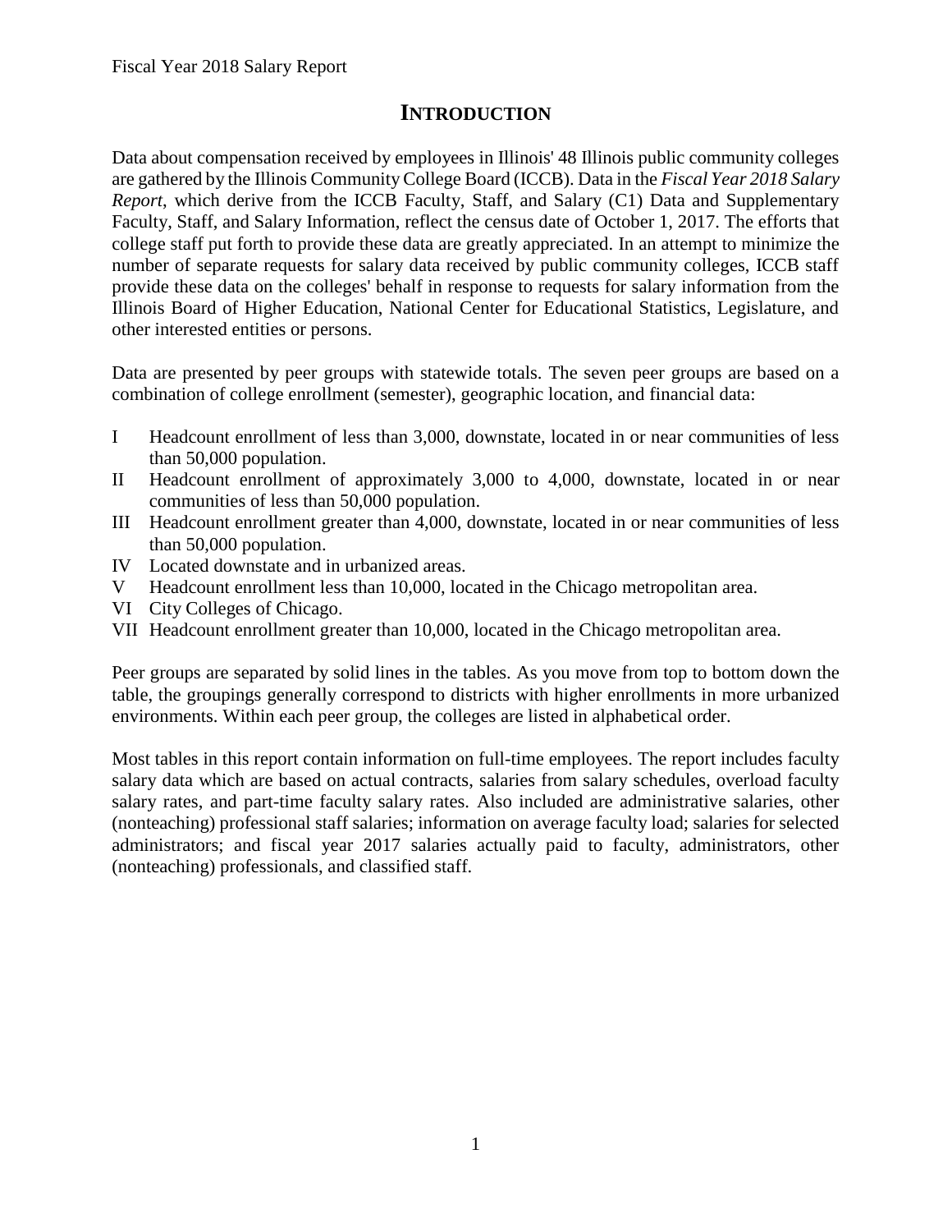# INTRODUCTION

Data about compensation received by employees in Illinois' 48 Illinois public community colleges are gathered by the Illinois Community College Board (ICCB). Data in the *Fiscal Year 2018 Salary Report*, which derive from the ICCB Faculty, Staff, and Salary (C1) Data and Supplementary Faculty, Staff, and Salary Information, reflect the census date of October 1, 2017. The efforts that college staff put forth to provide these data are greatly appreciated. In an attempt to minimize the number of separate requests for salary data received by public community colleges, ICCB staff provide these data on the colleges' behalf in response to requests for salary information from the Illinois Board of Higher Education, National Center for Educational Statistics, Legislature, and other interested entities or persons.

Data are presented by peer groups with statewide totals. The seven peer groups are based on a combination of college enrollment (semester), geographic location, and financial data:

- I Headcount enrollment of less than 3,000, downstate, located in or near communities of less than 50,000 population.
- II Headcount enrollment of approximately 3,000 to 4,000, downstate, located in or near communities of less than 50,000 population.
- III Headcount enrollment greater than 4,000, downstate, located in or near communities of less than 50,000 population.
- IV Located downstate and in urbanized areas.
- V Headcount enrollment less than 10,000, located in the Chicago metropolitan area.
- VI City Colleges of Chicago.
- VII Headcount enrollment greater than 10,000, located in the Chicago metropolitan area.

Peer groups are separated by solid lines in the tables. As you move from top to bottom down the table, the groupings generally correspond to districts with higher enrollments in more urbanized environments. Within each peer group, the colleges are listed in alphabetical order.

Most tables in this report contain information on full-time employees. The report includes faculty salary data which are based on actual contracts, salaries from salary schedules, overload faculty salary rates, and part-time faculty salary rates. Also included are administrative salaries, other (nonteaching) professional staff salaries; information on average faculty load; salaries for selected administrators; and fiscal year 2017 salaries actually paid to faculty, administrators, other (nonteaching) professionals, and classified staff.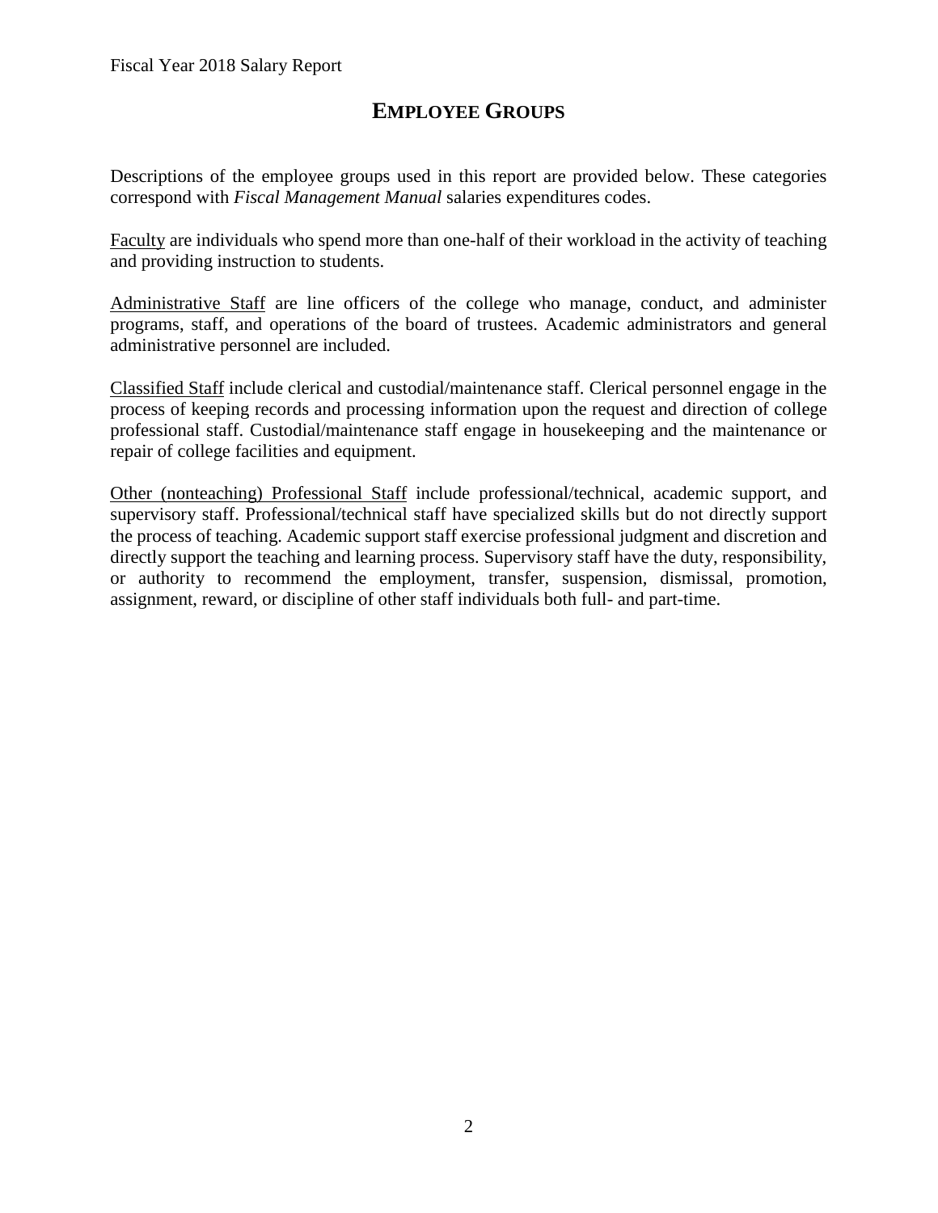# EMPLOYEE GROUPS

Descriptions of the employee groups used in this report are provided below. These categories correspond with *Fiscal Management Manual* salaries expenditures codes.

Faculty are individuals who spend more than one-half of their workload in the activity of teaching and providing instruction to students.

Administrative Staff are line officers of the college who manage, conduct, and administer programs, staff, and operations of the board of trustees. Academic administrators and general administrative personnel are included.

Classified Staff include clerical and custodial/maintenance staff. Clerical personnel engage in the process of keeping records and processing information upon the request and direction of college professional staff. Custodial/maintenance staff engage in housekeeping and the maintenance or repair of college facilities and equipment.

Other (nonteaching) Professional Staff include professional/technical, academic support, and supervisory staff. Professional/technical staff have specialized skills but do not directly support the process of teaching. Academic support staff exercise professional judgment and discretion and directly support the teaching and learning process. Supervisory staff have the duty, responsibility, or authority to recommend the employment, transfer, suspension, dismissal, promotion, assignment, reward, or discipline of other staff individuals both full- and part-time.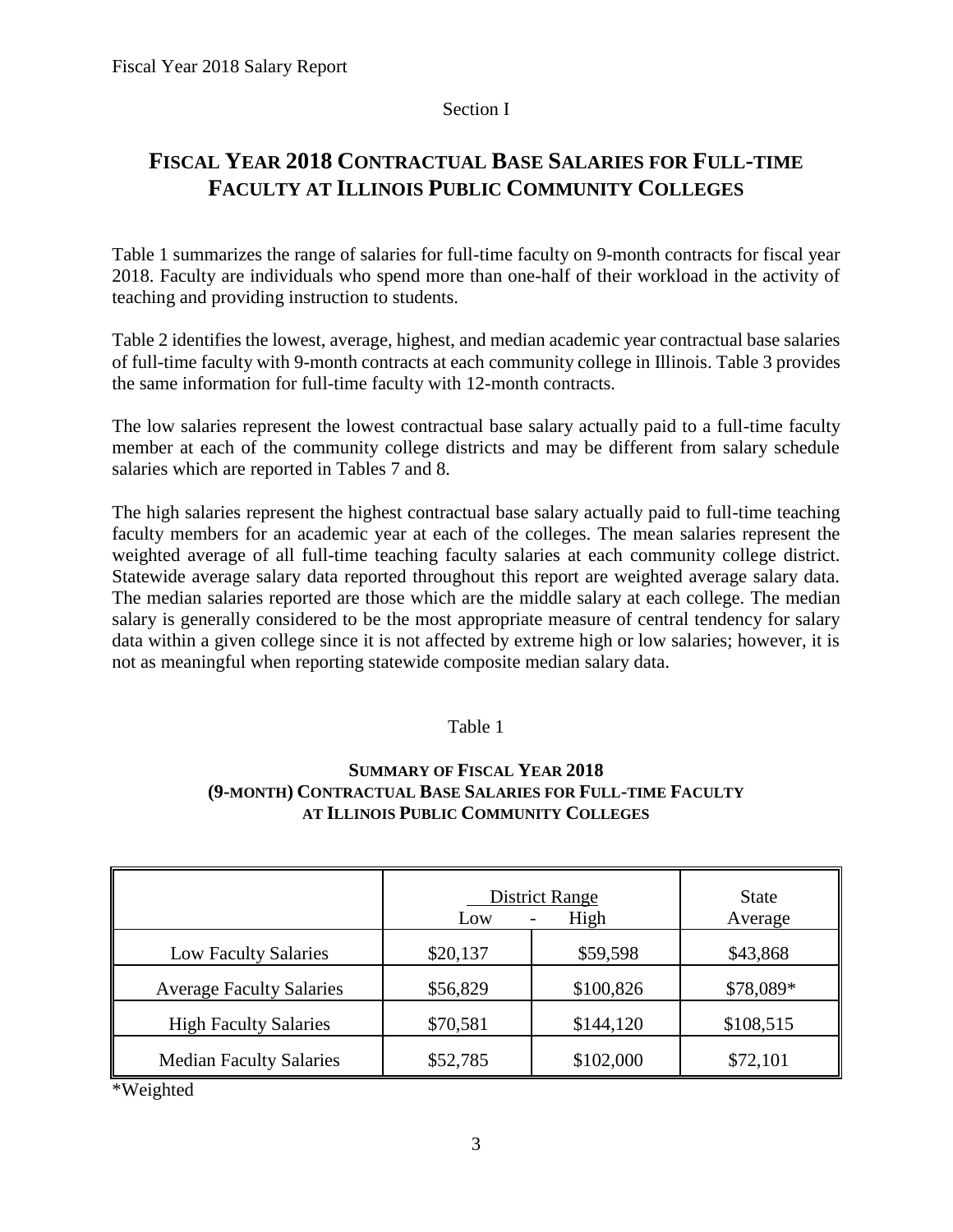Section I

# FISCAL YEAR 2018 CONTRACTUAL BASE SALARIES FOR FULL-TIME FACULTY AT ILLINOIS PUBLIC COMMUNITY COLLEGES

Table 1 summarizes the range of salaries for full-time faculty on 9-month contracts for fiscal year 2018. Faculty are individuals who spend more than one-half of their workload in the activity of teaching and providing instruction to students.

Table 2 identifies the lowest, average, highest, and median academic year contractual base salaries of full-time faculty with 9-month contracts at each community college in Illinois. Table 3 provides the same information for full-time faculty with 12-month contracts.

The low salaries represent the lowest contractual base salary actually paid to a full-time faculty member at each of the community college districts and may be different from salary schedule salaries which are reported in Tables 7 and 8.

The high salaries represent the highest contractual base salary actually paid to full-time teaching faculty members for an academic year at each of the colleges. The mean salaries represent the weighted average of all full-time teaching faculty salaries at each community college district. Statewide average salary data reported throughout this report are weighted average salary data. The median salaries reported are those which are the middle salary at each college. The median salary is generally considered to be the most appropriate measure of central tendency for salary data within a given college since it is not affected by extreme high or low salaries; however, it is not as meaningful when reporting statewide composite median salary data.

Table 1

**SUMMARY OF FISCAL YEAR 2018 (9-MONTH) CONTRACTUAL BASE SALARIES FOR FULL-TIME FACULTY AT ILLINOIS PUBLIC COMMUNITY COLLEGES**

| | District Range | | State |
|---|---|---|---|
| | Low | High | Average |
| Low Faculty Salaries | $20,137 | $59,598 | $43,868 |
| Average Faculty Salaries | $56,829 | $100,826 | $78,089* |
| High Faculty Salaries | $70,581 | $144,120 | $108,515 |
| Median Faculty Salaries | $52,785 | $102,000 | $72,101 |

*Weighted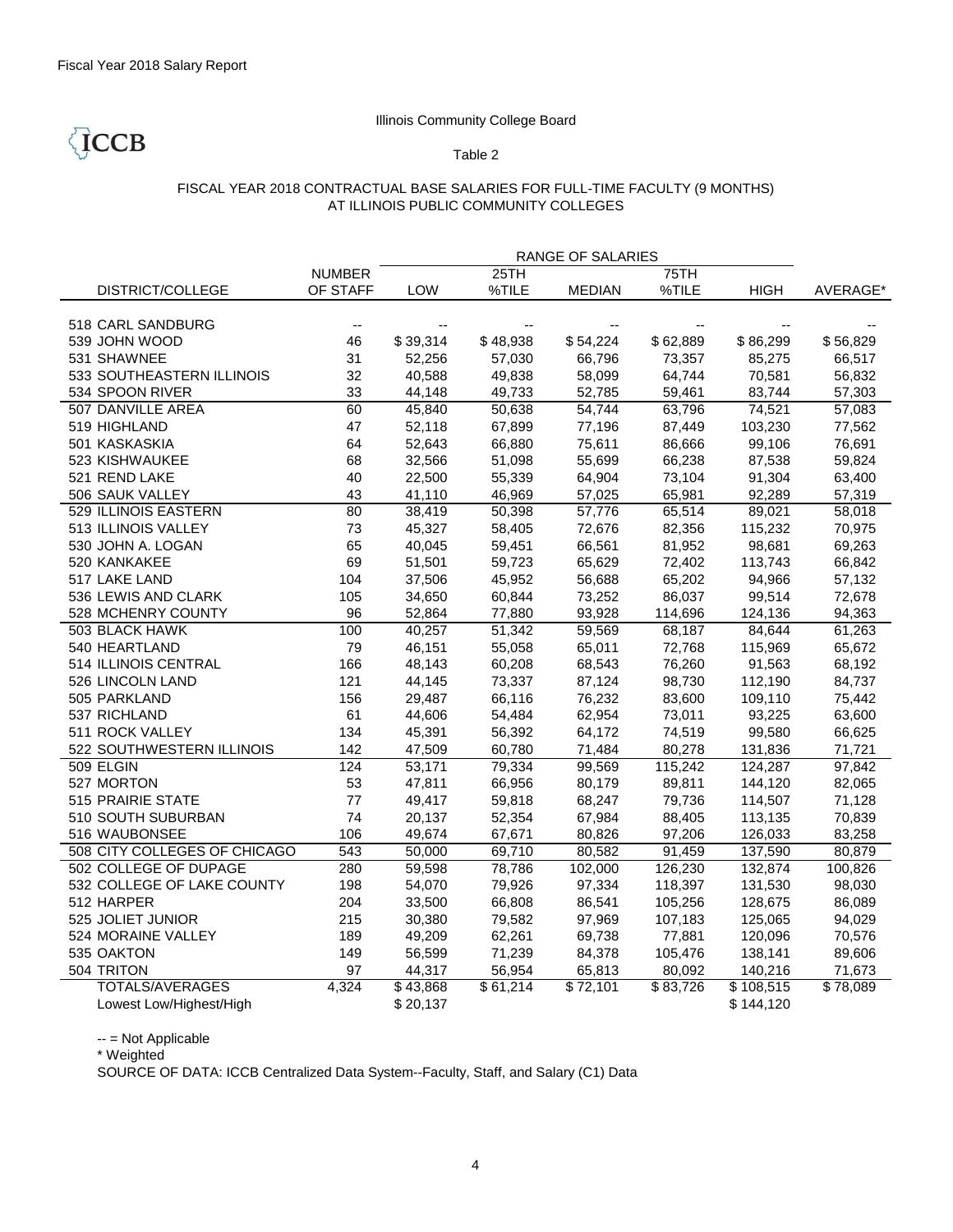Fiscal Year 2018 Salary Report

Illinois Community College Board

ICCB

Table 2

FISCAL YEAR 2018 CONTRACTUAL BASE SALARIES FOR FULL-TIME FACULTY (9 MONTHS) AT ILLINOIS PUBLIC COMMUNITY COLLEGES

| | | RANGE OF SALARIES | | | | | |
|---|---|---|---|---|---|---|---|
| DISTRICT/COLLEGE | NUMBER OF STAFF | LOW | 25TH %TILE | MEDIAN | 75TH %TILE | HIGH | AVERAGE* |
| 518 CARL SANDBURG | -- | -- | -- | -- | -- | -- | -- |
| 539 JOHN WOOD | 46 | $ 39,314 | $ 48,938 | $ 54,224 | $ 62,889 | $ 86,299 | $ 56,829 |
| 531 SHAWNEE | 31 | 52,256 | 57,030 | 66,796 | 73,357 | 85,275 | 66,517 |
| 533 SOUTHEASTERN ILLINOIS | 32 | 40,588 | 49,838 | 58,099 | 64,744 | 70,581 | 56,832 |
| 534 SPOON RIVER | 33 | 44,148 | 49,733 | 52,785 | 59,461 | 83,744 | 57,303 |
| 507 DANVILLE AREA | 60 | 45,840 | 50,638 | 54,744 | 63,796 | 74,521 | 57,083 |
| 519 HIGHLAND | 47 | 52,118 | 67,899 | 77,196 | 87,449 | 103,230 | 77,562 |
| 501 KASKASKIA | 64 | 52,643 | 66,880 | 75,611 | 86,666 | 99,106 | 76,691 |
| 523 KISHWAUKEE | 68 | 32,566 | 51,098 | 55,699 | 66,238 | 87,538 | 59,824 |
| 521 REND LAKE | 40 | 22,500 | 55,339 | 64,904 | 73,104 | 91,304 | 63,400 |
| 506 SAUK VALLEY | 43 | 41,110 | 46,969 | 57,025 | 65,981 | 92,289 | 57,319 |
| 529 ILLINOIS EASTERN | 80 | 38,419 | 50,398 | 57,776 | 65,514 | 89,021 | 58,018 |
| 513 ILLINOIS VALLEY | 73 | 45,327 | 58,405 | 72,676 | 82,356 | 115,232 | 70,975 |
| 530 JOHN A. LOGAN | 65 | 40,045 | 59,451 | 66,561 | 81,952 | 98,681 | 69,263 |
| 520 KANKAKEE | 69 | 51,501 | 59,723 | 65,629 | 72,402 | 113,743 | 66,842 |
| 517 LAKE LAND | 104 | 37,506 | 45,952 | 56,688 | 65,202 | 94,966 | 57,132 |
| 536 LEWIS AND CLARK | 105 | 34,650 | 60,844 | 73,252 | 86,037 | 99,514 | 72,678 |
| 528 MCHENRY COUNTY | 96 | 52,864 | 77,880 | 93,928 | 114,696 | 124,136 | 94,363 |
| 503 BLACK HAWK | 100 | 40,257 | 51,342 | 59,569 | 68,187 | 84,644 | 61,263 |
| 540 HEARTLAND | 79 | 46,151 | 55,058 | 65,011 | 72,768 | 115,969 | 65,672 |
| 514 ILLINOIS CENTRAL | 166 | 48,143 | 60,208 | 68,543 | 76,260 | 91,563 | 68,192 |
| 526 LINCOLN LAND | 121 | 44,145 | 73,337 | 87,124 | 98,730 | 112,190 | 84,737 |
| 505 PARKLAND | 156 | 29,487 | 66,116 | 76,232 | 83,600 | 109,110 | 75,442 |
| 537 RICHLAND | 61 | 44,606 | 54,484 | 62,954 | 73,011 | 93,225 | 63,600 |
| 511 ROCK VALLEY | 134 | 45,391 | 56,392 | 64,172 | 74,519 | 99,580 | 66,625 |
| 522 SOUTHWESTERN ILLINOIS | 142 | 47,509 | 60,780 | 71,484 | 80,278 | 131,836 | 71,721 |
| 509 ELGIN | 124 | 53,171 | 79,334 | 99,569 | 115,242 | 124,287 | 97,842 |
| 527 MORTON | 53 | 47,811 | 66,956 | 80,179 | 89,811 | 144,120 | 82,065 |
| 515 PRAIRIE STATE | 77 | 49,417 | 59,818 | 68,247 | 79,736 | 114,507 | 71,128 |
| 510 SOUTH SUBURBAN | 74 | 20,137 | 52,354 | 67,984 | 88,405 | 113,135 | 70,839 |
| 516 WAUBONSEE | 106 | 49,674 | 67,671 | 80,826 | 97,206 | 126,033 | 83,258 |
| 508 CITY COLLEGES OF CHICAGO | 543 | 50,000 | 69,710 | 80,582 | 91,459 | 137,590 | 80,879 |
| 502 COLLEGE OF DUPAGE | 280 | 59,598 | 78,786 | 102,000 | 126,230 | 132,874 | 100,826 |
| 532 COLLEGE OF LAKE COUNTY | 198 | 54,070 | 79,926 | 97,334 | 118,397 | 131,530 | 98,030 |
| 512 HARPER | 204 | 33,500 | 66,808 | 86,541 | 105,256 | 128,675 | 86,089 |
| 525 JOLIET JUNIOR | 215 | 30,380 | 79,582 | 97,969 | 107,183 | 125,065 | 94,029 |
| 524 MORAINE VALLEY | 189 | 49,209 | 62,261 | 69,738 | 77,881 | 120,096 | 70,576 |
| 535 OAKTON | 149 | 56,599 | 71,239 | 84,378 | 105,476 | 138,141 | 89,606 |
| 504 TRITON | 97 | 44,317 | 56,954 | 65,813 | 80,092 | 140,216 | 71,673 |
| TOTALS/AVERAGES | 4,324 | $ 43,868 | $ 61,214 | $ 72,101 | $ 83,726 | $ 108,515 | $ 78,089 |
| Lowest Low/Highest/High | | $ 20,137 | | | | $ 144,120 | |

-- = Not Applicable

\* Weighted

SOURCE OF DATA: ICCB Centralized Data System--Faculty, Staff, and Salary (C1) Data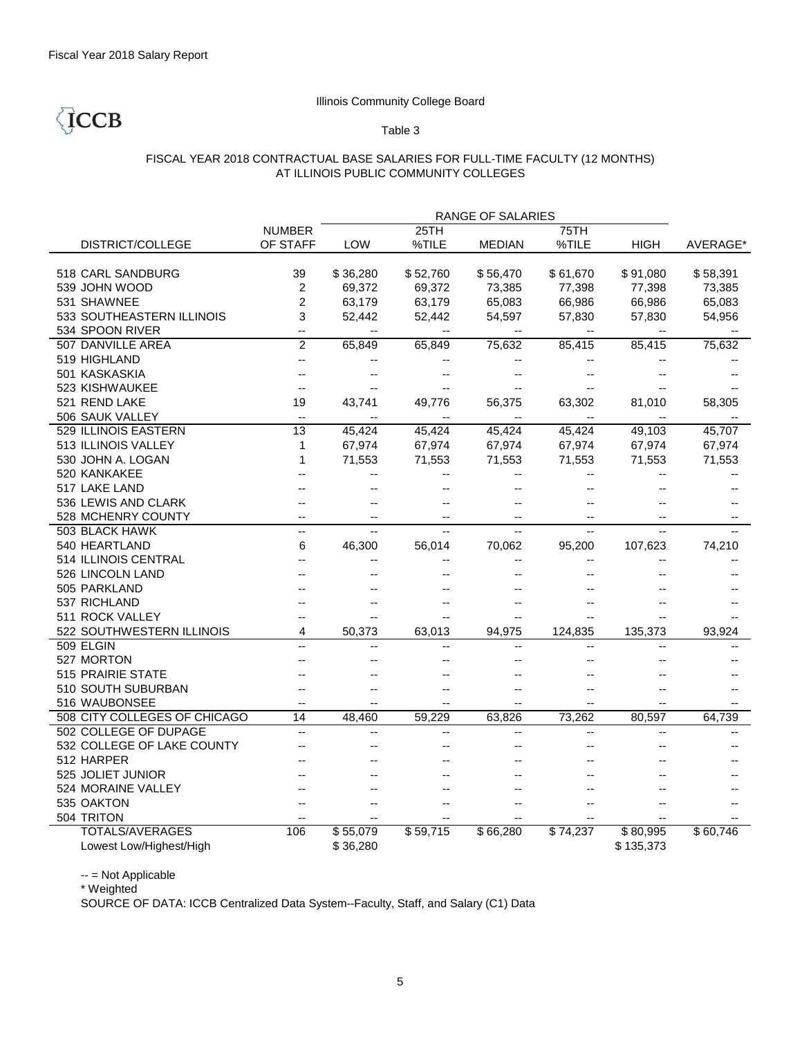Fiscal Year 2018 Salary Report

Illinois Community College Board

ICCB

Table 3

FISCAL YEAR 2018 CONTRACTUAL BASE SALARIES FOR FULL-TIME FACULTY (12 MONTHS) AT ILLINOIS PUBLIC COMMUNITY COLLEGES

| | | RANGE OF SALARIES | | | | | |
|---|---|---|---|---|---|---|---|
| DISTRICT/COLLEGE | NUMBER OF STAFF | LOW | 25TH %TILE | MEDIAN | 75TH %TILE | HIGH | AVERAGE* |
| 518 CARL SANDBURG | 39 | $ 36,280 | $ 52,760 | $ 56,470 | $ 61,670 | $ 91,080 | $ 58,391 |
| 539 JOHN WOOD | 2 | 69,372 | 69,372 | 73,385 | 77,398 | 77,398 | 73,385 |
| 531 SHAWNEE | 2 | 63,179 | 63,179 | 65,083 | 66,986 | 66,986 | 65,083 |
| 533 SOUTHEASTERN ILLINOIS | 3 | 52,442 | 52,442 | 54,597 | 57,830 | 57,830 | 54,956 |
| 534 SPOON RIVER | -- | -- | -- | -- | -- | -- | -- |
| 507 DANVILLE AREA | 2 | 65,849 | 65,849 | 75,632 | 85,415 | 85,415 | 75,632 |
| 519 HIGHLAND | -- | -- | -- | -- | -- | -- | -- |
| 501 KASKASKIA | -- | -- | -- | -- | -- | -- | -- |
| 523 KISHWAUKEE | -- | -- | -- | -- | -- | -- | -- |
| 521 REND LAKE | 19 | 43,741 | 49,776 | 56,375 | 63,302 | 81,010 | 58,305 |
| 506 SAUK VALLEY | -- | -- | -- | -- | -- | -- | -- |
| 529 ILLINOIS EASTERN | 13 | 45,424 | 45,424 | 45,424 | 45,424 | 49,103 | 45,707 |
| 513 ILLINOIS VALLEY | 1 | 67,974 | 67,974 | 67,974 | 67,974 | 67,974 | 67,974 |
| 530 JOHN A. LOGAN | 1 | 71,553 | 71,553 | 71,553 | 71,553 | 71,553 | 71,553 |
| 520 KANKAKEE | -- | -- | -- | -- | -- | -- | -- |
| 517 LAKE LAND | -- | -- | -- | -- | -- | -- | -- |
| 536 LEWIS AND CLARK | -- | -- | -- | -- | -- | -- | -- |
| 528 MCHENRY COUNTY | -- | -- | -- | -- | -- | -- | -- |
| 503 BLACK HAWK | -- | -- | -- | -- | -- | -- | -- |
| 540 HEARTLAND | 6 | 46,300 | 56,014 | 70,062 | 95,200 | 107,623 | 74,210 |
| 514 ILLINOIS CENTRAL | -- | -- | -- | -- | -- | -- | -- |
| 526 LINCOLN LAND | -- | -- | -- | -- | -- | -- | -- |
| 505 PARKLAND | -- | -- | -- | -- | -- | -- | -- |
| 537 RICHLAND | -- | -- | -- | -- | -- | -- | -- |
| 511 ROCK VALLEY | -- | -- | -- | -- | -- | -- | -- |
| 522 SOUTHWESTERN ILLINOIS | 4 | 50,373 | 63,013 | 94,975 | 124,835 | 135,373 | 93,924 |
| 509 ELGIN | -- | -- | -- | -- | -- | -- | -- |
| 527 MORTON | -- | -- | -- | -- | -- | -- | -- |
| 515 PRAIRIE STATE | -- | -- | -- | -- | -- | -- | -- |
| 510 SOUTH SUBURBAN | -- | -- | -- | -- | -- | -- | -- |
| 516 WAUBONSEE | -- | -- | -- | -- | -- | -- | -- |
| 508 CITY COLLEGES OF CHICAGO | 14 | 48,460 | 59,229 | 63,826 | 73,262 | 80,597 | 64,739 |
| 502 COLLEGE OF DUPAGE | -- | -- | -- | -- | -- | -- | -- |
| 532 COLLEGE OF LAKE COUNTY | -- | -- | -- | -- | -- | -- | -- |
| 512 HARPER | -- | -- | -- | -- | -- | -- | -- |
| 525 JOLIET JUNIOR | -- | -- | -- | -- | -- | -- | -- |
| 524 MORAINE VALLEY | -- | -- | -- | -- | -- | -- | -- |
| 535 OAKTON | -- | -- | -- | -- | -- | -- | -- |
| 504 TRITON | -- | -- | -- | -- | -- | -- | -- |
| TOTALS/AVERAGES | 106 | $ 55,079 | $ 59,715 | $ 66,280 | $ 74,237 | $ 80,995 | $ 60,746 |
| Lowest Low/Highest/High | | $ 36,280 | | | | $ 135,373 | |

-- = Not Applicable

* Weighted

SOURCE OF DATA: ICCB Centralized Data System--Faculty, Staff, and Salary (C1) Data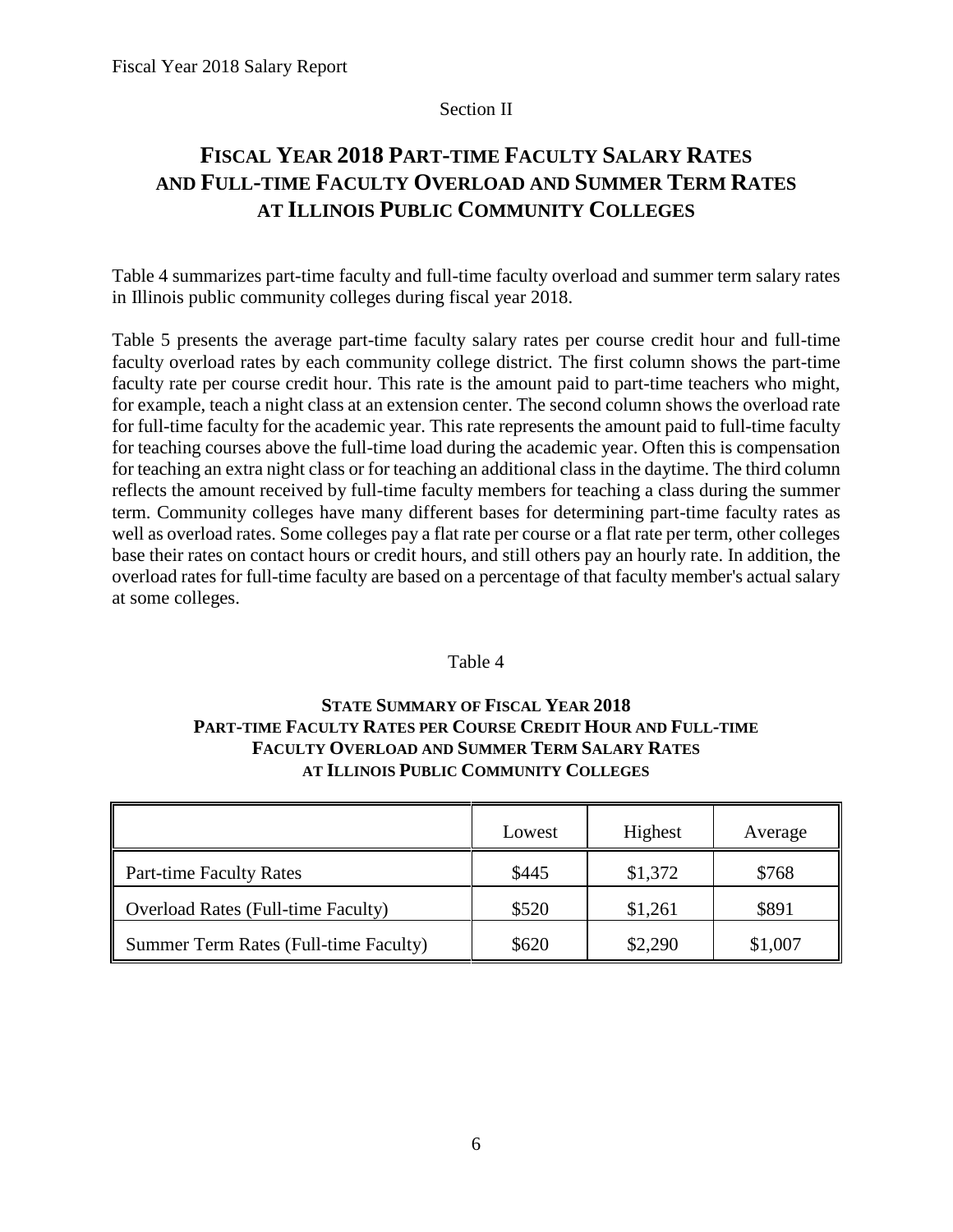Section II

# FISCAL YEAR 2018 PART-TIME FACULTY SALARY RATES AND FULL-TIME FACULTY OVERLOAD AND SUMMER TERM RATES AT ILLINOIS PUBLIC COMMUNITY COLLEGES

Table 4 summarizes part-time faculty and full-time faculty overload and summer term salary rates in Illinois public community colleges during fiscal year 2018.

Table 5 presents the average part-time faculty salary rates per course credit hour and full-time faculty overload rates by each community college district. The first column shows the part-time faculty rate per course credit hour. This rate is the amount paid to part-time teachers who might, for example, teach a night class at an extension center. The second column shows the overload rate for full-time faculty for the academic year. This rate represents the amount paid to full-time faculty for teaching courses above the full-time load during the academic year. Often this is compensation for teaching an extra night class or for teaching an additional class in the daytime. The third column reflects the amount received by full-time faculty members for teaching a class during the summer term. Community colleges have many different bases for determining part-time faculty rates as well as overload rates. Some colleges pay a flat rate per course or a flat rate per term, other colleges base their rates on contact hours or credit hours, and still others pay an hourly rate. In addition, the overload rates for full-time faculty are based on a percentage of that faculty member's actual salary at some colleges.

Table 4

**STATE SUMMARY OF FISCAL YEAR 2018 PART-TIME FACULTY RATES PER COURSE CREDIT HOUR AND FULL-TIME FACULTY OVERLOAD AND SUMMER TERM SALARY RATES AT ILLINOIS PUBLIC COMMUNITY COLLEGES**

| | Lowest | Highest | Average |
|---|---|---|---|
| Part-time Faculty Rates | $445 | $1,372 | $768 |
| Overload Rates (Full-time Faculty) | $520 | $1,261 | $891 |
| Summer Term Rates (Full-time Faculty) | $620 | $2,290 | $1,007 |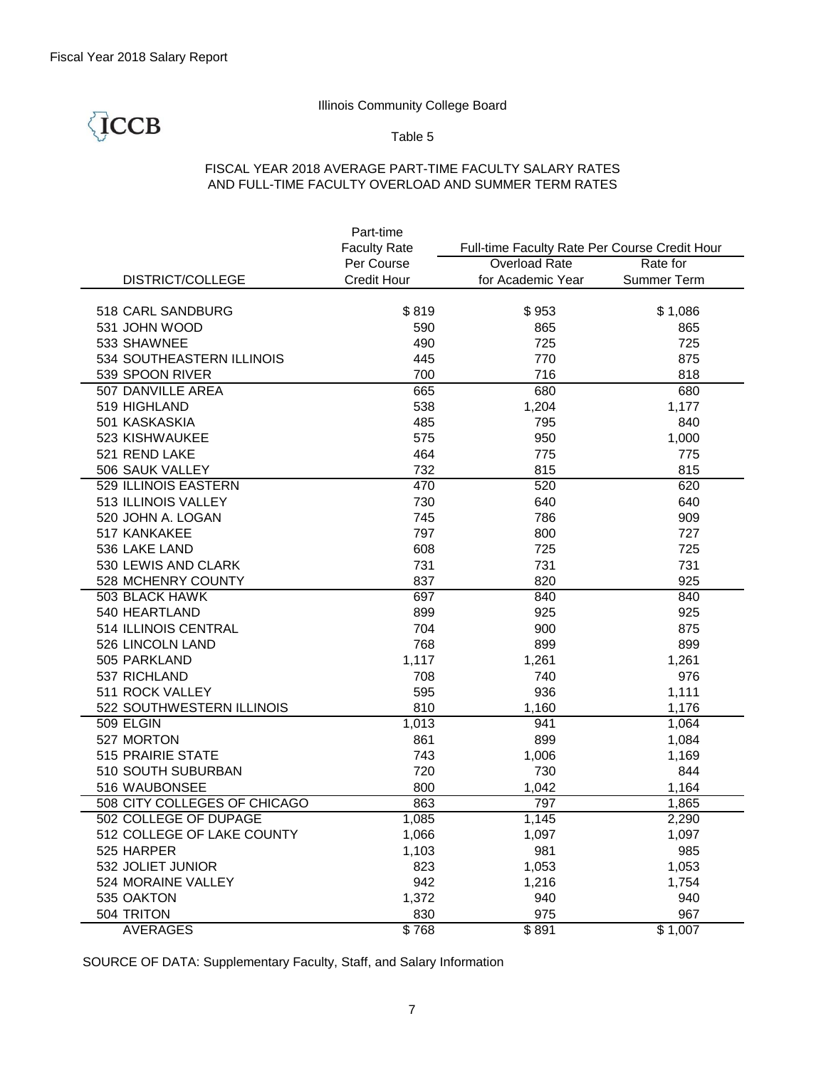Fiscal Year 2018 Salary Report

ICCB

Illinois Community College Board

Table 5

FISCAL YEAR 2018 AVERAGE PART-TIME FACULTY SALARY RATES
AND FULL-TIME FACULTY OVERLOAD AND SUMMER TERM RATES

| DISTRICT/COLLEGE | Part-time Faculty Rate Per Course Credit Hour | Full-time Faculty Rate Per Course Credit Hour | |
|---|---|---|---|
| | | Overload Rate for Academic Year | Rate for Summer Term |
| 518 CARL SANDBURG | $ 819 | $ 953 | $ 1,086 |
| 531 JOHN WOOD | 590 | 865 | 865 |
| 533 SHAWNEE | 490 | 725 | 725 |
| 534 SOUTHEASTERN ILLINOIS | 445 | 770 | 875 |
| 539 SPOON RIVER | 700 | 716 | 818 |
| 507 DANVILLE AREA | 665 | 680 | 680 |
| 519 HIGHLAND | 538 | 1,204 | 1,177 |
| 501 KASKASKIA | 485 | 795 | 840 |
| 523 KISHWAUKEE | 575 | 950 | 1,000 |
| 521 REND LAKE | 464 | 775 | 775 |
| 506 SAUK VALLEY | 732 | 815 | 815 |
| 529 ILLINOIS EASTERN | 470 | 520 | 620 |
| 513 ILLINOIS VALLEY | 730 | 640 | 640 |
| 520 JOHN A. LOGAN | 745 | 786 | 909 |
| 517 KANKAKEE | 797 | 800 | 727 |
| 536 LAKE LAND | 608 | 725 | 725 |
| 530 LEWIS AND CLARK | 731 | 731 | 731 |
| 528 MCHENRY COUNTY | 837 | 820 | 925 |
| 503 BLACK HAWK | 697 | 840 | 840 |
| 540 HEARTLAND | 899 | 925 | 925 |
| 514 ILLINOIS CENTRAL | 704 | 900 | 875 |
| 526 LINCOLN LAND | 768 | 899 | 899 |
| 505 PARKLAND | 1,117 | 1,261 | 1,261 |
| 537 RICHLAND | 708 | 740 | 976 |
| 511 ROCK VALLEY | 595 | 936 | 1,111 |
| 522 SOUTHWESTERN ILLINOIS | 810 | 1,160 | 1,176 |
| 509 ELGIN | 1,013 | 941 | 1,064 |
| 527 MORTON | 861 | 899 | 1,084 |
| 515 PRAIRIE STATE | 743 | 1,006 | 1,169 |
| 510 SOUTH SUBURBAN | 720 | 730 | 844 |
| 516 WAUBONSEE | 800 | 1,042 | 1,164 |
| 508 CITY COLLEGES OF CHICAGO | 863 | 797 | 1,865 |
| 502 COLLEGE OF DUPAGE | 1,085 | 1,145 | 2,290 |
| 512 COLLEGE OF LAKE COUNTY | 1,066 | 1,097 | 1,097 |
| 525 HARPER | 1,103 | 981 | 985 |
| 532 JOLIET JUNIOR | 823 | 1,053 | 1,053 |
| 524 MORAINE VALLEY | 942 | 1,216 | 1,754 |
| 535 OAKTON | 1,372 | 940 | 940 |
| 504 TRITON | 830 | 975 | 967 |
| AVERAGES | $ 768 | $ 891 | $ 1,007 |

SOURCE OF DATA: Supplementary Faculty, Staff, and Salary Information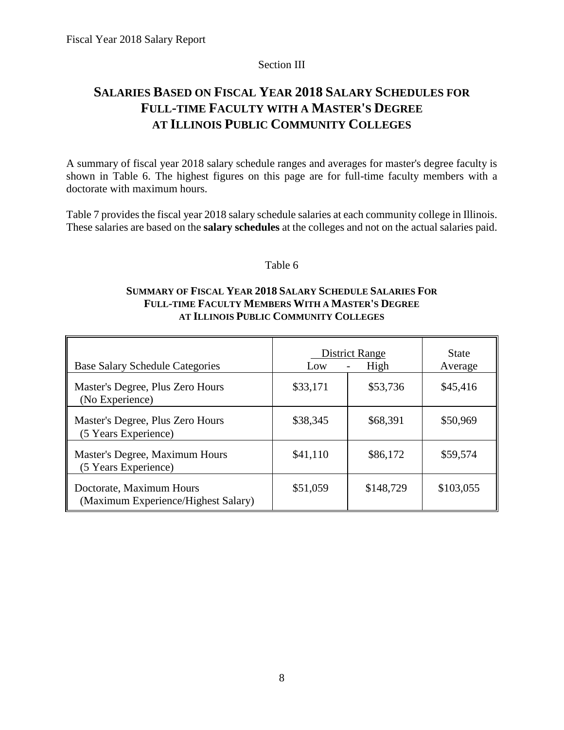Section III

# SALARIES BASED ON FISCAL YEAR 2018 SALARY SCHEDULES FOR FULL-TIME FACULTY WITH A MASTER'S DEGREE AT ILLINOIS PUBLIC COMMUNITY COLLEGES

A summary of fiscal year 2018 salary schedule ranges and averages for master's degree faculty is shown in Table 6. The highest figures on this page are for full-time faculty members with a doctorate with maximum hours.

Table 7 provides the fiscal year 2018 salary schedule salaries at each community college in Illinois. These salaries are based on the **salary schedules** at the colleges and not on the actual salaries paid.

Table 6

**SUMMARY OF FISCAL YEAR 2018 SALARY SCHEDULE SALARIES FOR FULL-TIME FACULTY MEMBERS WITH A MASTER'S DEGREE AT ILLINOIS PUBLIC COMMUNITY COLLEGES**

| Base Salary Schedule Categories | District Range Low | - High | State Average |
|---|---|---|---|
| Master's Degree, Plus Zero Hours (No Experience) | $33,171 | $53,736 | $45,416 |
| Master's Degree, Plus Zero Hours (5 Years Experience) | $38,345 | $68,391 | $50,969 |
| Master's Degree, Maximum Hours (5 Years Experience) | $41,110 | $86,172 | $59,574 |
| Doctorate, Maximum Hours (Maximum Experience/Highest Salary) | $51,059 | $148,729 | $103,055 |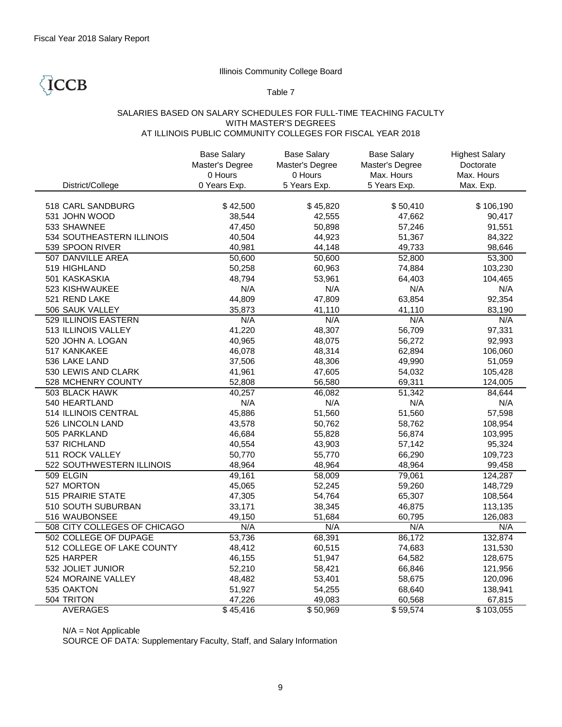Fiscal Year 2018 Salary Report

Illinois Community College Board

ICCB

Table 7

SALARIES BASED ON SALARY SCHEDULES FOR FULL-TIME TEACHING FACULTY
WITH MASTER'S DEGREES
AT ILLINOIS PUBLIC COMMUNITY COLLEGES FOR FISCAL YEAR 2018

| District/College | Base Salary Master's Degree 0 Hours 0 Years Exp. | Base Salary Master's Degree 0 Hours 5 Years Exp. | Base Salary Master's Degree Max. Hours 5 Years Exp. | Highest Salary Doctorate Max. Hours Max. Exp. |
|---|---|---|---|---|
| 518 CARL SANDBURG | $ 42,500 | $ 45,820 | $ 50,410 | $ 106,190 |
| 531 JOHN WOOD | 38,544 | 42,555 | 47,662 | 90,417 |
| 533 SHAWNEE | 47,450 | 50,898 | 57,246 | 91,551 |
| 534 SOUTHEASTERN ILLINOIS | 40,504 | 44,923 | 51,367 | 84,322 |
| 539 SPOON RIVER | 40,981 | 44,148 | 49,733 | 98,646 |
| 507 DANVILLE AREA | 50,600 | 50,600 | 52,800 | 53,300 |
| 519 HIGHLAND | 50,258 | 60,963 | 74,884 | 103,230 |
| 501 KASKASKIA | 48,794 | 53,961 | 64,403 | 104,465 |
| 523 KISHWAUKEE | N/A | N/A | N/A | N/A |
| 521 REND LAKE | 44,809 | 47,809 | 63,854 | 92,354 |
| 506 SAUK VALLEY | 35,873 | 41,110 | 41,110 | 83,190 |
| 529 ILLINOIS EASTERN | N/A | N/A | N/A | N/A |
| 513 ILLINOIS VALLEY | 41,220 | 48,307 | 56,709 | 97,331 |
| 520 JOHN A. LOGAN | 40,965 | 48,075 | 56,272 | 92,993 |
| 517 KANKAKEE | 46,078 | 48,314 | 62,894 | 106,060 |
| 536 LAKE LAND | 37,506 | 48,306 | 49,990 | 51,059 |
| 530 LEWIS AND CLARK | 41,961 | 47,605 | 54,032 | 105,428 |
| 528 MCHENRY COUNTY | 52,808 | 56,580 | 69,311 | 124,005 |
| 503 BLACK HAWK | 40,257 | 46,082 | 51,342 | 84,644 |
| 540 HEARTLAND | N/A | N/A | N/A | N/A |
| 514 ILLINOIS CENTRAL | 45,886 | 51,560 | 51,560 | 57,598 |
| 526 LINCOLN LAND | 43,578 | 50,762 | 58,762 | 108,954 |
| 505 PARKLAND | 46,684 | 55,828 | 56,874 | 103,995 |
| 537 RICHLAND | 40,554 | 43,903 | 57,142 | 95,324 |
| 511 ROCK VALLEY | 50,770 | 55,770 | 66,290 | 109,723 |
| 522 SOUTHWESTERN ILLINOIS | 48,964 | 48,964 | 48,964 | 99,458 |
| 509 ELGIN | 49,161 | 58,009 | 79,061 | 124,287 |
| 527 MORTON | 45,065 | 52,245 | 59,260 | 148,729 |
| 515 PRAIRIE STATE | 47,305 | 54,764 | 65,307 | 108,564 |
| 510 SOUTH SUBURBAN | 33,171 | 38,345 | 46,875 | 113,135 |
| 516 WAUBONSEE | 49,150 | 51,684 | 60,795 | 126,083 |
| 508 CITY COLLEGES OF CHICAGO | N/A | N/A | N/A | N/A |
| 502 COLLEGE OF DUPAGE | 53,736 | 68,391 | 86,172 | 132,874 |
| 512 COLLEGE OF LAKE COUNTY | 48,412 | 60,515 | 74,683 | 131,530 |
| 525 HARPER | 46,155 | 51,947 | 64,582 | 128,675 |
| 532 JOLIET JUNIOR | 52,210 | 58,421 | 66,846 | 121,956 |
| 524 MORAINE VALLEY | 48,482 | 53,401 | 58,675 | 120,096 |
| 535 OAKTON | 51,927 | 54,255 | 68,640 | 138,941 |
| 504 TRITON | 47,226 | 49,083 | 60,568 | 67,815 |
| AVERAGES | $ 45,416 | $ 50,969 | $ 59,574 | $ 103,055 |

N/A = Not Applicable

SOURCE OF DATA: Supplementary Faculty, Staff, and Salary Information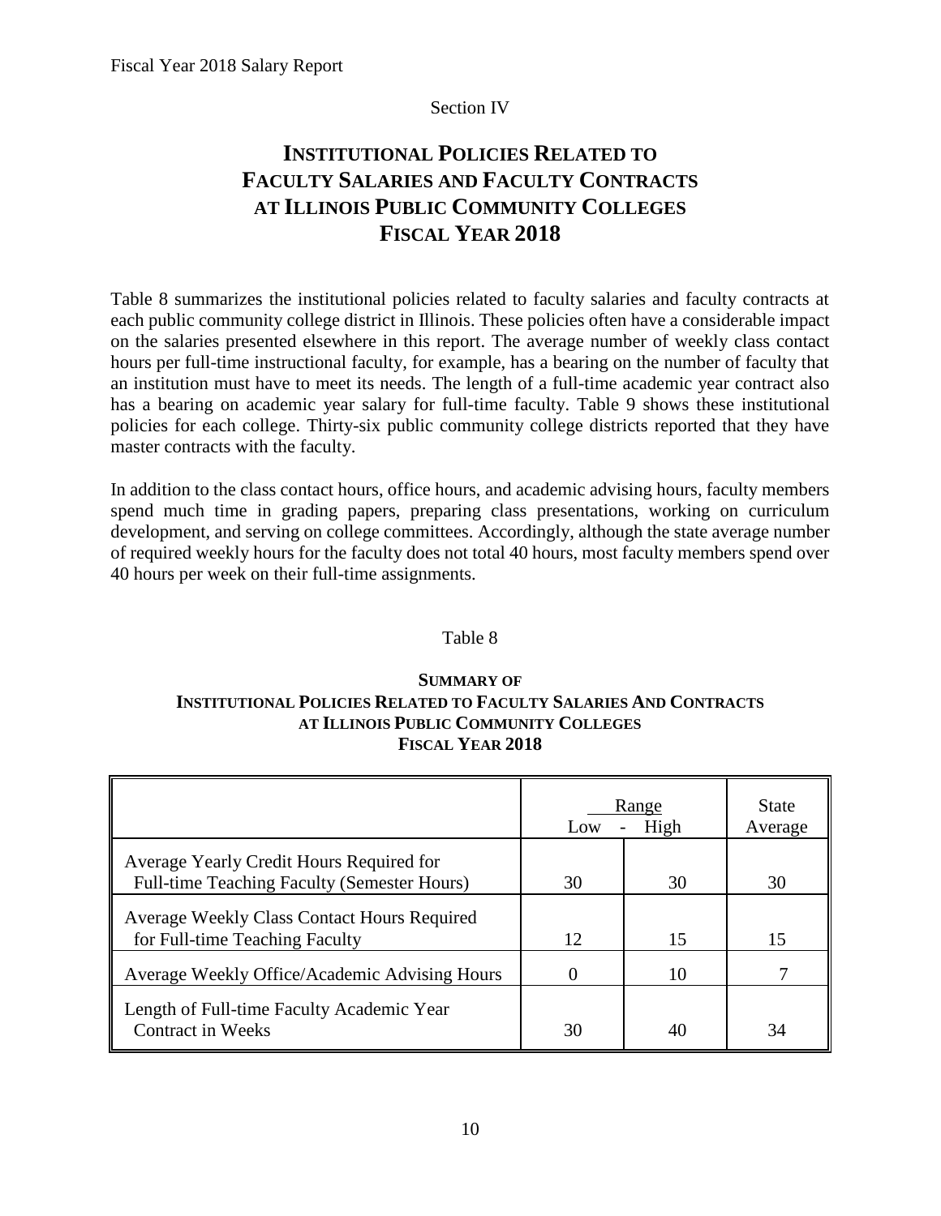Section IV

# INSTITUTIONAL POLICIES RELATED TO FACULTY SALARIES AND FACULTY CONTRACTS AT ILLINOIS PUBLIC COMMUNITY COLLEGES FISCAL YEAR 2018

Table 8 summarizes the institutional policies related to faculty salaries and faculty contracts at each public community college district in Illinois. These policies often have a considerable impact on the salaries presented elsewhere in this report. The average number of weekly class contact hours per full-time instructional faculty, for example, has a bearing on the number of faculty that an institution must have to meet its needs. The length of a full-time academic year contract also has a bearing on academic year salary for full-time faculty. Table 9 shows these institutional policies for each college. Thirty-six public community college districts reported that they have master contracts with the faculty.

In addition to the class contact hours, office hours, and academic advising hours, faculty members spend much time in grading papers, preparing class presentations, working on curriculum development, and serving on college committees. Accordingly, although the state average number of required weekly hours for the faculty does not total 40 hours, most faculty members spend over 40 hours per week on their full-time assignments.

Table 8

**SUMMARY OF INSTITUTIONAL POLICIES RELATED TO FACULTY SALARIES AND CONTRACTS AT ILLINOIS PUBLIC COMMUNITY COLLEGES FISCAL YEAR 2018**

| | Range | | State Average |
|---|---|---|---|
| | Low | High | |
| Average Yearly Credit Hours Required for Full-time Teaching Faculty (Semester Hours) | 30 | 30 | 30 |
| Average Weekly Class Contact Hours Required for Full-time Teaching Faculty | 12 | 15 | 15 |
| Average Weekly Office/Academic Advising Hours | 0 | 10 | 7 |
| Length of Full-time Faculty Academic Year Contract in Weeks | 30 | 40 | 34 |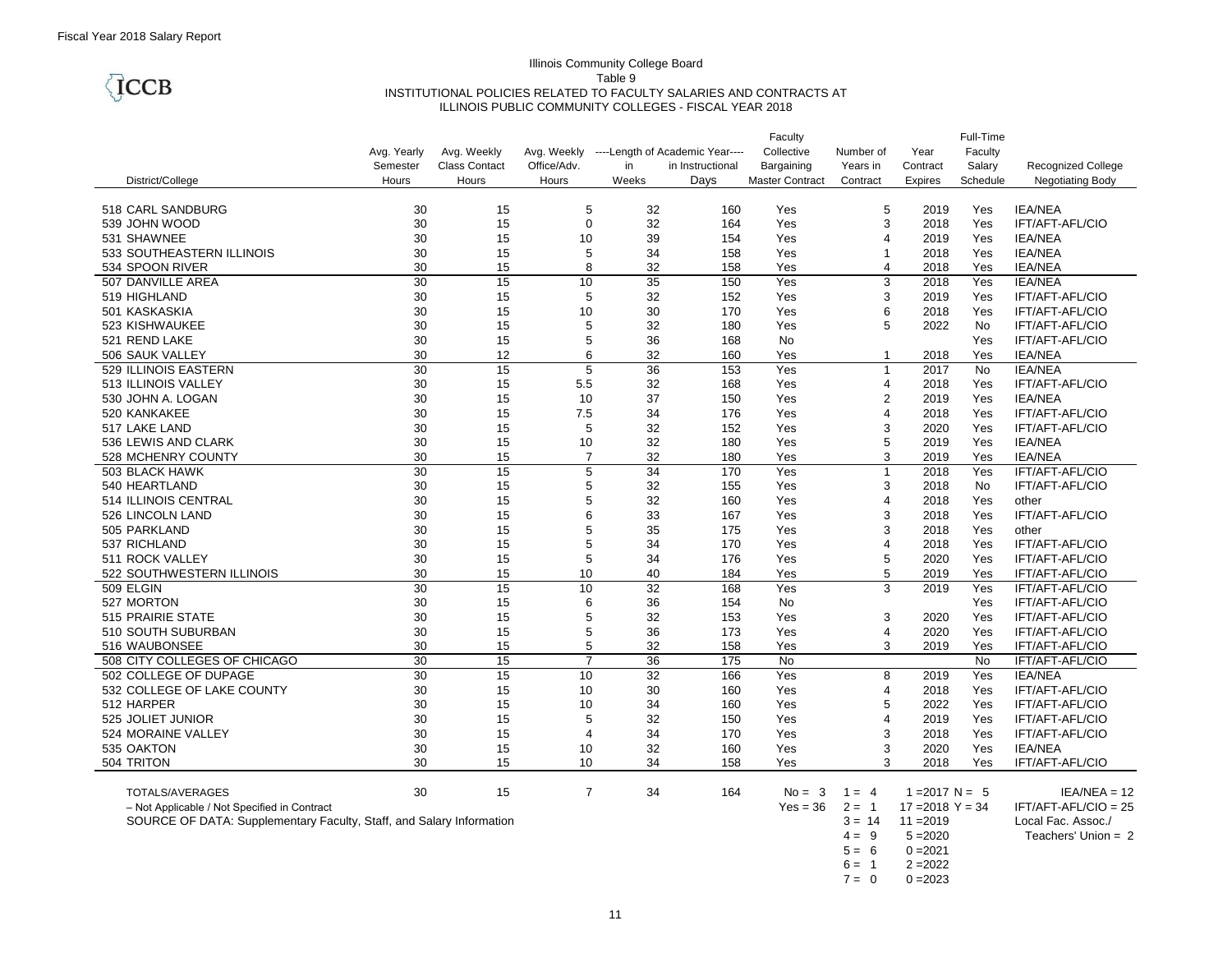Fiscal Year 2018 Salary Report

ICCB

# Illinois Community College Board
## Table 9
## INSTITUTIONAL POLICIES RELATED TO FACULTY SALARIES AND CONTRACTS AT ILLINOIS PUBLIC COMMUNITY COLLEGES - FISCAL YEAR 2018

| District/College | Avg. Yearly Semester Hours | Avg. Weekly Class Contact Hours | Avg. Weekly Office/Adv. Hours | ----Length of Academic Year---- in Weeks | in Instructional Days | Faculty Collective Bargaining Master Contract | Number of Years in Contract | Year Contract Expires | Full-Time Faculty Salary Schedule | Recognized College Negotiating Body |
|---|---|---|---|---|---|---|---|---|---|---|
| 518 CARL SANDBURG | 30 | 15 | 5 | 32 | 160 | Yes | 5 | 2019 | Yes | IEA/NEA |
| 539 JOHN WOOD | 30 | 15 | 0 | 32 | 164 | Yes | 3 | 2018 | Yes | IFT/AFT-AFL/CIO |
| 531 SHAWNEE | 30 | 15 | 10 | 39 | 154 | Yes | 4 | 2019 | Yes | IEA/NEA |
| 533 SOUTHEASTERN ILLINOIS | 30 | 15 | 5 | 34 | 158 | Yes | 1 | 2018 | Yes | IEA/NEA |
| 534 SPOON RIVER | 30 | 15 | 8 | 32 | 158 | Yes | 4 | 2018 | Yes | IEA/NEA |
| 507 DANVILLE AREA | 30 | 15 | 10 | 35 | 150 | Yes | 3 | 2018 | Yes | IEA/NEA |
| 519 HIGHLAND | 30 | 15 | 5 | 32 | 152 | Yes | 3 | 2019 | Yes | IFT/AFT-AFL/CIO |
| 501 KASKASKIA | 30 | 15 | 10 | 30 | 170 | Yes | 6 | 2018 | Yes | IFT/AFT-AFL/CIO |
| 523 KISHWAUKEE | 30 | 15 | 5 | 32 | 180 | Yes | 5 | 2022 | No | IFT/AFT-AFL/CIO |
| 521 REND LAKE | 30 | 15 | 5 | 36 | 168 | No | | | Yes | IFT/AFT-AFL/CIO |
| 506 SAUK VALLEY | 30 | 12 | 6 | 32 | 160 | Yes | 1 | 2018 | Yes | IEA/NEA |
| 529 ILLINOIS EASTERN | 30 | 15 | 5 | 36 | 153 | Yes | 1 | 2017 | No | IEA/NEA |
| 513 ILLINOIS VALLEY | 30 | 15 | 5.5 | 32 | 168 | Yes | 4 | 2018 | Yes | IFT/AFT-AFL/CIO |
| 530 JOHN A. LOGAN | 30 | 15 | 10 | 37 | 150 | Yes | 2 | 2019 | Yes | IEA/NEA |
| 520 KANKAKEE | 30 | 15 | 7.5 | 34 | 176 | Yes | 4 | 2018 | Yes | IFT/AFT-AFL/CIO |
| 517 LAKE LAND | 30 | 15 | 5 | 32 | 152 | Yes | 3 | 2020 | Yes | IFT/AFT-AFL/CIO |
| 536 LEWIS AND CLARK | 30 | 15 | 10 | 32 | 180 | Yes | 5 | 2019 | Yes | IEA/NEA |
| 528 MCHENRY COUNTY | 30 | 15 | 7 | 32 | 180 | Yes | 3 | 2019 | Yes | IEA/NEA |
| 503 BLACK HAWK | 30 | 15 | 5 | 34 | 170 | Yes | 1 | 2018 | Yes | IFT/AFT-AFL/CIO |
| 540 HEARTLAND | 30 | 15 | 5 | 32 | 155 | Yes | 3 | 2018 | No | IFT/AFT-AFL/CIO |
| 514 ILLINOIS CENTRAL | 30 | 15 | 5 | 32 | 160 | Yes | 4 | 2018 | Yes | other |
| 526 LINCOLN LAND | 30 | 15 | 6 | 33 | 167 | Yes | 3 | 2018 | Yes | IFT/AFT-AFL/CIO |
| 505 PARKLAND | 30 | 15 | 5 | 35 | 175 | Yes | 3 | 2018 | Yes | other |
| 537 RICHLAND | 30 | 15 | 5 | 34 | 170 | Yes | 4 | 2018 | Yes | IFT/AFT-AFL/CIO |
| 511 ROCK VALLEY | 30 | 15 | 5 | 34 | 176 | Yes | 5 | 2020 | Yes | IFT/AFT-AFL/CIO |
| 522 SOUTHWESTERN ILLINOIS | 30 | 15 | 10 | 40 | 184 | Yes | 5 | 2019 | Yes | IFT/AFT-AFL/CIO |
| 509 ELGIN | 30 | 15 | 10 | 32 | 168 | Yes | 3 | 2019 | Yes | IFT/AFT-AFL/CIO |
| 527 MORTON | 30 | 15 | 6 | 36 | 154 | No | | | Yes | IFT/AFT-AFL/CIO |
| 515 PRAIRIE STATE | 30 | 15 | 5 | 32 | 153 | Yes | 3 | 2020 | Yes | IFT/AFT-AFL/CIO |
| 510 SOUTH SUBURBAN | 30 | 15 | 5 | 36 | 173 | Yes | 4 | 2020 | Yes | IFT/AFT-AFL/CIO |
| 516 WAUBONSEE | 30 | 15 | 5 | 32 | 158 | Yes | 3 | 2019 | Yes | IFT/AFT-AFL/CIO |
| 508 CITY COLLEGES OF CHICAGO | 30 | 15 | 7 | 36 | 175 | No | | | No | IFT/AFT-AFL/CIO |
| 502 COLLEGE OF DUPAGE | 30 | 15 | 10 | 32 | 166 | Yes | 8 | 2019 | Yes | IEA/NEA |
| 532 COLLEGE OF LAKE COUNTY | 30 | 15 | 10 | 30 | 160 | Yes | 4 | 2018 | Yes | IFT/AFT-AFL/CIO |
| 512 HARPER | 30 | 15 | 10 | 34 | 160 | Yes | 5 | 2022 | Yes | IFT/AFT-AFL/CIO |
| 525 JOLIET JUNIOR | 30 | 15 | 5 | 32 | 150 | Yes | 4 | 2019 | Yes | IFT/AFT-AFL/CIO |
| 524 MORAINE VALLEY | 30 | 15 | 4 | 34 | 170 | Yes | 3 | 2018 | Yes | IFT/AFT-AFL/CIO |
| 535 OAKTON | 30 | 15 | 10 | 32 | 160 | Yes | 3 | 2020 | Yes | IEA/NEA |
| 504 TRITON | 30 | 15 | 10 | 34 | 158 | Yes | 3 | 2018 | Yes | IFT/AFT-AFL/CIO |
| TOTALS/AVERAGES | 30 | 15 | 7 | 34 | 164 | No = 3<br>Yes = 36 | 1 = 4<br>2 = 1<br>3 = 14<br>4 = 9<br>5 = 6<br>6 = 1<br>7 = 0 | 1 =2017<br>17 =2018<br>11 =2019<br>5 =2020<br>0 =2021<br>2 =2022<br>0 =2023 | N = 5<br>Y = 34 | IEA/NEA = 12<br>IFT/AFT-AFL/CIO = 25<br>Local Fac. Assoc./ Teachers' Union = 2 |

– Not Applicable / Not Specified in Contract

SOURCE OF DATA: Supplementary Faculty, Staff, and Salary Information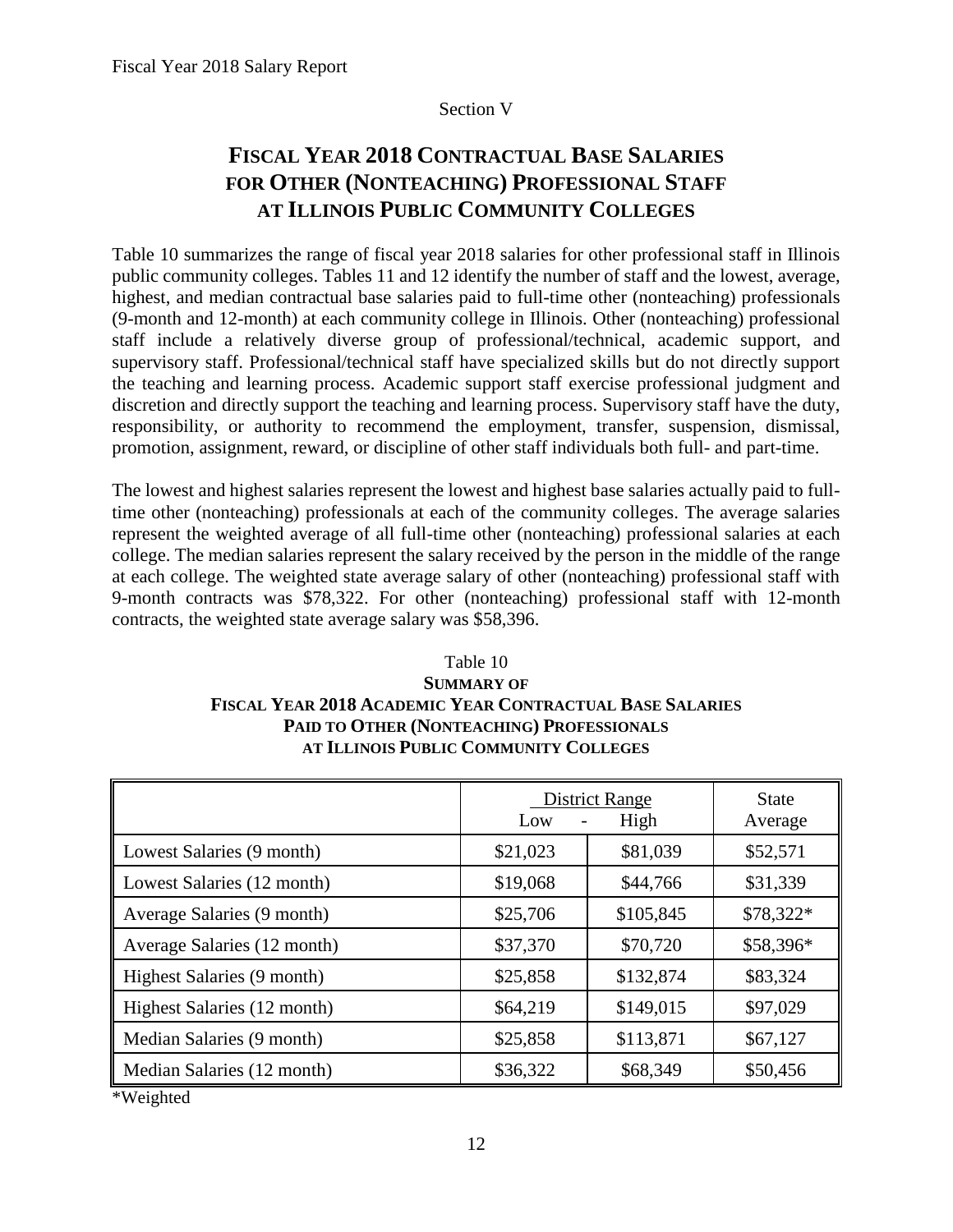Section V

# FISCAL YEAR 2018 CONTRACTUAL BASE SALARIES FOR OTHER (NONTEACHING) PROFESSIONAL STAFF AT ILLINOIS PUBLIC COMMUNITY COLLEGES

Table 10 summarizes the range of fiscal year 2018 salaries for other professional staff in Illinois public community colleges. Tables 11 and 12 identify the number of staff and the lowest, average, highest, and median contractual base salaries paid to full-time other (nonteaching) professionals (9-month and 12-month) at each community college in Illinois. Other (nonteaching) professional staff include a relatively diverse group of professional/technical, academic support, and supervisory staff. Professional/technical staff have specialized skills but do not directly support the teaching and learning process. Academic support staff exercise professional judgment and discretion and directly support the teaching and learning process. Supervisory staff have the duty, responsibility, or authority to recommend the employment, transfer, suspension, dismissal, promotion, assignment, reward, or discipline of other staff individuals both full- and part-time.

The lowest and highest salaries represent the lowest and highest base salaries actually paid to full-time other (nonteaching) professionals at each of the community colleges. The average salaries represent the weighted average of all full-time other (nonteaching) professional salaries at each college. The median salaries represent the salary received by the person in the middle of the range at each college. The weighted state average salary of other (nonteaching) professional staff with 9-month contracts was $78,322. For other (nonteaching) professional staff with 12-month contracts, the weighted state average salary was $58,396.

Table 10
**SUMMARY OF FISCAL YEAR 2018 ACADEMIC YEAR CONTRACTUAL BASE SALARIES PAID TO OTHER (NONTEACHING) PROFESSIONALS AT ILLINOIS PUBLIC COMMUNITY COLLEGES**

| | District Range | | State |
|---|---|---|---|
| | Low | High | Average |
| Lowest Salaries (9 month) | $21,023 | $81,039 | $52,571 |
| Lowest Salaries (12 month) | $19,068 | $44,766 | $31,339 |
| Average Salaries (9 month) | $25,706 | $105,845 | $78,322* |
| Average Salaries (12 month) | $37,370 | $70,720 | $58,396* |
| Highest Salaries (9 month) | $25,858 | $132,874 | $83,324 |
| Highest Salaries (12 month) | $64,219 | $149,015 | $97,029 |
| Median Salaries (9 month) | $25,858 | $113,871 | $67,127 |
| Median Salaries (12 month) | $36,322 | $68,349 | $50,456 |

*Weighted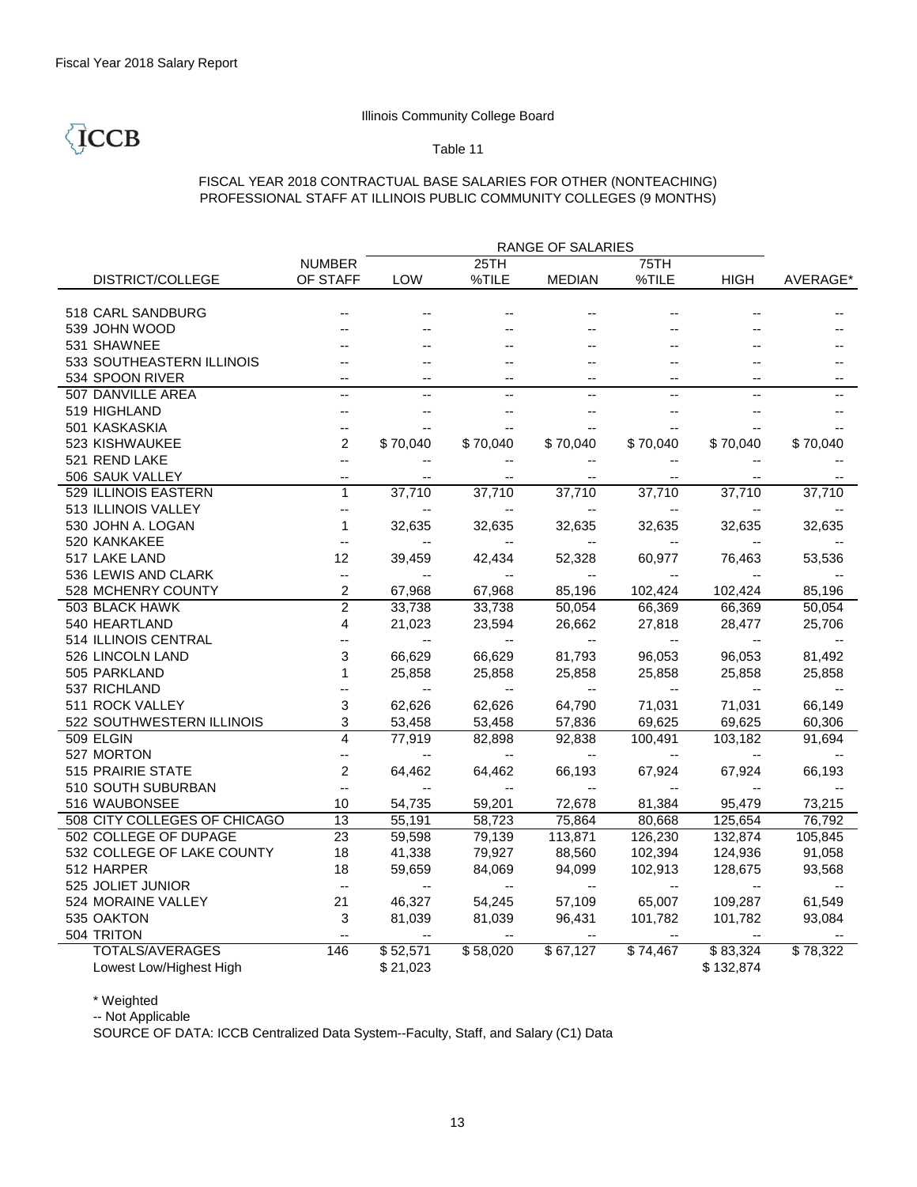Fiscal Year 2018 Salary Report

Illinois Community College Board

ICCB

Table 11

FISCAL YEAR 2018 CONTRACTUAL BASE SALARIES FOR OTHER (NONTEACHING) PROFESSIONAL STAFF AT ILLINOIS PUBLIC COMMUNITY COLLEGES (9 MONTHS)

| DISTRICT/COLLEGE | NUMBER OF STAFF | RANGE OF SALARIES LOW | 25TH %TILE | MEDIAN | 75TH %TILE | HIGH | AVERAGE* |
|---|---|---|---|---|---|---|---|
| 518 CARL SANDBURG | -- | -- | -- | -- | -- | -- | -- |
| 539 JOHN WOOD | -- | -- | -- | -- | -- | -- | -- |
| 531 SHAWNEE | -- | -- | -- | -- | -- | -- | -- |
| 533 SOUTHEASTERN ILLINOIS | -- | -- | -- | -- | -- | -- | -- |
| 534 SPOON RIVER | -- | -- | -- | -- | -- | -- | -- |
| 507 DANVILLE AREA | -- | -- | -- | -- | -- | -- | -- |
| 519 HIGHLAND | -- | -- | -- | -- | -- | -- | -- |
| 501 KASKASKIA | -- | -- | -- | -- | -- | -- | -- |
| 523 KISHWAUKEE | 2 | $ 70,040 | $ 70,040 | $ 70,040 | $ 70,040 | $ 70,040 | $ 70,040 |
| 521 REND LAKE | -- | -- | -- | -- | -- | -- | -- |
| 506 SAUK VALLEY | -- | -- | -- | -- | -- | -- | -- |
| 529 ILLINOIS EASTERN | 1 | 37,710 | 37,710 | 37,710 | 37,710 | 37,710 | 37,710 |
| 513 ILLINOIS VALLEY | -- | -- | -- | -- | -- | -- | -- |
| 530 JOHN A. LOGAN | 1 | 32,635 | 32,635 | 32,635 | 32,635 | 32,635 | 32,635 |
| 520 KANKAKEE | -- | -- | -- | -- | -- | -- | -- |
| 517 LAKE LAND | 12 | 39,459 | 42,434 | 52,328 | 60,977 | 76,463 | 53,536 |
| 536 LEWIS AND CLARK | -- | -- | -- | -- | -- | -- | -- |
| 528 MCHENRY COUNTY | 2 | 67,968 | 67,968 | 85,196 | 102,424 | 102,424 | 85,196 |
| 503 BLACK HAWK | 2 | 33,738 | 33,738 | 50,054 | 66,369 | 66,369 | 50,054 |
| 540 HEARTLAND | 4 | 21,023 | 23,594 | 26,662 | 27,818 | 28,477 | 25,706 |
| 514 ILLINOIS CENTRAL | -- | -- | -- | -- | -- | -- | -- |
| 526 LINCOLN LAND | 3 | 66,629 | 66,629 | 81,793 | 96,053 | 96,053 | 81,492 |
| 505 PARKLAND | 1 | 25,858 | 25,858 | 25,858 | 25,858 | 25,858 | 25,858 |
| 537 RICHLAND | -- | -- | -- | -- | -- | -- | -- |
| 511 ROCK VALLEY | 3 | 62,626 | 62,626 | 64,790 | 71,031 | 71,031 | 66,149 |
| 522 SOUTHWESTERN ILLINOIS | 3 | 53,458 | 53,458 | 57,836 | 69,625 | 69,625 | 60,306 |
| 509 ELGIN | 4 | 77,919 | 82,898 | 92,838 | 100,491 | 103,182 | 91,694 |
| 527 MORTON | -- | -- | -- | -- | -- | -- | -- |
| 515 PRAIRIE STATE | 2 | 64,462 | 64,462 | 66,193 | 67,924 | 67,924 | 66,193 |
| 510 SOUTH SUBURBAN | -- | -- | -- | -- | -- | -- | -- |
| 516 WAUBONSEE | 10 | 54,735 | 59,201 | 72,678 | 81,384 | 95,479 | 73,215 |
| 508 CITY COLLEGES OF CHICAGO | 13 | 55,191 | 58,723 | 75,864 | 80,668 | 125,654 | 76,792 |
| 502 COLLEGE OF DUPAGE | 23 | 59,598 | 79,139 | 113,871 | 126,230 | 132,874 | 105,845 |
| 532 COLLEGE OF LAKE COUNTY | 18 | 41,338 | 79,927 | 88,560 | 102,394 | 124,936 | 91,058 |
| 512 HARPER | 18 | 59,659 | 84,069 | 94,099 | 102,913 | 128,675 | 93,568 |
| 525 JOLIET JUNIOR | -- | -- | -- | -- | -- | -- | -- |
| 524 MORAINE VALLEY | 21 | 46,327 | 54,245 | 57,109 | 65,007 | 109,287 | 61,549 |
| 535 OAKTON | 3 | 81,039 | 81,039 | 96,431 | 101,782 | 101,782 | 93,084 |
| 504 TRITON | -- | -- | -- | -- | -- | -- | -- |
| TOTALS/AVERAGES | 146 | $ 52,571 | $ 58,020 | $ 67,127 | $ 74,467 | $ 83,324 | $ 78,322 |
| Lowest Low/Highest High | | $ 21,023 | | | | $ 132,874 | |

* Weighted

-- Not Applicable

SOURCE OF DATA: ICCB Centralized Data System--Faculty, Staff, and Salary (C1) Data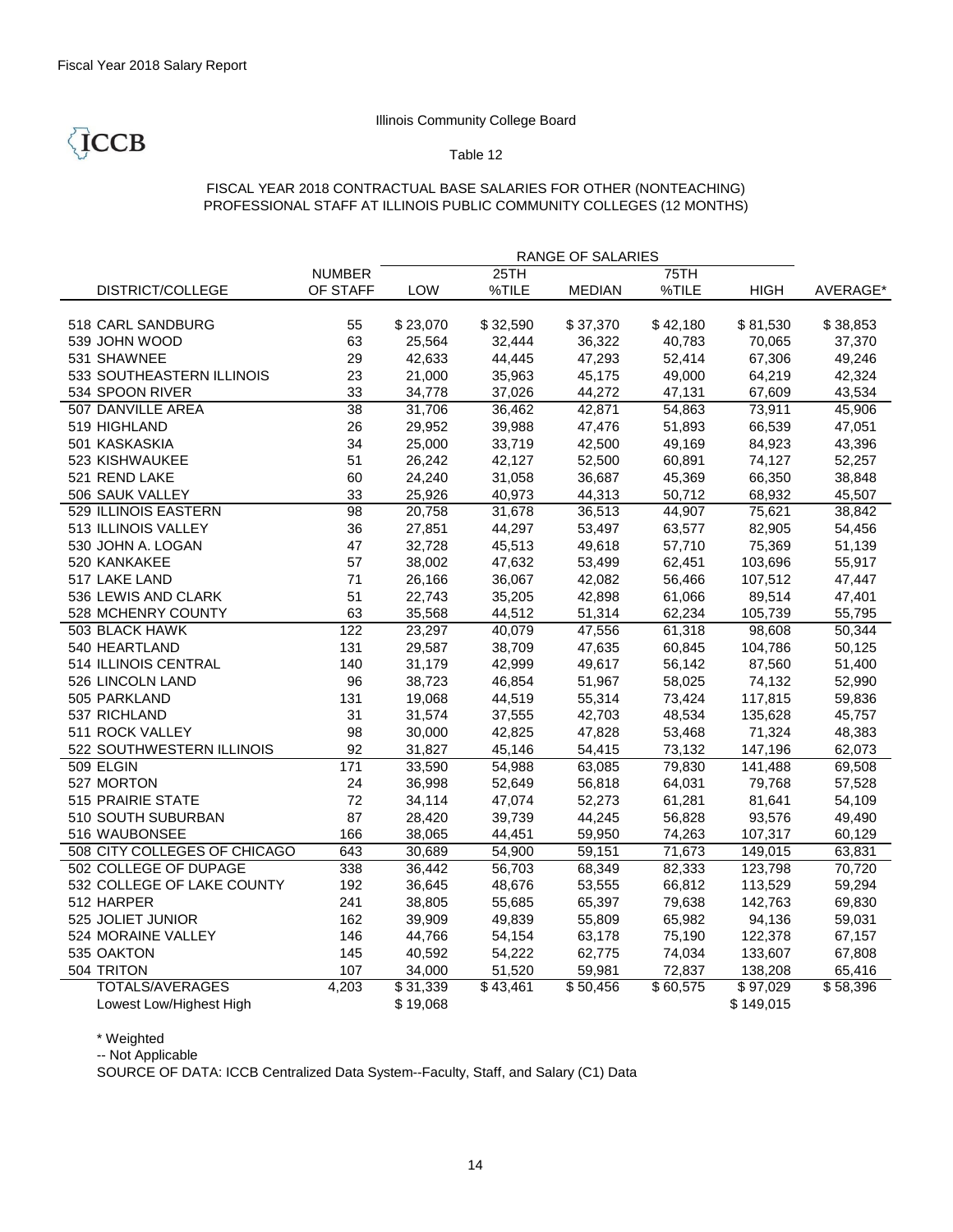Fiscal Year 2018 Salary Report

Illinois Community College Board

ICCB

Table 12

FISCAL YEAR 2018 CONTRACTUAL BASE SALARIES FOR OTHER (NONTEACHING) PROFESSIONAL STAFF AT ILLINOIS PUBLIC COMMUNITY COLLEGES (12 MONTHS)

| | | RANGE OF SALARIES | | | | | |
|---|---|---|---|---|---|---|---|
| DISTRICT/COLLEGE | NUMBER OF STAFF | LOW | 25TH %TILE | MEDIAN | 75TH %TILE | HIGH | AVERAGE* |
| 518 CARL SANDBURG | 55 | $ 23,070 | $ 32,590 | $ 37,370 | $ 42,180 | $ 81,530 | $ 38,853 |
| 539 JOHN WOOD | 63 | 25,564 | 32,444 | 36,322 | 40,783 | 70,065 | 37,370 |
| 531 SHAWNEE | 29 | 42,633 | 44,445 | 47,293 | 52,414 | 67,306 | 49,246 |
| 533 SOUTHEASTERN ILLINOIS | 23 | 21,000 | 35,963 | 45,175 | 49,000 | 64,219 | 42,324 |
| 534 SPOON RIVER | 33 | 34,778 | 37,026 | 44,272 | 47,131 | 67,609 | 43,534 |
| 507 DANVILLE AREA | 38 | 31,706 | 36,462 | 42,871 | 54,863 | 73,911 | 45,906 |
| 519 HIGHLAND | 26 | 29,952 | 39,988 | 47,476 | 51,893 | 66,539 | 47,051 |
| 501 KASKASKIA | 34 | 25,000 | 33,719 | 42,500 | 49,169 | 84,923 | 43,396 |
| 523 KISHWAUKEE | 51 | 26,242 | 42,127 | 52,500 | 60,891 | 74,127 | 52,257 |
| 521 REND LAKE | 60 | 24,240 | 31,058 | 36,687 | 45,369 | 66,350 | 38,848 |
| 506 SAUK VALLEY | 33 | 25,926 | 40,973 | 44,313 | 50,712 | 68,932 | 45,507 |
| 529 ILLINOIS EASTERN | 98 | 20,758 | 31,678 | 36,513 | 44,907 | 75,621 | 38,842 |
| 513 ILLINOIS VALLEY | 36 | 27,851 | 44,297 | 53,497 | 63,577 | 82,905 | 54,456 |
| 530 JOHN A. LOGAN | 47 | 32,728 | 45,513 | 49,618 | 57,710 | 75,369 | 51,139 |
| 520 KANKAKEE | 57 | 38,002 | 47,632 | 53,499 | 62,451 | 103,696 | 55,917 |
| 517 LAKE LAND | 71 | 26,166 | 36,067 | 42,082 | 56,466 | 107,512 | 47,447 |
| 536 LEWIS AND CLARK | 51 | 22,743 | 35,205 | 42,898 | 61,066 | 89,514 | 47,401 |
| 528 MCHENRY COUNTY | 63 | 35,568 | 44,512 | 51,314 | 62,234 | 105,739 | 55,795 |
| 503 BLACK HAWK | 122 | 23,297 | 40,079 | 47,556 | 61,318 | 98,608 | 50,344 |
| 540 HEARTLAND | 131 | 29,587 | 38,709 | 47,635 | 60,845 | 104,786 | 50,125 |
| 514 ILLINOIS CENTRAL | 140 | 31,179 | 42,999 | 49,617 | 56,142 | 87,560 | 51,400 |
| 526 LINCOLN LAND | 96 | 38,723 | 46,854 | 51,967 | 58,025 | 74,132 | 52,990 |
| 505 PARKLAND | 131 | 19,068 | 44,519 | 55,314 | 73,424 | 117,815 | 59,836 |
| 537 RICHLAND | 31 | 31,574 | 37,555 | 42,703 | 48,534 | 135,628 | 45,757 |
| 511 ROCK VALLEY | 98 | 30,000 | 42,825 | 47,828 | 53,468 | 71,324 | 48,383 |
| 522 SOUTHWESTERN ILLINOIS | 92 | 31,827 | 45,146 | 54,415 | 73,132 | 147,196 | 62,073 |
| 509 ELGIN | 171 | 33,590 | 54,988 | 63,085 | 79,830 | 141,488 | 69,508 |
| 527 MORTON | 24 | 36,998 | 52,649 | 56,818 | 64,031 | 79,768 | 57,528 |
| 515 PRAIRIE STATE | 72 | 34,114 | 47,074 | 52,273 | 61,281 | 81,641 | 54,109 |
| 510 SOUTH SUBURBAN | 87 | 28,420 | 39,739 | 44,245 | 56,828 | 93,576 | 49,490 |
| 516 WAUBONSEE | 166 | 38,065 | 44,451 | 59,950 | 74,263 | 107,317 | 60,129 |
| 508 CITY COLLEGES OF CHICAGO | 643 | 30,689 | 54,900 | 59,151 | 71,673 | 149,015 | 63,831 |
| 502 COLLEGE OF DUPAGE | 338 | 36,442 | 56,703 | 68,349 | 82,333 | 123,798 | 70,720 |
| 532 COLLEGE OF LAKE COUNTY | 192 | 36,645 | 48,676 | 53,555 | 66,812 | 113,529 | 59,294 |
| 512 HARPER | 241 | 38,805 | 55,685 | 65,397 | 79,638 | 142,763 | 69,830 |
| 525 JOLIET JUNIOR | 162 | 39,909 | 49,839 | 55,809 | 65,982 | 94,136 | 59,031 |
| 524 MORAINE VALLEY | 146 | 44,766 | 54,154 | 63,178 | 75,190 | 122,378 | 67,157 |
| 535 OAKTON | 145 | 40,592 | 54,222 | 62,775 | 74,034 | 133,607 | 67,808 |
| 504 TRITON | 107 | 34,000 | 51,520 | 59,981 | 72,837 | 138,208 | 65,416 |
| TOTALS/AVERAGES | 4,203 | $ 31,339 | $ 43,461 | $ 50,456 | $ 60,575 | $ 97,029 | $ 58,396 |
| Lowest Low/Highest High | | $ 19,068 | | | | $ 149,015 | |

* Weighted

-- Not Applicable

SOURCE OF DATA: ICCB Centralized Data System--Faculty, Staff, and Salary (C1) Data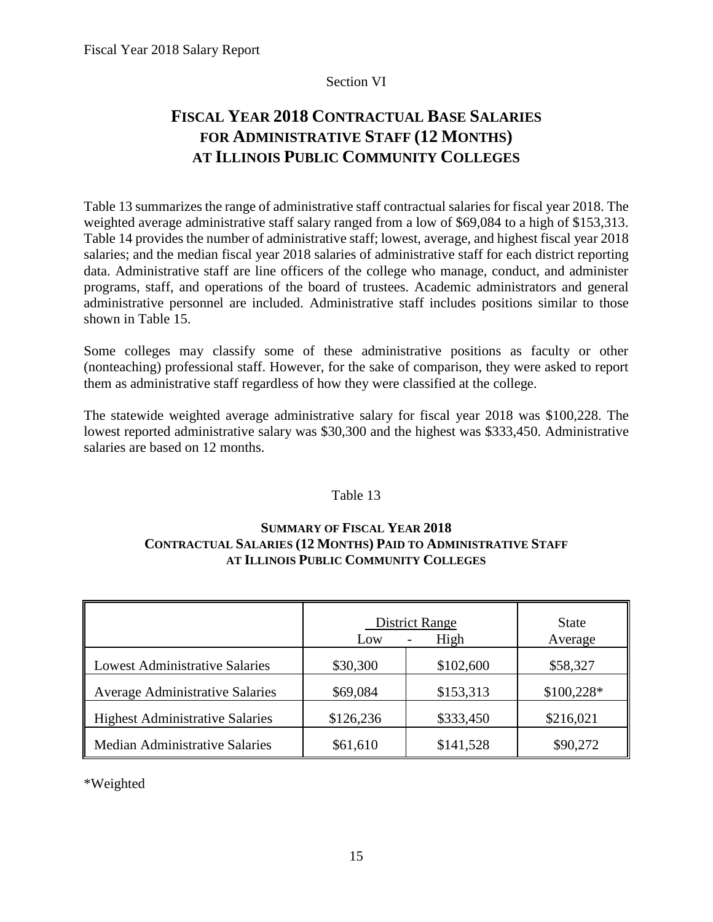Section VI

# Fiscal Year 2018 Contractual Base Salaries for Administrative Staff (12 Months) at Illinois Public Community Colleges

Table 13 summarizes the range of administrative staff contractual salaries for fiscal year 2018. The weighted average administrative staff salary ranged from a low of $69,084 to a high of $153,313. Table 14 provides the number of administrative staff; lowest, average, and highest fiscal year 2018 salaries; and the median fiscal year 2018 salaries of administrative staff for each district reporting data. Administrative staff are line officers of the college who manage, conduct, and administer programs, staff, and operations of the board of trustees. Academic administrators and general administrative personnel are included. Administrative staff includes positions similar to those shown in Table 15.

Some colleges may classify some of these administrative positions as faculty or other (nonteaching) professional staff. However, for the sake of comparison, they were asked to report them as administrative staff regardless of how they were classified at the college.

The statewide weighted average administrative salary for fiscal year 2018 was $100,228. The lowest reported administrative salary was $30,300 and the highest was $333,450. Administrative salaries are based on 12 months.

Table 13

**Summary of Fiscal Year 2018 Contractual Salaries (12 Months) Paid to Administrative Staff at Illinois Public Community Colleges**

| | District Range | | State |
|---|---|---|---|
| | Low | High | Average |
| Lowest Administrative Salaries | $30,300 | $102,600 | $58,327 |
| Average Administrative Salaries | $69,084 | $153,313 | $100,228* |
| Highest Administrative Salaries | $126,236 | $333,450 | $216,021 |
| Median Administrative Salaries | $61,610 | $141,528 | $90,272 |

*Weighted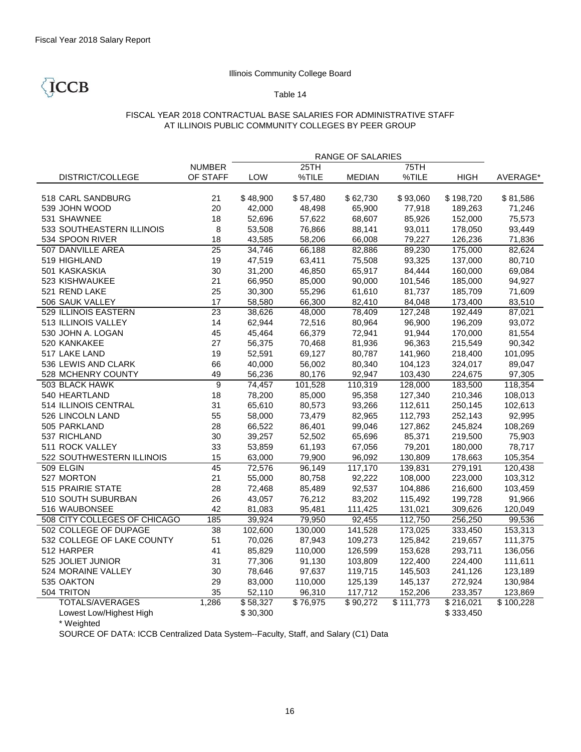Fiscal Year 2018 Salary Report

ICCB

Illinois Community College Board

Table 14

FISCAL YEAR 2018 CONTRACTUAL BASE SALARIES FOR ADMINISTRATIVE STAFF AT ILLINOIS PUBLIC COMMUNITY COLLEGES BY PEER GROUP

| DISTRICT/COLLEGE | NUMBER OF STAFF | RANGE OF SALARIES LOW | 25TH %TILE | MEDIAN | 75TH %TILE | HIGH | AVERAGE* |
|---|---|---|---|---|---|---|---|
| 518 CARL SANDBURG | 21 | $48,900 | $57,480 | $62,730 | $93,060 | $198,720 | $81,586 |
| 539 JOHN WOOD | 20 | 42,000 | 48,498 | 65,900 | 77,918 | 189,263 | 71,246 |
| 531 SHAWNEE | 18 | 52,696 | 57,622 | 68,607 | 85,926 | 152,000 | 75,573 |
| 533 SOUTHEASTERN ILLINOIS | 8 | 53,508 | 76,866 | 88,141 | 93,011 | 178,050 | 93,449 |
| 534 SPOON RIVER | 18 | 43,585 | 58,206 | 66,008 | 79,227 | 126,236 | 71,836 |
| 507 DANVILLE AREA | 25 | 34,746 | 66,188 | 82,886 | 89,230 | 175,000 | 82,624 |
| 519 HIGHLAND | 19 | 47,519 | 63,411 | 75,508 | 93,325 | 137,000 | 80,710 |
| 501 KASKASKIA | 30 | 31,200 | 46,850 | 65,917 | 84,444 | 160,000 | 69,084 |
| 523 KISHWAUKEE | 21 | 66,950 | 85,000 | 90,000 | 101,546 | 185,000 | 94,927 |
| 521 REND LAKE | 25 | 30,300 | 55,296 | 61,610 | 81,737 | 185,709 | 71,609 |
| 506 SAUK VALLEY | 17 | 58,580 | 66,300 | 82,410 | 84,048 | 173,400 | 83,510 |
| 529 ILLINOIS EASTERN | 23 | 38,626 | 48,000 | 78,409 | 127,248 | 192,449 | 87,021 |
| 513 ILLINOIS VALLEY | 14 | 62,944 | 72,516 | 80,964 | 96,900 | 196,209 | 93,072 |
| 530 JOHN A. LOGAN | 45 | 45,464 | 66,379 | 72,941 | 91,944 | 170,000 | 81,554 |
| 520 KANKAKEE | 27 | 56,375 | 70,468 | 81,936 | 96,363 | 215,549 | 90,342 |
| 517 LAKE LAND | 19 | 52,591 | 69,127 | 80,787 | 141,960 | 218,400 | 101,095 |
| 536 LEWIS AND CLARK | 66 | 40,000 | 56,002 | 80,340 | 104,123 | 324,017 | 89,047 |
| 528 MCHENRY COUNTY | 49 | 56,236 | 80,176 | 92,947 | 103,430 | 224,675 | 97,305 |
| 503 BLACK HAWK | 9 | 74,457 | 101,528 | 110,319 | 128,000 | 183,500 | 118,354 |
| 540 HEARTLAND | 18 | 78,200 | 85,000 | 95,358 | 127,340 | 210,346 | 108,013 |
| 514 ILLINOIS CENTRAL | 31 | 65,610 | 80,573 | 93,266 | 112,611 | 250,145 | 102,613 |
| 526 LINCOLN LAND | 55 | 58,000 | 73,479 | 82,965 | 112,793 | 252,143 | 92,995 |
| 505 PARKLAND | 28 | 66,522 | 86,401 | 99,046 | 127,862 | 245,824 | 108,269 |
| 537 RICHLAND | 30 | 39,257 | 52,502 | 65,696 | 85,371 | 219,500 | 75,903 |
| 511 ROCK VALLEY | 33 | 53,859 | 61,193 | 67,056 | 79,201 | 180,000 | 78,717 |
| 522 SOUTHWESTERN ILLINOIS | 15 | 63,000 | 79,900 | 96,092 | 130,809 | 178,663 | 105,354 |
| 509 ELGIN | 45 | 72,576 | 96,149 | 117,170 | 139,831 | 279,191 | 120,438 |
| 527 MORTON | 21 | 55,000 | 80,758 | 92,222 | 108,000 | 223,000 | 103,312 |
| 515 PRAIRIE STATE | 28 | 72,468 | 85,489 | 92,537 | 104,886 | 216,600 | 103,459 |
| 510 SOUTH SUBURBAN | 26 | 43,057 | 76,212 | 83,202 | 115,492 | 199,728 | 91,966 |
| 516 WAUBONSEE | 42 | 81,083 | 95,481 | 111,425 | 131,021 | 309,626 | 120,049 |
| 508 CITY COLLEGES OF CHICAGO | 185 | 39,924 | 79,950 | 92,455 | 112,750 | 256,250 | 99,536 |
| 502 COLLEGE OF DUPAGE | 38 | 102,600 | 130,000 | 141,528 | 173,025 | 333,450 | 153,313 |
| 532 COLLEGE OF LAKE COUNTY | 51 | 70,026 | 87,943 | 109,273 | 125,842 | 219,657 | 111,375 |
| 512 HARPER | 41 | 85,829 | 110,000 | 126,599 | 153,628 | 293,711 | 136,056 |
| 525 JOLIET JUNIOR | 31 | 77,306 | 91,130 | 103,809 | 122,400 | 224,400 | 111,611 |
| 524 MORAINE VALLEY | 30 | 78,646 | 97,637 | 119,715 | 145,503 | 241,126 | 123,189 |
| 535 OAKTON | 29 | 83,000 | 110,000 | 125,139 | 145,137 | 272,924 | 130,984 |
| 504 TRITON | 35 | 52,110 | 96,310 | 117,712 | 152,206 | 233,357 | 123,869 |
| TOTALS/AVERAGES | 1,286 | $58,327 | $76,975 | $90,272 | $111,773 | $216,021 | $100,228 |
| Lowest Low/Highest High | | $30,300 | | | | $333,450 | |

\* Weighted

SOURCE OF DATA: ICCB Centralized Data System--Faculty, Staff, and Salary (C1) Data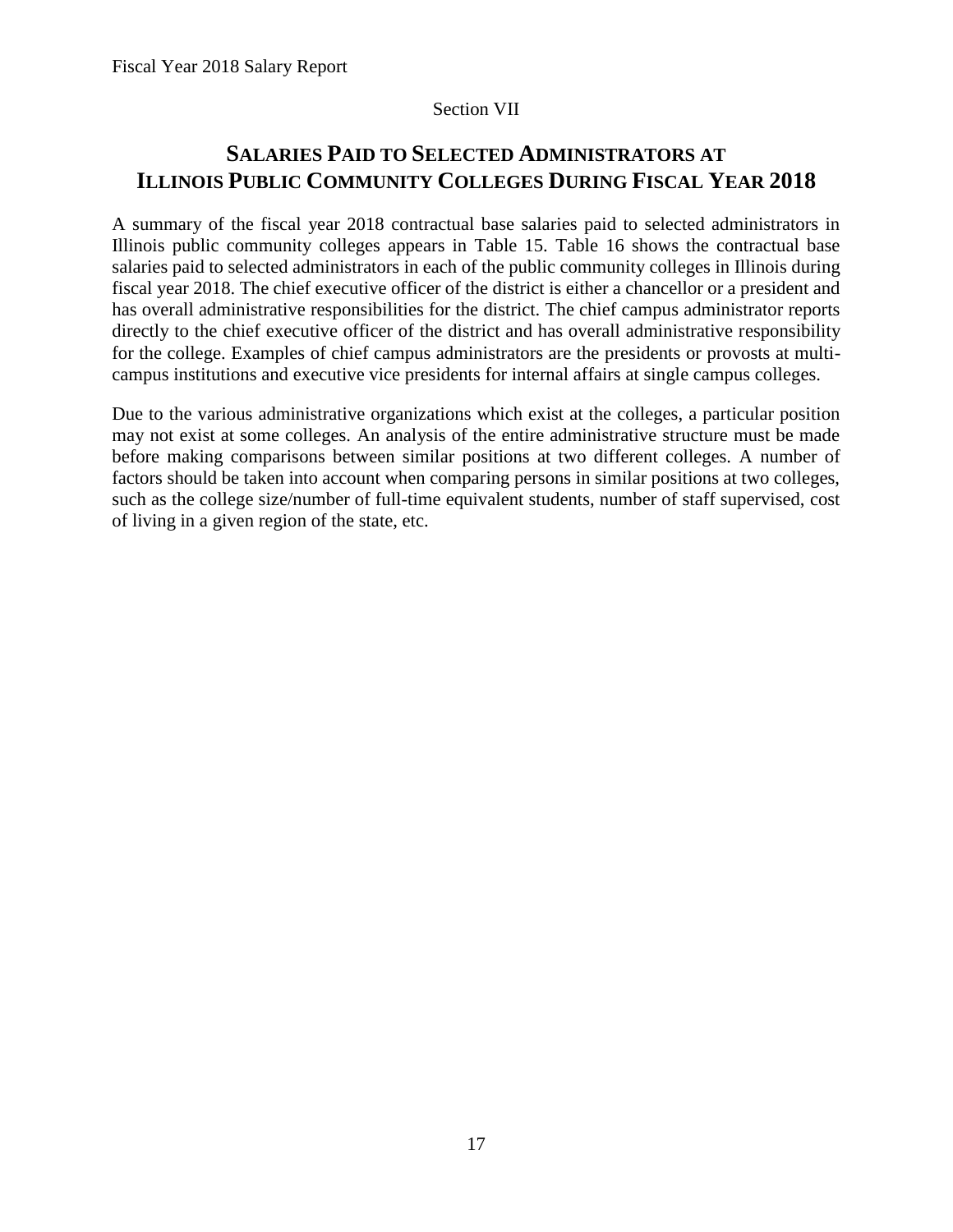Section VII

# SALARIES PAID TO SELECTED ADMINISTRATORS AT ILLINOIS PUBLIC COMMUNITY COLLEGES DURING FISCAL YEAR 2018

A summary of the fiscal year 2018 contractual base salaries paid to selected administrators in Illinois public community colleges appears in Table 15. Table 16 shows the contractual base salaries paid to selected administrators in each of the public community colleges in Illinois during fiscal year 2018. The chief executive officer of the district is either a chancellor or a president and has overall administrative responsibilities for the district. The chief campus administrator reports directly to the chief executive officer of the district and has overall administrative responsibility for the college. Examples of chief campus administrators are the presidents or provosts at multi-campus institutions and executive vice presidents for internal affairs at single campus colleges.

Due to the various administrative organizations which exist at the colleges, a particular position may not exist at some colleges. An analysis of the entire administrative structure must be made before making comparisons between similar positions at two different colleges. A number of factors should be taken into account when comparing persons in similar positions at two colleges, such as the college size/number of full-time equivalent students, number of staff supervised, cost of living in a given region of the state, etc.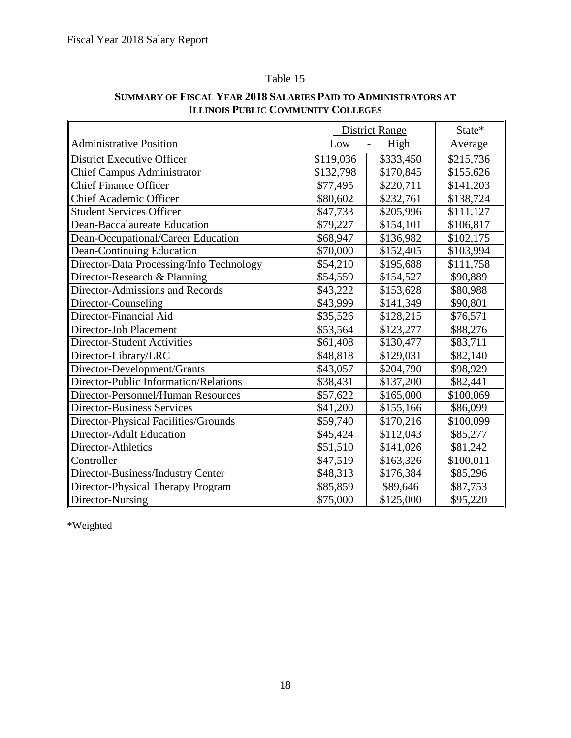Table 15

**SUMMARY OF FISCAL YEAR 2018 SALARIES PAID TO ADMINISTRATORS AT ILLINOIS PUBLIC COMMUNITY COLLEGES**

| | District Range | | State* |
|---|---|---|---|
| Administrative Position | Low | High | Average |
| District Executive Officer | $119,036 | $333,450 | $215,736 |
| Chief Campus Administrator | $132,798 | $170,845 | $155,626 |
| Chief Finance Officer | $77,495 | $220,711 | $141,203 |
| Chief Academic Officer | $80,602 | $232,761 | $138,724 |
| Student Services Officer | $47,733 | $205,996 | $111,127 |
| Dean-Baccalaureate Education | $79,227 | $154,101 | $106,817 |
| Dean-Occupational/Career Education | $68,947 | $136,982 | $102,175 |
| Dean-Continuing Education | $70,000 | $152,405 | $103,994 |
| Director-Data Processing/Info Technology | $54,210 | $195,688 | $111,758 |
| Director-Research & Planning | $54,559 | $154,527 | $90,889 |
| Director-Admissions and Records | $43,222 | $153,628 | $80,988 |
| Director-Counseling | $43,999 | $141,349 | $90,801 |
| Director-Financial Aid | $35,526 | $128,215 | $76,571 |
| Director-Job Placement | $53,564 | $123,277 | $88,276 |
| Director-Student Activities | $61,408 | $130,477 | $83,711 |
| Director-Library/LRC | $48,818 | $129,031 | $82,140 |
| Director-Development/Grants | $43,057 | $204,790 | $98,929 |
| Director-Public Information/Relations | $38,431 | $137,200 | $82,441 |
| Director-Personnel/Human Resources | $57,622 | $165,000 | $100,069 |
| Director-Business Services | $41,200 | $155,166 | $86,099 |
| Director-Physical Facilities/Grounds | $59,740 | $170,216 | $100,099 |
| Director-Adult Education | $45,424 | $112,043 | $85,277 |
| Director-Athletics | $51,510 | $141,026 | $81,242 |
| Controller | $47,519 | $163,326 | $100,011 |
| Director-Business/Industry Center | $48,313 | $176,384 | $85,296 |
| Director-Physical Therapy Program | $85,859 | $89,646 | $87,753 |
| Director-Nursing | $75,000 | $125,000 | $95,220 |

*Weighted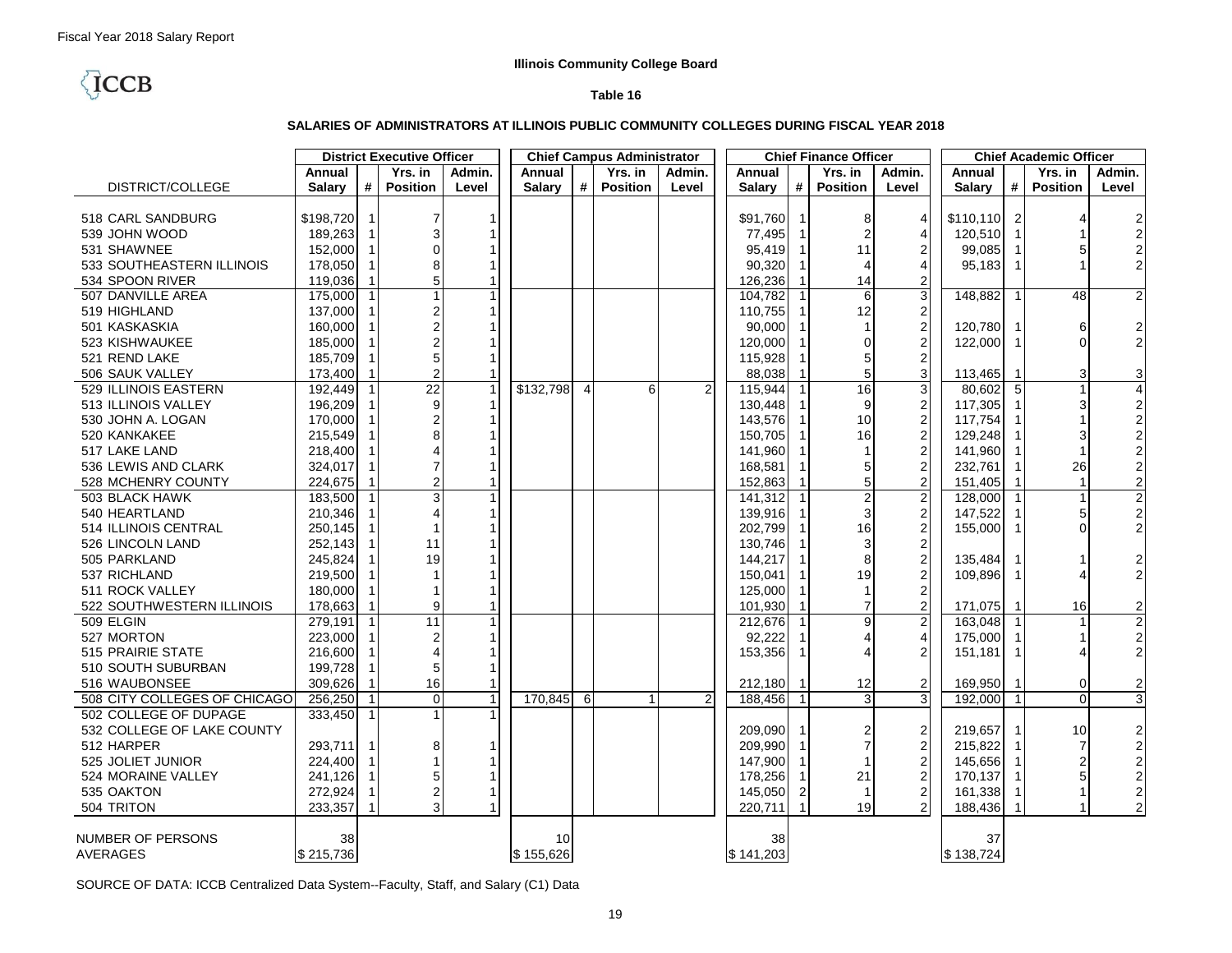Fiscal Year 2018 Salary Report

ICCB

**Illinois Community College Board**

**Table 16**

**SALARIES OF ADMINISTRATORS AT ILLINOIS PUBLIC COMMUNITY COLLEGES DURING FISCAL YEAR 2018**

| | District Executive Officer | | | | Chief Campus Administrator | | | | Chief Finance Officer | | | | Chief Academic Officer | | | |
|---|---|---|---|---|---|---|---|---|---|---|---|---|---|---|---|---|
| DISTRICT/COLLEGE | Annual Salary | # | Yrs. in Position | Admin. Level | Annual Salary | # | Yrs. in Position | Admin. Level | Annual Salary | # | Yrs. in Position | Admin. Level | Annual Salary | # | Yrs. in Position | Admin. Level |
| 518 CARL SANDBURG | $198,720 | 1 | 7 | 1 | | | | | $91,760 | 1 | 8 | 4 | $110,110 | 2 | 4 | 2 |
| 539 JOHN WOOD | 189,263 | 1 | 3 | 1 | | | | | 77,495 | 1 | 2 | 4 | 120,510 | 1 | 1 | 2 |
| 531 SHAWNEE | 152,000 | 1 | 0 | 1 | | | | | 95,419 | 1 | 11 | 2 | 99,085 | 1 | 5 | 2 |
| 533 SOUTHEASTERN ILLINOIS | 178,050 | 1 | 8 | 1 | | | | | 90,320 | 1 | 4 | 4 | 95,183 | 1 | 1 | 2 |
| 534 SPOON RIVER | 119,036 | 1 | 5 | 1 | | | | | 126,236 | 1 | 14 | 2 | | | | |
| 507 DANVILLE AREA | 175,000 | 1 | 1 | 1 | | | | | 104,782 | 1 | 6 | 3 | 148,882 | 1 | 48 | 2 |
| 519 HIGHLAND | 137,000 | 1 | 2 | 1 | | | | | 110,755 | 1 | 12 | 2 | | | | |
| 501 KASKASKIA | 160,000 | 1 | 2 | 1 | | | | | 90,000 | 1 | 1 | 2 | 120,780 | 1 | 6 | 2 |
| 523 KISHWAUKEE | 185,000 | 1 | 2 | 1 | | | | | 120,000 | 1 | 0 | 2 | 122,000 | 1 | 0 | 2 |
| 521 REND LAKE | 185,709 | 1 | 5 | 1 | | | | | 115,928 | 1 | 5 | 2 | | | | |
| 506 SAUK VALLEY | 173,400 | 1 | 2 | 1 | | | | | 88,038 | 1 | 5 | 3 | 113,465 | 1 | 3 | 3 |
| 529 ILLINOIS EASTERN | 192,449 | 1 | 22 | 1 | $132,798 | 4 | 6 | 2 | 115,944 | 1 | 16 | 3 | 80,602 | 5 | 1 | 4 |
| 513 ILLINOIS VALLEY | 196,209 | 1 | 9 | 1 | | | | | 130,448 | 1 | 9 | 2 | 117,305 | 1 | 3 | 2 |
| 530 JOHN A. LOGAN | 170,000 | 1 | 2 | 1 | | | | | 143,576 | 1 | 10 | 2 | 117,754 | 1 | 1 | 2 |
| 520 KANKAKEE | 215,549 | 1 | 8 | 1 | | | | | 150,705 | 1 | 16 | 2 | 129,248 | 1 | 3 | 2 |
| 517 LAKE LAND | 218,400 | 1 | 4 | 1 | | | | | 141,960 | 1 | 1 | 2 | 141,960 | 1 | 1 | 2 |
| 536 LEWIS AND CLARK | 324,017 | 1 | 7 | 1 | | | | | 168,581 | 1 | 5 | 2 | 232,761 | 1 | 26 | 2 |
| 528 MCHENRY COUNTY | 224,675 | 1 | 2 | 1 | | | | | 152,863 | 1 | 5 | 2 | 151,405 | 1 | 1 | 2 |
| 503 BLACK HAWK | 183,500 | 1 | 3 | 1 | | | | | 141,312 | 1 | 2 | 2 | 128,000 | 1 | 1 | 2 |
| 540 HEARTLAND | 210,346 | 1 | 4 | 1 | | | | | 139,916 | 1 | 3 | 2 | 147,522 | 1 | 5 | 2 |
| 514 ILLINOIS CENTRAL | 250,145 | 1 | 1 | 1 | | | | | 202,799 | 1 | 16 | 2 | 155,000 | 1 | 0 | 2 |
| 526 LINCOLN LAND | 252,143 | 1 | 11 | 1 | | | | | 130,746 | 1 | 3 | 2 | | | | |
| 505 PARKLAND | 245,824 | 1 | 19 | 1 | | | | | 144,217 | 1 | 8 | 2 | 135,484 | 1 | 1 | 2 |
| 537 RICHLAND | 219,500 | 1 | 1 | 1 | | | | | 150,041 | 1 | 19 | 2 | 109,896 | 1 | 4 | 2 |
| 511 ROCK VALLEY | 180,000 | 1 | 1 | 1 | | | | | 125,000 | 1 | 1 | 2 | | | | |
| 522 SOUTHWESTERN ILLINOIS | 178,663 | 1 | 9 | 1 | | | | | 101,930 | 1 | 7 | 2 | 171,075 | 1 | 16 | 2 |
| 509 ELGIN | 279,191 | 1 | 11 | 1 | | | | | 212,676 | 1 | 9 | 2 | 163,048 | 1 | 1 | 2 |
| 527 MORTON | 223,000 | 1 | 2 | 1 | | | | | 92,222 | 1 | 4 | 4 | 175,000 | 1 | 1 | 2 |
| 515 PRAIRIE STATE | 216,600 | 1 | 4 | 1 | | | | | 153,356 | 1 | 4 | 2 | 151,181 | 1 | 4 | 2 |
| 510 SOUTH SUBURBAN | 199,728 | 1 | 5 | 1 | | | | | | | | | | | | |
| 516 WAUBONSEE | 309,626 | 1 | 16 | 1 | | | | | 212,180 | 1 | 12 | 2 | 169,950 | 1 | 0 | 2 |
| 508 CITY COLLEGES OF CHICAGO | 256,250 | 1 | 0 | 1 | 170,845 | 6 | 1 | 2 | 188,456 | 1 | 3 | 3 | 192,000 | 1 | 0 | 3 |
| 502 COLLEGE OF DUPAGE | 333,450 | 1 | 1 | 1 | | | | | | | | | | | | |
| 532 COLLEGE OF LAKE COUNTY | | | | | | | | | 209,090 | 1 | 2 | 2 | 219,657 | 1 | 10 | 2 |
| 512 HARPER | 293,711 | 1 | 8 | 1 | | | | | 209,990 | 1 | 7 | 2 | 215,822 | 1 | 7 | 2 |
| 525 JOLIET JUNIOR | 224,400 | 1 | 1 | 1 | | | | | 147,900 | 1 | 1 | 2 | 145,656 | 1 | 2 | 2 |
| 524 MORAINE VALLEY | 241,126 | 1 | 5 | 1 | | | | | 178,256 | 1 | 21 | 2 | 170,137 | 1 | 5 | 2 |
| 535 OAKTON | 272,924 | 1 | 2 | 1 | | | | | 145,050 | 2 | 1 | 2 | 161,338 | 1 | 1 | 2 |
| 504 TRITON | 233,357 | 1 | 3 | 1 | | | | | 220,711 | 1 | 19 | 2 | 188,436 | 1 | 1 | 2 |
| NUMBER OF PERSONS | 38 | | | | 10 | | | | 38 | | | | 37 | | | |
| AVERAGES | $ 215,736 | | | | $ 155,626 | | | | $ 141,203 | | | | $ 138,724 | | | |

SOURCE OF DATA: ICCB Centralized Data System--Faculty, Staff, and Salary (C1) Data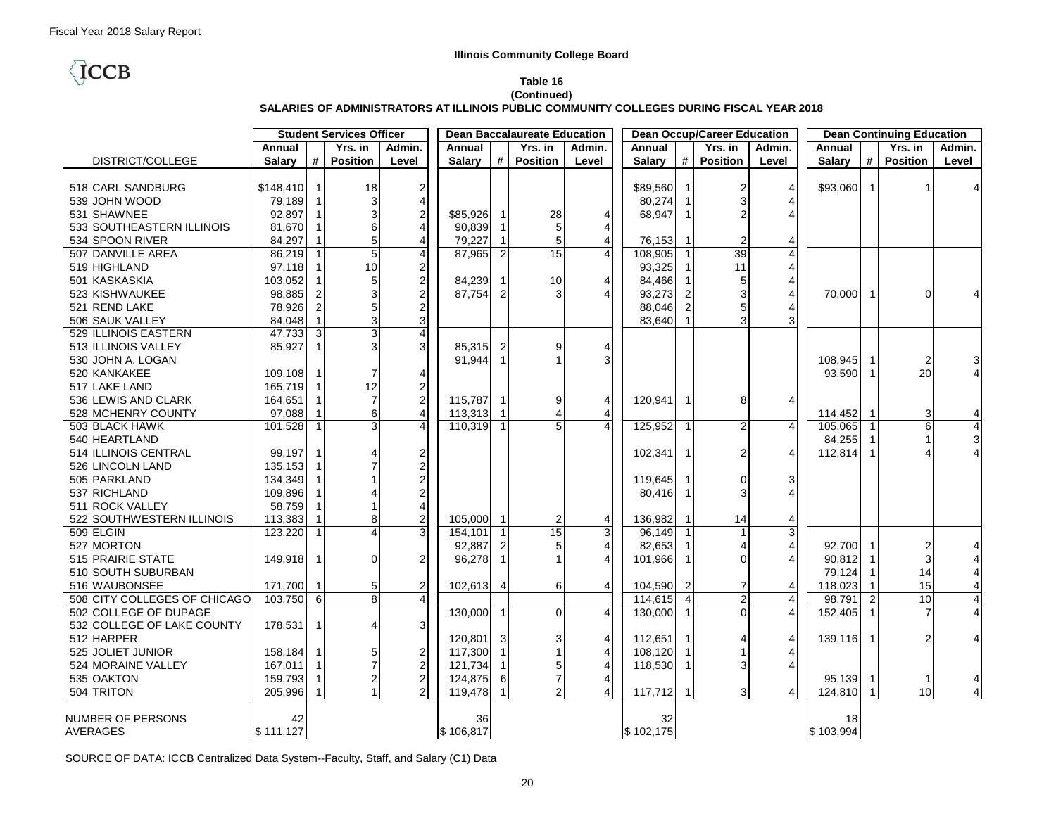Illinois Community College Board

ICCB

**Table 16**
**(Continued)**
**SALARIES OF ADMINISTRATORS AT ILLINOIS PUBLIC COMMUNITY COLLEGES DURING FISCAL YEAR 2018**

| | Student Services Officer | | | | Dean Baccalaureate Education | | | | Dean Occup/Career Education | | | | Dean Continuing Education | | | |
|---|---|---|---|---|---|---|---|---|---|---|---|---|---|---|---|---|
| DISTRICT/COLLEGE | Annual Salary | # | Yrs. in Position | Admin. Level | Annual Salary | # | Yrs. in Position | Admin. Level | Annual Salary | # | Yrs. in Position | Admin. Level | Annual Salary | # | Yrs. in Position | Admin. Level |
| 518 CARL SANDBURG | $148,410 | 1 | 18 | 2 | | | | | $89,560 | 1 | 2 | 4 | $93,060 | 1 | 1 | 4 |
| 539 JOHN WOOD | 79,189 | 1 | 3 | 4 | | | | | 80,274 | 1 | 3 | 4 | | | | |
| 531 SHAWNEE | 92,897 | 1 | 3 | 2 | $85,926 | 1 | 28 | 4 | 68,947 | 1 | 2 | 4 | | | | |
| 533 SOUTHEASTERN ILLINOIS | 81,670 | 1 | 6 | 4 | 90,839 | 1 | 5 | 4 | | | | | | | | |
| 534 SPOON RIVER | 84,297 | 1 | 5 | 4 | 79,227 | 1 | 5 | 4 | 76,153 | 1 | 2 | 4 | | | | |
| 507 DANVILLE AREA | 86,219 | 1 | 5 | 4 | 87,965 | 2 | 15 | 4 | 108,905 | 1 | 39 | 4 | | | | |
| 519 HIGHLAND | 97,118 | 1 | 10 | 2 | | | | | 93,325 | 1 | 11 | 4 | | | | |
| 501 KASKASKIA | 103,052 | 1 | 5 | 2 | 84,239 | 1 | 10 | 4 | 84,466 | 1 | 5 | 4 | | | | |
| 523 KISHWAUKEE | 98,885 | 2 | 3 | 2 | 87,754 | 2 | 3 | 4 | 93,273 | 2 | 3 | 4 | 70,000 | 1 | 0 | 4 |
| 521 REND LAKE | 78,926 | 2 | 5 | 2 | | | | | 88,046 | 2 | 5 | 4 | | | | |
| 506 SAUK VALLEY | 84,048 | 1 | 3 | 3 | | | | | 83,640 | 1 | 3 | 3 | | | | |
| 529 ILLINOIS EASTERN | 47,733 | 3 | 3 | 4 | | | | | | | | | | | | |
| 513 ILLINOIS VALLEY | 85,927 | 1 | 3 | 3 | 85,315 | 2 | 9 | 4 | | | | | | | | |
| 530 JOHN A. LOGAN | | | | | 91,944 | 1 | 1 | 3 | | | | | 108,945 | 1 | 2 | 3 |
| 520 KANKAKEE | 109,108 | 1 | 7 | 4 | | | | | | | | | 93,590 | 1 | 20 | 4 |
| 517 LAKE LAND | 165,719 | 1 | 12 | 2 | | | | | | | | | | | | |
| 536 LEWIS AND CLARK | 164,651 | 1 | 7 | 2 | 115,787 | 1 | 9 | 4 | 120,941 | 1 | 8 | 4 | | | | |
| 528 MCHENRY COUNTY | 97,088 | 1 | 6 | 4 | 113,313 | 1 | 4 | 4 | | | | | 114,452 | 1 | 3 | 4 |
| 503 BLACK HAWK | 101,528 | 1 | 3 | 4 | 110,319 | 1 | 5 | 4 | 125,952 | 1 | 2 | 4 | 105,065 | 1 | 6 | 4 |
| 540 HEARTLAND | | | | | | | | | | | | | 84,255 | 1 | 1 | 3 |
| 514 ILLINOIS CENTRAL | 99,197 | 1 | 4 | 2 | | | | | 102,341 | 1 | 2 | 4 | 112,814 | 1 | 4 | 4 |
| 526 LINCOLN LAND | 135,153 | 1 | 7 | 2 | | | | | | | | | | | | |
| 505 PARKLAND | 134,349 | 1 | 1 | 2 | | | | | 119,645 | 1 | 0 | 3 | | | | |
| 537 RICHLAND | 109,896 | 1 | 4 | 2 | | | | | 80,416 | 1 | 3 | 4 | | | | |
| 511 ROCK VALLEY | 58,759 | 1 | 1 | 4 | | | | | | | | | | | | |
| 522 SOUTHWESTERN ILLINOIS | 113,383 | 1 | 8 | 2 | 105,000 | 1 | 2 | 4 | 136,982 | 1 | 14 | 4 | | | | |
| 509 ELGIN | 123,220 | 1 | 4 | 3 | 154,101 | 1 | 15 | 3 | 96,149 | 1 | 1 | 3 | | | | |
| 527 MORTON | | | | | 92,887 | 2 | 5 | 4 | 82,653 | 1 | 4 | 4 | 92,700 | 1 | 2 | 4 |
| 515 PRAIRIE STATE | 149,918 | 1 | 0 | 2 | 96,278 | 1 | 1 | 4 | 101,966 | 1 | 0 | 4 | 90,812 | 1 | 3 | 4 |
| 510 SOUTH SUBURBAN | | | | | | | | | | | | | 79,124 | 1 | 14 | 4 |
| 516 WAUBONSEE | 171,700 | 1 | 5 | 2 | 102,613 | 4 | 6 | 4 | 104,590 | 2 | 7 | 4 | 118,023 | 1 | 15 | 4 |
| 508 CITY COLLEGES OF CHICAGO | 103,750 | 6 | 8 | 4 | | | | | 114,615 | 4 | 2 | 4 | 98,791 | 2 | 10 | 4 |
| 502 COLLEGE OF DUPAGE | | | | | 130,000 | 1 | 0 | 4 | 130,000 | 1 | 0 | 4 | 152,405 | 1 | 7 | 4 |
| 532 COLLEGE OF LAKE COUNTY | 178,531 | 1 | 4 | 3 | | | | | | | | | | | | |
| 512 HARPER | | | | | 120,801 | 3 | 3 | 4 | 112,651 | 1 | 4 | 4 | 139,116 | 1 | 2 | 4 |
| 525 JOLIET JUNIOR | 158,184 | 1 | 5 | 2 | 117,300 | 1 | 1 | 4 | 108,120 | 1 | 1 | 4 | | | | |
| 524 MORAINE VALLEY | 167,011 | 1 | 7 | 2 | 121,734 | 1 | 5 | 4 | 118,530 | 1 | 3 | 4 | | | | |
| 535 OAKTON | 159,793 | 1 | 2 | 2 | 124,875 | 6 | 7 | 4 | | | | | 95,139 | 1 | 1 | 4 |
| 504 TRITON | 205,996 | 1 | 1 | 2 | 119,478 | 1 | 2 | 4 | 117,712 | 1 | 3 | 4 | 124,810 | 1 | 10 | 4 |
| NUMBER OF PERSONS | 42 | | | | 36 | | | | 32 | | | | 18 | | | |
| AVERAGES | $ 111,127 | | | | $ 106,817 | | | | $ 102,175 | | | | $ 103,994 | | | |

SOURCE OF DATA: ICCB Centralized Data System--Faculty, Staff, and Salary (C1) Data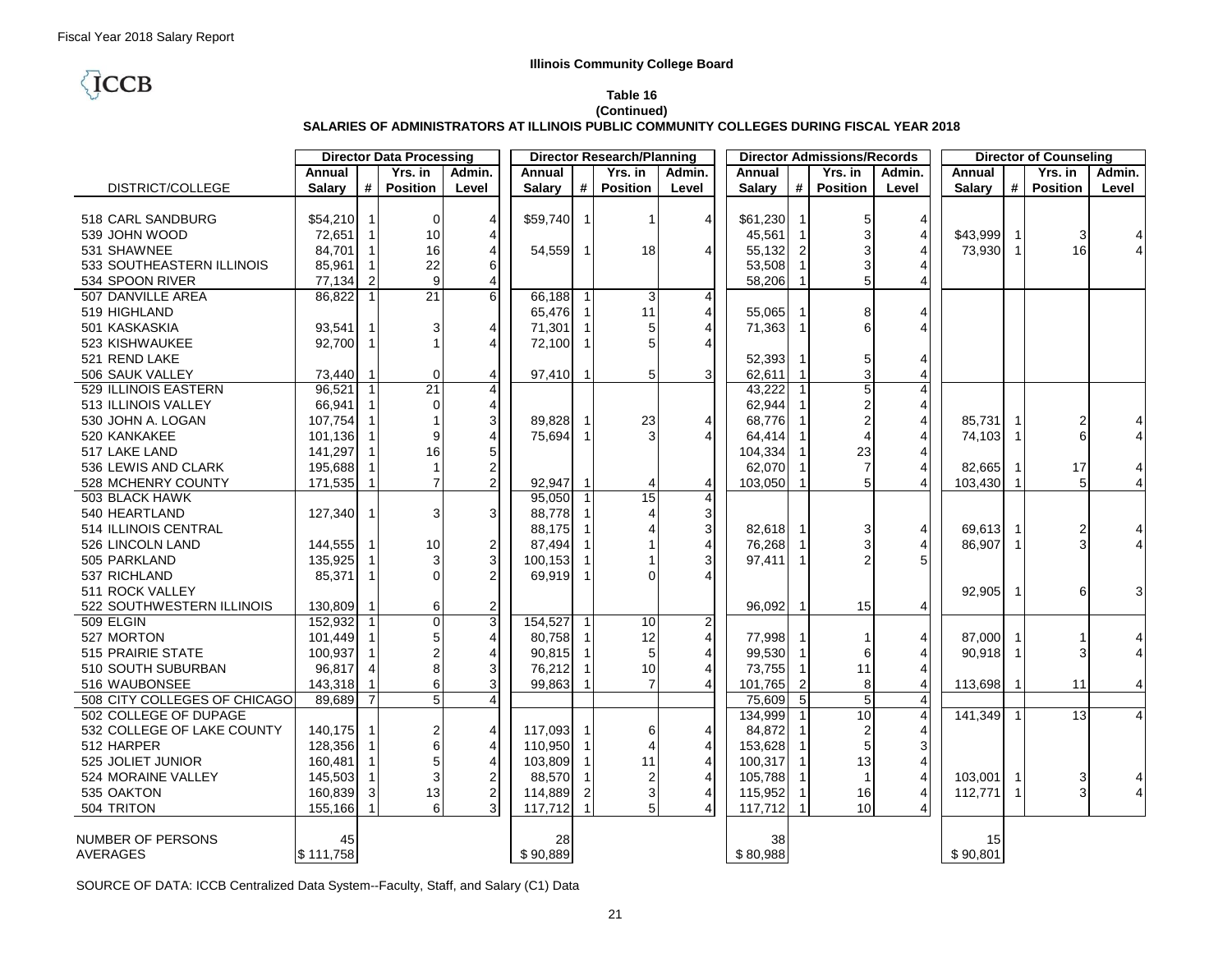Fiscal Year 2018 Salary Report

**Illinois Community College Board**

ICCB

**Table 16**
**(Continued)**
**SALARIES OF ADMINISTRATORS AT ILLINOIS PUBLIC COMMUNITY COLLEGES DURING FISCAL YEAR 2018**

| | Director Data Processing | | | | Director Research/Planning | | | | Director Admissions/Records | | | | Director of Counseling | | | |
|---|---|---|---|---|---|---|---|---|---|---|---|---|---|---|---|---|
| DISTRICT/COLLEGE | Annual Salary | # | Yrs. in Position | Admin. Level | Annual Salary | # | Yrs. in Position | Admin. Level | Annual Salary | # | Yrs. in Position | Admin. Level | Annual Salary | # | Yrs. in Position | Admin. Level |
| 518 CARL SANDBURG | $54,210 | 1 | 0 | 4 | $59,740 | 1 | 1 | 4 | $61,230 | 1 | 5 | 4 | | | | |
| 539 JOHN WOOD | 72,651 | 1 | 10 | 4 | | | | | 45,561 | 1 | 3 | 4 | $43,999 | 1 | 3 | 4 |
| 531 SHAWNEE | 84,701 | 1 | 16 | 4 | 54,559 | 1 | 18 | 4 | 55,132 | 2 | 3 | 4 | 73,930 | 1 | 16 | 4 |
| 533 SOUTHEASTERN ILLINOIS | 85,961 | 1 | 22 | 6 | | | | | 53,508 | 1 | 3 | 4 | | | | |
| 534 SPOON RIVER | 77,134 | 2 | 9 | 4 | | | | | 58,206 | 1 | 5 | 4 | | | | |
| 507 DANVILLE AREA | 86,822 | 1 | 21 | 6 | 66,188 | 1 | 3 | 4 | | | | | | | | |
| 519 HIGHLAND | | | | | 65,476 | 1 | 11 | 4 | 55,065 | 1 | 8 | 4 | | | | |
| 501 KASKASKIA | 93,541 | 1 | 3 | 4 | 71,301 | 1 | 5 | 4 | 71,363 | 1 | 6 | 4 | | | | |
| 523 KISHWAUKEE | 92,700 | 1 | 1 | 4 | 72,100 | 1 | 5 | 4 | | | | | | | | |
| 521 REND LAKE | | | | | | | | | 52,393 | 1 | 5 | 4 | | | | |
| 506 SAUK VALLEY | 73,440 | 1 | 0 | 4 | 97,410 | 1 | 5 | 3 | 62,611 | 1 | 3 | 4 | | | | |
| 529 ILLINOIS EASTERN | 96,521 | 1 | 21 | 4 | | | | | 43,222 | 1 | 5 | 4 | | | | |
| 513 ILLINOIS VALLEY | 66,941 | 1 | 0 | 4 | | | | | 62,944 | 1 | 2 | 4 | | | | |
| 530 JOHN A. LOGAN | 107,754 | 1 | 1 | 3 | 89,828 | 1 | 23 | 4 | 68,776 | 1 | 2 | 4 | 85,731 | 1 | 2 | 4 |
| 520 KANKAKEE | 101,136 | 1 | 9 | 4 | 75,694 | 1 | 3 | 4 | 64,414 | 1 | 4 | 4 | 74,103 | 1 | 6 | 4 |
| 517 LAKE LAND | 141,297 | 1 | 16 | 5 | | | | | 104,334 | 1 | 23 | 4 | | | | |
| 536 LEWIS AND CLARK | 195,688 | 1 | 1 | 2 | | | | | 62,070 | 1 | 7 | 4 | 82,665 | 1 | 17 | 4 |
| 528 MCHENRY COUNTY | 171,535 | 1 | 7 | 2 | 92,947 | 1 | 4 | 4 | 103,050 | 1 | 5 | 4 | 103,430 | 1 | 5 | 4 |
| 503 BLACK HAWK | | | | | 95,050 | 1 | 15 | 4 | | | | | | | | |
| 540 HEARTLAND | 127,340 | 1 | 3 | 3 | 88,778 | 1 | 4 | 3 | | | | | | | | |
| 514 ILLINOIS CENTRAL | | | | | 88,175 | 1 | 4 | 3 | 82,618 | 1 | 3 | 4 | 69,613 | 1 | 2 | 4 |
| 526 LINCOLN LAND | 144,555 | 1 | 10 | 2 | 87,494 | 1 | 1 | 4 | 76,268 | 1 | 3 | 4 | 86,907 | 1 | 3 | 4 |
| 505 PARKLAND | 135,925 | 1 | 3 | 3 | 100,153 | 1 | 1 | 3 | 97,411 | 1 | 2 | 5 | | | | |
| 537 RICHLAND | 85,371 | 1 | 0 | 2 | 69,919 | 1 | 0 | 4 | | | | | | | | |
| 511 ROCK VALLEY | | | | | | | | | | | | | 92,905 | 1 | 6 | 3 |
| 522 SOUTHWESTERN ILLINOIS | 130,809 | 1 | 6 | 2 | | | | | 96,092 | 1 | 15 | 4 | | | | |
| 509 ELGIN | 152,932 | 1 | 0 | 3 | 154,527 | 1 | 10 | 2 | | | | | | | | |
| 527 MORTON | 101,449 | 1 | 5 | 4 | 80,758 | 1 | 12 | 4 | 77,998 | 1 | 1 | 4 | 87,000 | 1 | 1 | 4 |
| 515 PRAIRIE STATE | 100,937 | 1 | 2 | 4 | 90,815 | 1 | 5 | 4 | 99,530 | 1 | 6 | 4 | 90,918 | 1 | 3 | 4 |
| 510 SOUTH SUBURBAN | 96,817 | 4 | 8 | 3 | 76,212 | 1 | 10 | 4 | 73,755 | 1 | 11 | 4 | | | | |
| 516 WAUBONSEE | 143,318 | 1 | 6 | 3 | 99,863 | 1 | 7 | 4 | 101,765 | 2 | 8 | 4 | 113,698 | 1 | 11 | 4 |
| 508 CITY COLLEGES OF CHICAGO | 89,689 | 7 | 5 | 4 | | | | | 75,609 | 5 | 5 | 4 | | | | |
| 502 COLLEGE OF DUPAGE | | | | | | | | | 134,999 | 1 | 10 | 4 | 141,349 | 1 | 13 | 4 |
| 532 COLLEGE OF LAKE COUNTY | 140,175 | 1 | 2 | 4 | 117,093 | 1 | 6 | 4 | 84,872 | 1 | 2 | 4 | | | | |
| 512 HARPER | 128,356 | 1 | 6 | 4 | 110,950 | 1 | 4 | 4 | 153,628 | 1 | 5 | 3 | | | | |
| 525 JOLIET JUNIOR | 160,481 | 1 | 5 | 4 | 103,809 | 1 | 11 | 4 | 100,317 | 1 | 13 | 4 | | | | |
| 524 MORAINE VALLEY | 145,503 | 1 | 3 | 2 | 88,570 | 1 | 2 | 4 | 105,788 | 1 | 1 | 4 | 103,001 | 1 | 3 | 4 |
| 535 OAKTON | 160,839 | 3 | 13 | 2 | 114,889 | 2 | 3 | 4 | 115,952 | 1 | 16 | 4 | 112,771 | 1 | 3 | 4 |
| 504 TRITON | 155,166 | 1 | 6 | 3 | 117,712 | 1 | 5 | 4 | 117,712 | 1 | 10 | 4 | | | | |
| NUMBER OF PERSONS | 45 | | | | 28 | | | | 38 | | | | 15 | | | |
| AVERAGES | $ 111,758 | | | | $ 90,889 | | | | $ 80,988 | | | | $ 90,801 | | | |

SOURCE OF DATA: ICCB Centralized Data System--Faculty, Staff, and Salary (C1) Data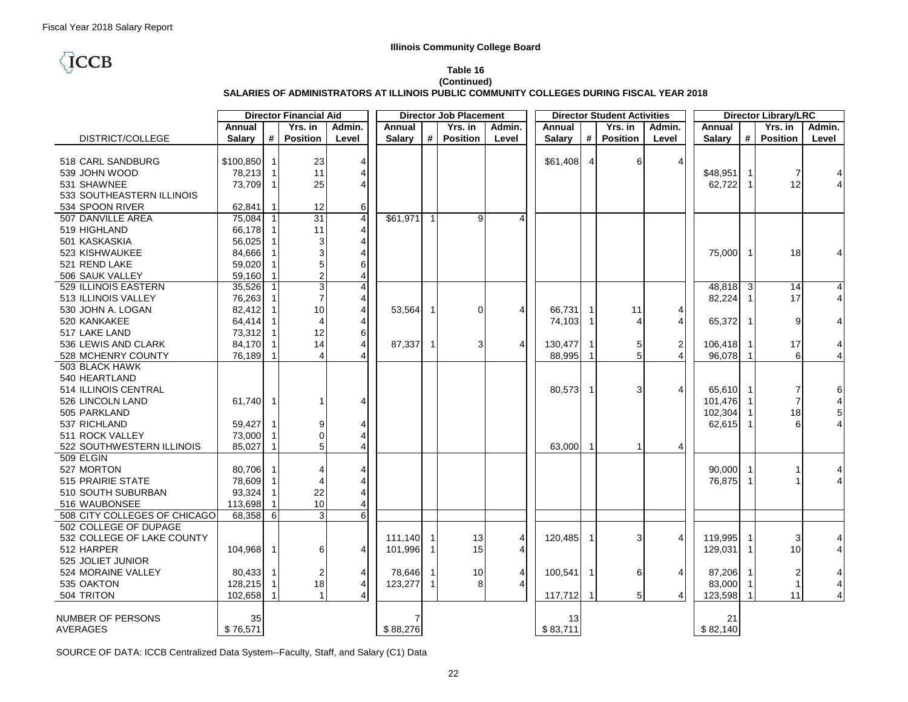Fiscal Year 2018 Salary Report

ICCB

**Illinois Community College Board**

**Table 16**
**(Continued)**
**SALARIES OF ADMINISTRATORS AT ILLINOIS PUBLIC COMMUNITY COLLEGES DURING FISCAL YEAR 2018**

| | Director Financial Aid | | | | Director Job Placement | | | | Director Student Activities | | | | Director Library/LRC | | | |
|---|---|---|---|---|---|---|---|---|---|---|---|---|---|---|---|---|
| DISTRICT/COLLEGE | Annual Salary | # | Yrs. in Position | Admin. Level | Annual Salary | # | Yrs. in Position | Admin. Level | Annual Salary | # | Yrs. in Position | Admin. Level | Annual Salary | # | Yrs. in Position | Admin. Level |
| 518 CARL SANDBURG | $100,850 | 1 | 23 | 4 | | | | | $61,408 | 4 | 6 | 4 | | | | |
| 539 JOHN WOOD | 78,213 | 1 | 11 | 4 | | | | | | | | | $48,951 | 1 | 7 | 4 |
| 531 SHAWNEE | 73,709 | 1 | 25 | 4 | | | | | | | | | 62,722 | 1 | 12 | 4 |
| 533 SOUTHEASTERN ILLINOIS | | | | | | | | | | | | | | | | |
| 534 SPOON RIVER | 62,841 | 1 | 12 | 6 | | | | | | | | | | | | |
| 507 DANVILLE AREA | 75,084 | 1 | 31 | 4 | $61,971 | 1 | 9 | 4 | | | | | | | | |
| 519 HIGHLAND | 66,178 | 1 | 11 | 4 | | | | | | | | | | | | |
| 501 KASKASKIA | 56,025 | 1 | 3 | 4 | | | | | | | | | | | | |
| 523 KISHWAUKEE | 84,666 | 1 | 3 | 4 | | | | | | | | | 75,000 | 1 | 18 | 4 |
| 521 REND LAKE | 59,020 | 1 | 5 | 6 | | | | | | | | | | | | |
| 506 SAUK VALLEY | 59,160 | 1 | 2 | 4 | | | | | | | | | | | | |
| 529 ILLINOIS EASTERN | 35,526 | 1 | 3 | 4 | | | | | | | | | 48,818 | 3 | 14 | 4 |
| 513 ILLINOIS VALLEY | 76,263 | 1 | 7 | 4 | | | | | | | | | 82,224 | 1 | 17 | 4 |
| 530 JOHN A. LOGAN | 82,412 | 1 | 10 | 4 | 53,564 | 1 | 0 | 4 | 66,731 | 1 | 11 | 4 | | | | |
| 520 KANKAKEE | 64,414 | 1 | 4 | 4 | | | | | 74,103 | 1 | 4 | 4 | 65,372 | 1 | 9 | 4 |
| 517 LAKE LAND | 73,312 | 1 | 12 | 6 | | | | | | | | | | | | |
| 536 LEWIS AND CLARK | 84,170 | 1 | 14 | 4 | 87,337 | 1 | 3 | 4 | 130,477 | 1 | 5 | 2 | 106,418 | 1 | 17 | 4 |
| 528 MCHENRY COUNTY | 76,189 | 1 | 4 | 4 | | | | | 88,995 | 1 | 5 | 4 | 96,078 | 1 | 6 | 4 |
| 503 BLACK HAWK | | | | | | | | | | | | | | | | |
| 540 HEARTLAND | | | | | | | | | | | | | | | | |
| 514 ILLINOIS CENTRAL | | | | | | | | | 80,573 | 1 | 3 | 4 | 65,610 | 1 | 7 | 6 |
| 526 LINCOLN LAND | 61,740 | 1 | 1 | 4 | | | | | | | | | 101,476 | 1 | 7 | 4 |
| 505 PARKLAND | | | | | | | | | | | | | 102,304 | 1 | 18 | 5 |
| 537 RICHLAND | 59,427 | 1 | 9 | 4 | | | | | | | | | 62,615 | 1 | 6 | 4 |
| 511 ROCK VALLEY | 73,000 | 1 | 0 | 4 | | | | | | | | | | | | |
| 522 SOUTHWESTERN ILLINOIS | 85,027 | 1 | 5 | 4 | | | | | 63,000 | 1 | 1 | 4 | | | | |
| 509 ELGIN | | | | | | | | | | | | | | | | |
| 527 MORTON | 80,706 | 1 | 4 | 4 | | | | | | | | | 90,000 | 1 | 1 | 4 |
| 515 PRAIRIE STATE | 78,609 | 1 | 4 | 4 | | | | | | | | | 76,875 | 1 | 1 | 4 |
| 510 SOUTH SUBURBAN | 93,324 | 1 | 22 | 4 | | | | | | | | | | | | |
| 516 WAUBONSEE | 113,698 | 1 | 10 | 4 | | | | | | | | | | | | |
| 508 CITY COLLEGES OF CHICAGO | 68,358 | 6 | 3 | 6 | | | | | | | | | | | | |
| 502 COLLEGE OF DUPAGE | | | | | | | | | | | | | | | | |
| 532 COLLEGE OF LAKE COUNTY | | | | | 111,140 | 1 | 13 | 4 | 120,485 | 1 | 3 | 4 | 119,995 | 1 | 3 | 4 |
| 512 HARPER | 104,968 | 1 | 6 | 4 | 101,996 | 1 | 15 | 4 | | | | | 129,031 | 1 | 10 | 4 |
| 525 JOLIET JUNIOR | | | | | | | | | | | | | | | | |
| 524 MORAINE VALLEY | 80,433 | 1 | 2 | 4 | 78,646 | 1 | 10 | 4 | 100,541 | 1 | 6 | 4 | 87,206 | 1 | 2 | 4 |
| 535 OAKTON | 128,215 | 1 | 18 | 4 | 123,277 | 1 | 8 | 4 | | | | | 83,000 | 1 | 1 | 4 |
| 504 TRITON | 102,658 | 1 | 1 | 4 | | | | | 117,712 | 1 | 5 | 4 | 123,598 | 1 | 11 | 4 |
| NUMBER OF PERSONS | 35 | | | | 7 | | | | 13 | | | | 21 | | | |
| AVERAGES | $ 76,571 | | | | $ 88,276 | | | | $ 83,711 | | | | $ 82,140 | | | |

SOURCE OF DATA: ICCB Centralized Data System--Faculty, Staff, and Salary (C1) Data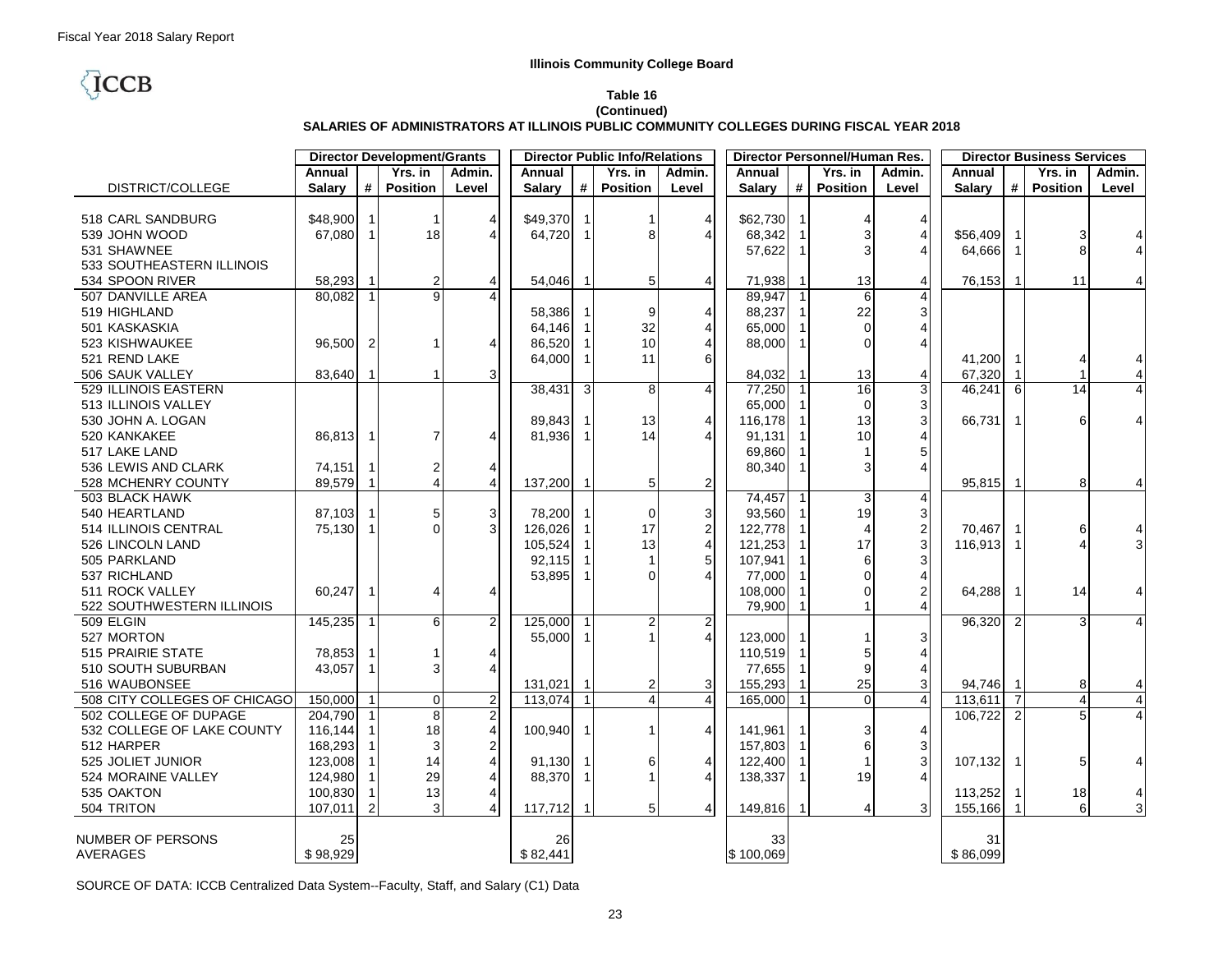Fiscal Year 2018 Salary Report

**Illinois Community College Board**

**Table 16**
**(Continued)**
**SALARIES OF ADMINISTRATORS AT ILLINOIS PUBLIC COMMUNITY COLLEGES DURING FISCAL YEAR 2018**

| | Director Development/Grants | | | | Director Public Info/Relations | | | | Director Personnel/Human Res. | | | | Director Business Services | | | |
|---|---|---|---|---|---|---|---|---|---|---|---|---|---|---|---|---|
| DISTRICT/COLLEGE | Annual Salary | # | Yrs. in Position | Admin. Level | Annual Salary | # | Yrs. in Position | Admin. Level | Annual Salary | # | Yrs. in Position | Admin. Level | Annual Salary | # | Yrs. in Position | Admin. Level |
| 518 CARL SANDBURG | $48,900 | 1 | 1 | 4 | $49,370 | 1 | 1 | 4 | $62,730 | 1 | 4 | 4 | | | | |
| 539 JOHN WOOD | 67,080 | 1 | 18 | 4 | 64,720 | 1 | 8 | 4 | 68,342 | 1 | 3 | 4 | $56,409 | 1 | 3 | 4 |
| 531 SHAWNEE | | | | | | | | | 57,622 | 1 | 3 | 4 | 64,666 | 1 | 8 | 4 |
| 533 SOUTHEASTERN ILLINOIS | | | | | | | | | | | | | | | | |
| 534 SPOON RIVER | 58,293 | 1 | 2 | 4 | 54,046 | 1 | 5 | 4 | 71,938 | 1 | 13 | 4 | 76,153 | 1 | 11 | 4 |
| 507 DANVILLE AREA | 80,082 | 1 | 9 | 4 | | | | | 89,947 | 1 | 6 | 4 | | | | |
| 519 HIGHLAND | | | | | 58,386 | 1 | 9 | 4 | 88,237 | 1 | 22 | 3 | | | | |
| 501 KASKASKIA | | | | | 64,146 | 1 | 32 | 4 | 65,000 | 1 | 0 | 4 | | | | |
| 523 KISHWAUKEE | 96,500 | 2 | 1 | 4 | 86,520 | 1 | 10 | 4 | 88,000 | 1 | 0 | 4 | | | | |
| 521 REND LAKE | | | | | 64,000 | 1 | 11 | 6 | | | | | 41,200 | 1 | 4 | 4 |
| 506 SAUK VALLEY | 83,640 | 1 | 1 | 3 | | | | | 84,032 | 1 | 13 | 4 | 67,320 | 1 | 1 | 4 |
| 529 ILLINOIS EASTERN | | | | | 38,431 | 3 | 8 | 4 | 77,250 | 1 | 16 | 3 | 46,241 | 6 | 14 | 4 |
| 513 ILLINOIS VALLEY | | | | | | | | | 65,000 | 1 | 0 | 3 | | | | |
| 530 JOHN A. LOGAN | | | | | 89,843 | 1 | 13 | 4 | 116,178 | 1 | 13 | 3 | 66,731 | 1 | 6 | 4 |
| 520 KANKAKEE | 86,813 | 1 | 7 | 4 | 81,936 | 1 | 14 | 4 | 91,131 | 1 | 10 | 4 | | | | |
| 517 LAKE LAND | | | | | | | | | 69,860 | 1 | 1 | 5 | | | | |
| 536 LEWIS AND CLARK | 74,151 | 1 | 2 | 4 | | | | | 80,340 | 1 | 3 | 4 | | | | |
| 528 MCHENRY COUNTY | 89,579 | 1 | 4 | 4 | 137,200 | 1 | 5 | 2 | | | | | 95,815 | 1 | 8 | 4 |
| 503 BLACK HAWK | | | | | | | | | 74,457 | 1 | 3 | 4 | | | | |
| 540 HEARTLAND | 87,103 | 1 | 5 | 3 | 78,200 | 1 | 0 | 3 | 93,560 | 1 | 19 | 3 | | | | |
| 514 ILLINOIS CENTRAL | 75,130 | 1 | 0 | 3 | 126,026 | 1 | 17 | 2 | 122,778 | 1 | 4 | 2 | 70,467 | 1 | 6 | 4 |
| 526 LINCOLN LAND | | | | | 105,524 | 1 | 13 | 4 | 121,253 | 1 | 17 | 3 | 116,913 | 1 | 4 | 3 |
| 505 PARKLAND | | | | | 92,115 | 1 | 1 | 5 | 107,941 | 1 | 6 | 3 | | | | |
| 537 RICHLAND | | | | | 53,895 | 1 | 0 | 4 | 77,000 | 1 | 0 | 4 | | | | |
| 511 ROCK VALLEY | 60,247 | 1 | 4 | 4 | | | | | 108,000 | 1 | 0 | 2 | 64,288 | 1 | 14 | 4 |
| 522 SOUTHWESTERN ILLINOIS | | | | | | | | | 79,900 | 1 | 1 | 4 | | | | |
| 509 ELGIN | 145,235 | 1 | 6 | 2 | 125,000 | 1 | 2 | 2 | | | | | 96,320 | 2 | 3 | 4 |
| 527 MORTON | | | | | 55,000 | 1 | 1 | 4 | 123,000 | 1 | 1 | 3 | | | | |
| 515 PRAIRIE STATE | 78,853 | 1 | 1 | 4 | | | | | 110,519 | 1 | 5 | 4 | | | | |
| 510 SOUTH SUBURBAN | 43,057 | 1 | 3 | 4 | | | | | 77,655 | 1 | 9 | 4 | | | | |
| 516 WAUBONSEE | | | | | 131,021 | 1 | 2 | 3 | 155,293 | 1 | 25 | 3 | 94,746 | 1 | 8 | 4 |
| 508 CITY COLLEGES OF CHICAGO | 150,000 | 1 | 0 | 2 | 113,074 | 1 | 4 | 4 | 165,000 | 1 | 0 | 4 | 113,611 | 7 | 4 | 4 |
| 502 COLLEGE OF DUPAGE | 204,790 | 1 | 8 | 2 | | | | | | | | | 106,722 | 2 | 5 | 4 |
| 532 COLLEGE OF LAKE COUNTY | 116,144 | 1 | 18 | 4 | 100,940 | 1 | 1 | 4 | 141,961 | 1 | 3 | 4 | | | | |
| 512 HARPER | 168,293 | 1 | 3 | 2 | | | | | 157,803 | 1 | 6 | 3 | | | | |
| 525 JOLIET JUNIOR | 123,008 | 1 | 14 | 4 | 91,130 | 1 | 6 | 4 | 122,400 | 1 | 1 | 3 | 107,132 | 1 | 5 | 4 |
| 524 MORAINE VALLEY | 124,980 | 1 | 29 | 4 | 88,370 | 1 | 1 | 4 | 138,337 | 1 | 19 | 4 | | | | |
| 535 OAKTON | 100,830 | 1 | 13 | 4 | | | | | | | | | 113,252 | 1 | 18 | 4 |
| 504 TRITON | 107,011 | 2 | 3 | 4 | 117,712 | 1 | 5 | 4 | 149,816 | 1 | 4 | 3 | 155,166 | 1 | 6 | 3 |
| NUMBER OF PERSONS | 25 | | | | 26 | | | | 33 | | | | 31 | | | |
| AVERAGES | $ 98,929 | | | | $ 82,441 | | | | $ 100,069 | | | | $ 86,099 | | | |

SOURCE OF DATA: ICCB Centralized Data System--Faculty, Staff, and Salary (C1) Data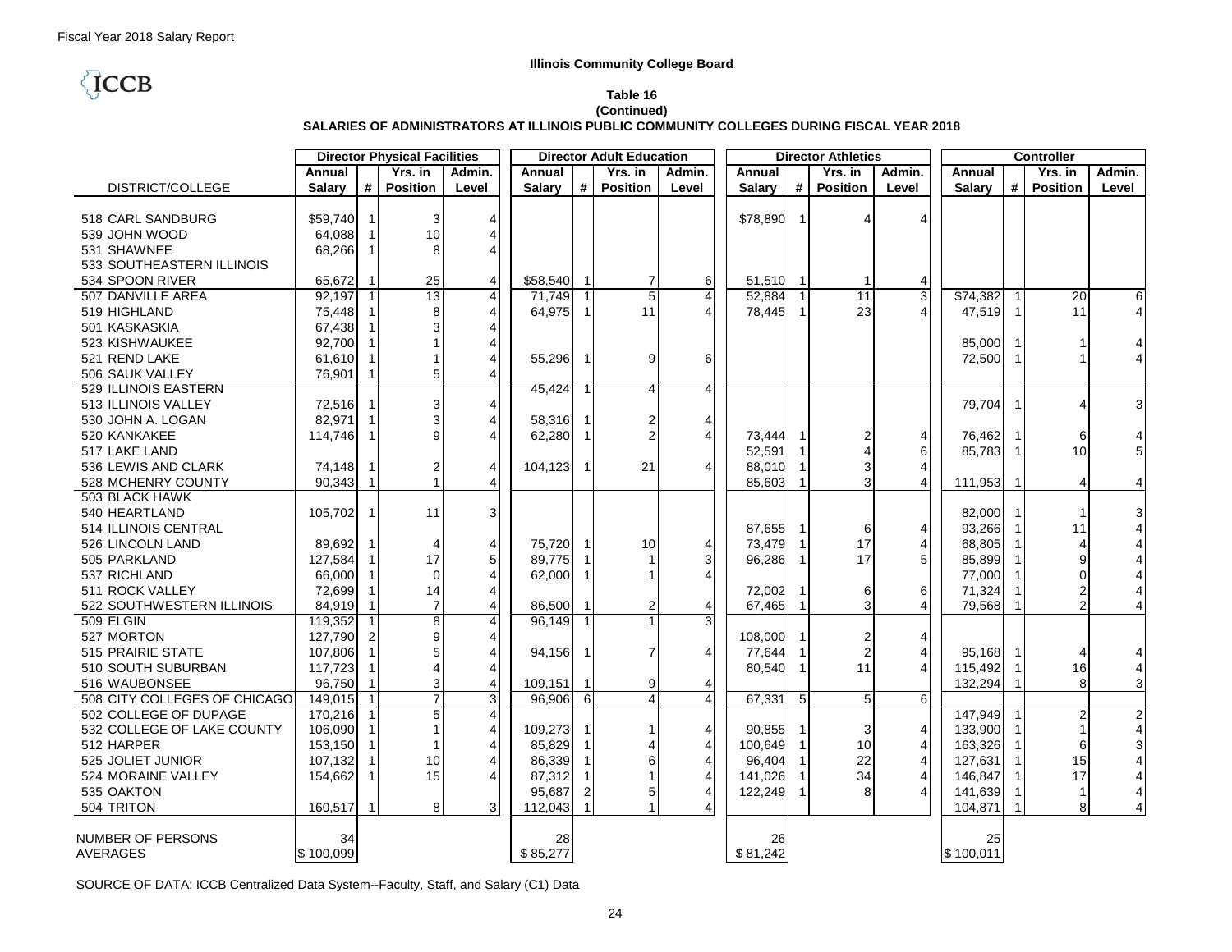Fiscal Year 2018 Salary Report

ICCB

**Illinois Community College Board**

**Table 16**
**(Continued)**
**SALARIES OF ADMINISTRATORS AT ILLINOIS PUBLIC COMMUNITY COLLEGES DURING FISCAL YEAR 2018**

| | Director Physical Facilities | | | | Director Adult Education | | | | Director Athletics | | | | Controller | | | |
|---|---|---|---|---|---|---|---|---|---|---|---|---|---|---|---|---|
| DISTRICT/COLLEGE | Annual Salary | # | Yrs. in Position | Admin. Level | Annual Salary | # | Yrs. in Position | Admin. Level | Annual Salary | # | Yrs. in Position | Admin. Level | Annual Salary | # | Yrs. in Position | Admin. Level |
| 518 CARL SANDBURG | $59,740 | 1 | 3 | 4 | | | | | $78,890 | 1 | 4 | 4 | | | | |
| 539 JOHN WOOD | 64,088 | 1 | 10 | 4 | | | | | | | | | | | | |
| 531 SHAWNEE | 68,266 | 1 | 8 | 4 | | | | | | | | | | | | |
| 533 SOUTHEASTERN ILLINOIS | | | | | | | | | | | | | | | | |
| 534 SPOON RIVER | 65,672 | 1 | 25 | 4 | $58,540 | 1 | 7 | 6 | 51,510 | 1 | 1 | 4 | | | | |
| 507 DANVILLE AREA | 92,197 | 1 | 13 | 4 | 71,749 | 1 | 5 | 4 | 52,884 | 1 | 11 | 3 | $74,382 | 1 | 20 | 6 |
| 519 HIGHLAND | 75,448 | 1 | 8 | 4 | 64,975 | 1 | 11 | 4 | 78,445 | 1 | 23 | 4 | 47,519 | 1 | 11 | 4 |
| 501 KASKASKIA | 67,438 | 1 | 3 | 4 | | | | | | | | | | | | |
| 523 KISHWAUKEE | 92,700 | 1 | 1 | 4 | | | | | | | | | 85,000 | 1 | 1 | 4 |
| 521 REND LAKE | 61,610 | 1 | 1 | 4 | 55,296 | 1 | 9 | 6 | | | | | 72,500 | 1 | 1 | 4 |
| 506 SAUK VALLEY | 76,901 | 1 | 5 | 4 | | | | | | | | | | | | |
| 529 ILLINOIS EASTERN | | | | | 45,424 | 1 | 4 | 4 | | | | | | | | |
| 513 ILLINOIS VALLEY | 72,516 | 1 | 3 | 4 | | | | | | | | | 79,704 | 1 | 4 | 3 |
| 530 JOHN A. LOGAN | 82,971 | 1 | 3 | 4 | 58,316 | 1 | 2 | 4 | | | | | | | | |
| 520 KANKAKEE | 114,746 | 1 | 9 | 4 | 62,280 | 1 | 2 | 4 | 73,444 | 1 | 2 | 4 | 76,462 | 1 | 6 | 4 |
| 517 LAKE LAND | | | | | | | | | 52,591 | 1 | 4 | 6 | 85,783 | 1 | 10 | 5 |
| 536 LEWIS AND CLARK | 74,148 | 1 | 2 | 4 | 104,123 | 1 | 21 | 4 | 88,010 | 1 | 3 | 4 | | | | |
| 528 MCHENRY COUNTY | 90,343 | 1 | 1 | 4 | | | | | 85,603 | 1 | 3 | 4 | 111,953 | 1 | 4 | 4 |
| 503 BLACK HAWK | | | | | | | | | | | | | | | | |
| 540 HEARTLAND | 105,702 | 1 | 11 | 3 | | | | | | | | | 82,000 | 1 | 1 | 3 |
| 514 ILLINOIS CENTRAL | | | | | | | | | 87,655 | 1 | 6 | 4 | 93,266 | 1 | 11 | 4 |
| 526 LINCOLN LAND | 89,692 | 1 | 4 | 4 | 75,720 | 1 | 10 | 4 | 73,479 | 1 | 17 | 4 | 68,805 | 1 | 4 | 4 |
| 505 PARKLAND | 127,584 | 1 | 17 | 5 | 89,775 | 1 | 1 | 3 | 96,286 | 1 | 17 | 5 | 85,899 | 1 | 9 | 4 |
| 537 RICHLAND | 66,000 | 1 | 0 | 4 | 62,000 | 1 | 1 | 4 | | | | | 77,000 | 1 | 0 | 4 |
| 511 ROCK VALLEY | 72,699 | 1 | 14 | 4 | | | | | 72,002 | 1 | 6 | 6 | 71,324 | 1 | 2 | 4 |
| 522 SOUTHWESTERN ILLINOIS | 84,919 | 1 | 7 | 4 | 86,500 | 1 | 2 | 4 | 67,465 | 1 | 3 | 4 | 79,568 | 1 | 2 | 4 |
| 509 ELGIN | 119,352 | 1 | 8 | 4 | 96,149 | 1 | 1 | 3 | | | | | | | | |
| 527 MORTON | 127,790 | 2 | 9 | 4 | | | | | 108,000 | 1 | 2 | 4 | | | | |
| 515 PRAIRIE STATE | 107,806 | 1 | 5 | 4 | 94,156 | 1 | 7 | 4 | 77,644 | 1 | 2 | 4 | 95,168 | 1 | 4 | 4 |
| 510 SOUTH SUBURBAN | 117,723 | 1 | 4 | 4 | | | | | 80,540 | 1 | 11 | 4 | 115,492 | 1 | 16 | 4 |
| 516 WAUBONSEE | 96,750 | 1 | 3 | 4 | 109,151 | 1 | 9 | 4 | | | | | 132,294 | 1 | 8 | 3 |
| 508 CITY COLLEGES OF CHICAGO | 149,015 | 1 | 7 | 3 | 96,906 | 6 | 4 | 4 | 67,331 | 5 | 5 | 6 | | | | |
| 502 COLLEGE OF DUPAGE | 170,216 | 1 | 5 | 4 | | | | | | | | | 147,949 | 1 | 2 | 2 |
| 532 COLLEGE OF LAKE COUNTY | 106,090 | 1 | 1 | 4 | 109,273 | 1 | 1 | 4 | 90,855 | 1 | 3 | 4 | 133,900 | 1 | 1 | 4 |
| 512 HARPER | 153,150 | 1 | 1 | 4 | 85,829 | 1 | 4 | 4 | 100,649 | 1 | 10 | 4 | 163,326 | 1 | 6 | 3 |
| 525 JOLIET JUNIOR | 107,132 | 1 | 10 | 4 | 86,339 | 1 | 6 | 4 | 96,404 | 1 | 22 | 4 | 127,631 | 1 | 15 | 4 |
| 524 MORAINE VALLEY | 154,662 | 1 | 15 | 4 | 87,312 | 1 | 1 | 4 | 141,026 | 1 | 34 | 4 | 146,847 | 1 | 17 | 4 |
| 535 OAKTON | | | | | 95,687 | 2 | 5 | 4 | 122,249 | 1 | 8 | 4 | 141,639 | 1 | 1 | 4 |
| 504 TRITON | 160,517 | 1 | 8 | 3 | 112,043 | 1 | 1 | 4 | | | | | 104,871 | 1 | 8 | 4 |
| NUMBER OF PERSONS | 34 | | | | 28 | | | | 26 | | | | 25 | | | |
| AVERAGES | $ 100,099 | | | | $ 85,277 | | | | $ 81,242 | | | | $ 100,011 | | | |

SOURCE OF DATA: ICCB Centralized Data System--Faculty, Staff, and Salary (C1) Data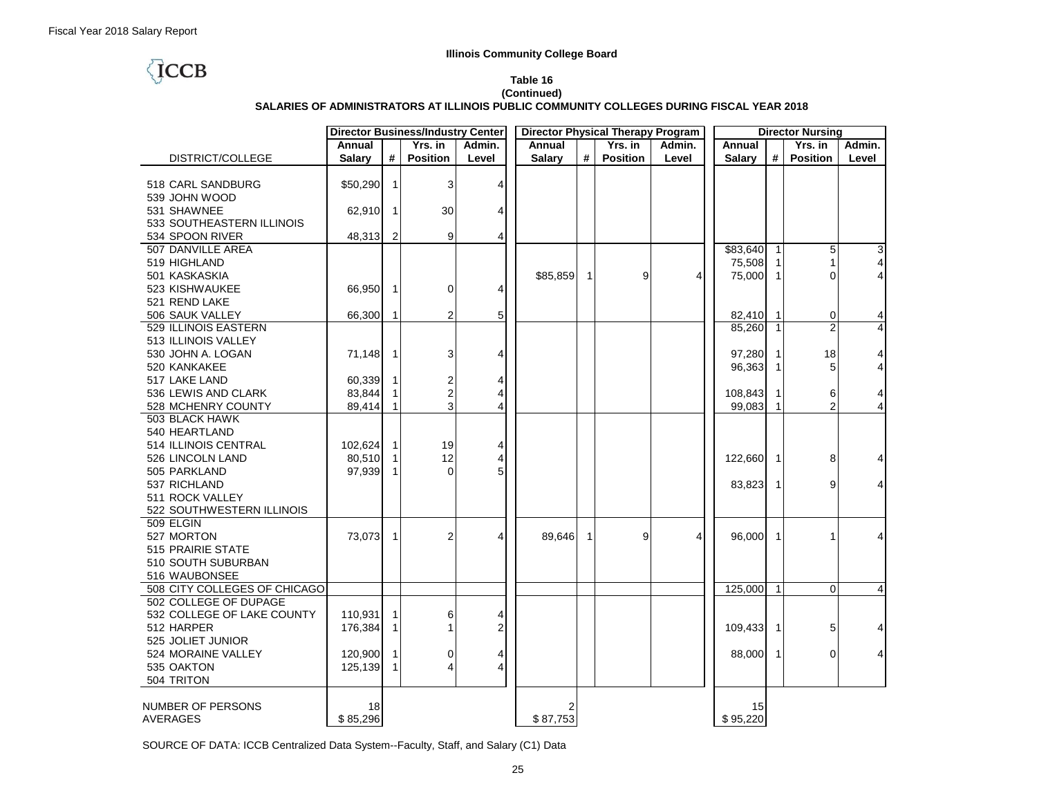Fiscal Year 2018 Salary Report

**Illinois Community College Board**

**Table 16**
**(Continued)**
**SALARIES OF ADMINISTRATORS AT ILLINOIS PUBLIC COMMUNITY COLLEGES DURING FISCAL YEAR 2018**

| DISTRICT/COLLEGE | Director Business/Industry Center | | | | Director Physical Therapy Program | | | | Director Nursing | | | |
|---|---|---|---|---|---|---|---|---|---|---|---|---|
| | Annual Salary | # | Yrs. in Position | Admin. Level | Annual Salary | # | Yrs. in Position | Admin. Level | Annual Salary | # | Yrs. in Position | Admin. Level |
| 518 CARL SANDBURG | $50,290 | 1 | 3 | 4 | | | | | | | | |
| 539 JOHN WOOD | | | | | | | | | | | | |
| 531 SHAWNEE | 62,910 | 1 | 30 | 4 | | | | | | | | |
| 533 SOUTHEASTERN ILLINOIS | | | | | | | | | | | | |
| 534 SPOON RIVER | 48,313 | 2 | 9 | 4 | | | | | | | | |
| 507 DANVILLE AREA | | | | | | | | | $83,640 | 1 | 5 | 3 |
| 519 HIGHLAND | | | | | | | | | 75,508 | 1 | 1 | 4 |
| 501 KASKASKIA | | | | | $85,859 | 1 | 9 | 4 | 75,000 | 1 | 0 | 4 |
| 523 KISHWAUKEE | 66,950 | 1 | 0 | 4 | | | | | | | | |
| 521 REND LAKE | | | | | | | | | | | | |
| 506 SAUK VALLEY | 66,300 | 1 | 2 | 5 | | | | | 82,410 | 1 | 0 | 4 |
| 529 ILLINOIS EASTERN | | | | | | | | | 85,260 | 1 | 2 | 4 |
| 513 ILLINOIS VALLEY | | | | | | | | | | | | |
| 530 JOHN A. LOGAN | 71,148 | 1 | 3 | 4 | | | | | 97,280 | 1 | 18 | 4 |
| 520 KANKAKEE | | | | | | | | | 96,363 | 1 | 5 | 4 |
| 517 LAKE LAND | 60,339 | 1 | 2 | 4 | | | | | | | | |
| 536 LEWIS AND CLARK | 83,844 | 1 | 2 | 4 | | | | | 108,843 | 1 | 6 | 4 |
| 528 MCHENRY COUNTY | 89,414 | 1 | 3 | 4 | | | | | 99,083 | 1 | 2 | 4 |
| 503 BLACK HAWK | | | | | | | | | | | | |
| 540 HEARTLAND | | | | | | | | | | | | |
| 514 ILLINOIS CENTRAL | 102,624 | 1 | 19 | 4 | | | | | | | | |
| 526 LINCOLN LAND | 80,510 | 1 | 12 | 4 | | | | | 122,660 | 1 | 8 | 4 |
| 505 PARKLAND | 97,939 | 1 | 0 | 5 | | | | | | | | |
| 537 RICHLAND | | | | | | | | | 83,823 | 1 | 9 | 4 |
| 511 ROCK VALLEY | | | | | | | | | | | | |
| 522 SOUTHWESTERN ILLINOIS | | | | | | | | | | | | |
| 509 ELGIN | | | | | | | | | | | | |
| 527 MORTON | 73,073 | 1 | 2 | 4 | 89,646 | 1 | 9 | 4 | 96,000 | 1 | 1 | 4 |
| 515 PRAIRIE STATE | | | | | | | | | | | | |
| 510 SOUTH SUBURBAN | | | | | | | | | | | | |
| 516 WAUBONSEE | | | | | | | | | | | | |
| 508 CITY COLLEGES OF CHICAGO | | | | | | | | | 125,000 | 1 | 0 | 4 |
| 502 COLLEGE OF DUPAGE | | | | | | | | | | | | |
| 532 COLLEGE OF LAKE COUNTY | 110,931 | 1 | 6 | 4 | | | | | | | | |
| 512 HARPER | 176,384 | 1 | 1 | 2 | | | | | 109,433 | 1 | 5 | 4 |
| 525 JOLIET JUNIOR | | | | | | | | | | | | |
| 524 MORAINE VALLEY | 120,900 | 1 | 0 | 4 | | | | | 88,000 | 1 | 0 | 4 |
| 535 OAKTON | 125,139 | 1 | 4 | 4 | | | | | | | | |
| 504 TRITON | | | | | | | | | | | | |
| NUMBER OF PERSONS | 18 | | | | 2 | | | | 15 | | | |
| AVERAGES | $ 85,296 | | | | $ 87,753 | | | | $ 95,220 | | | |

SOURCE OF DATA: ICCB Centralized Data System--Faculty, Staff, and Salary (C1) Data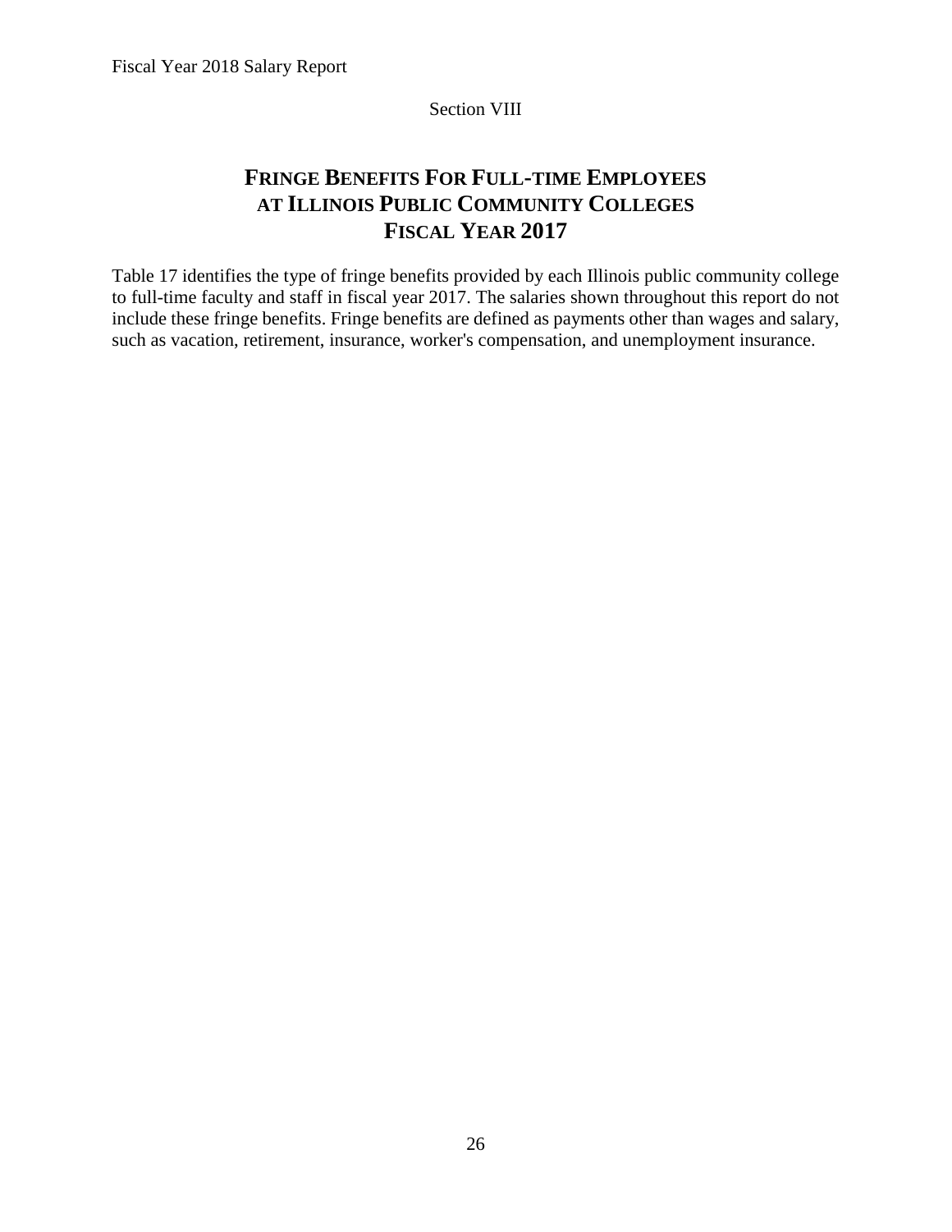Section VIII

# FRINGE BENEFITS FOR FULL-TIME EMPLOYEES AT ILLINOIS PUBLIC COMMUNITY COLLEGES FISCAL YEAR 2017

Table 17 identifies the type of fringe benefits provided by each Illinois public community college to full-time faculty and staff in fiscal year 2017. The salaries shown throughout this report do not include these fringe benefits. Fringe benefits are defined as payments other than wages and salary, such as vacation, retirement, insurance, worker's compensation, and unemployment insurance.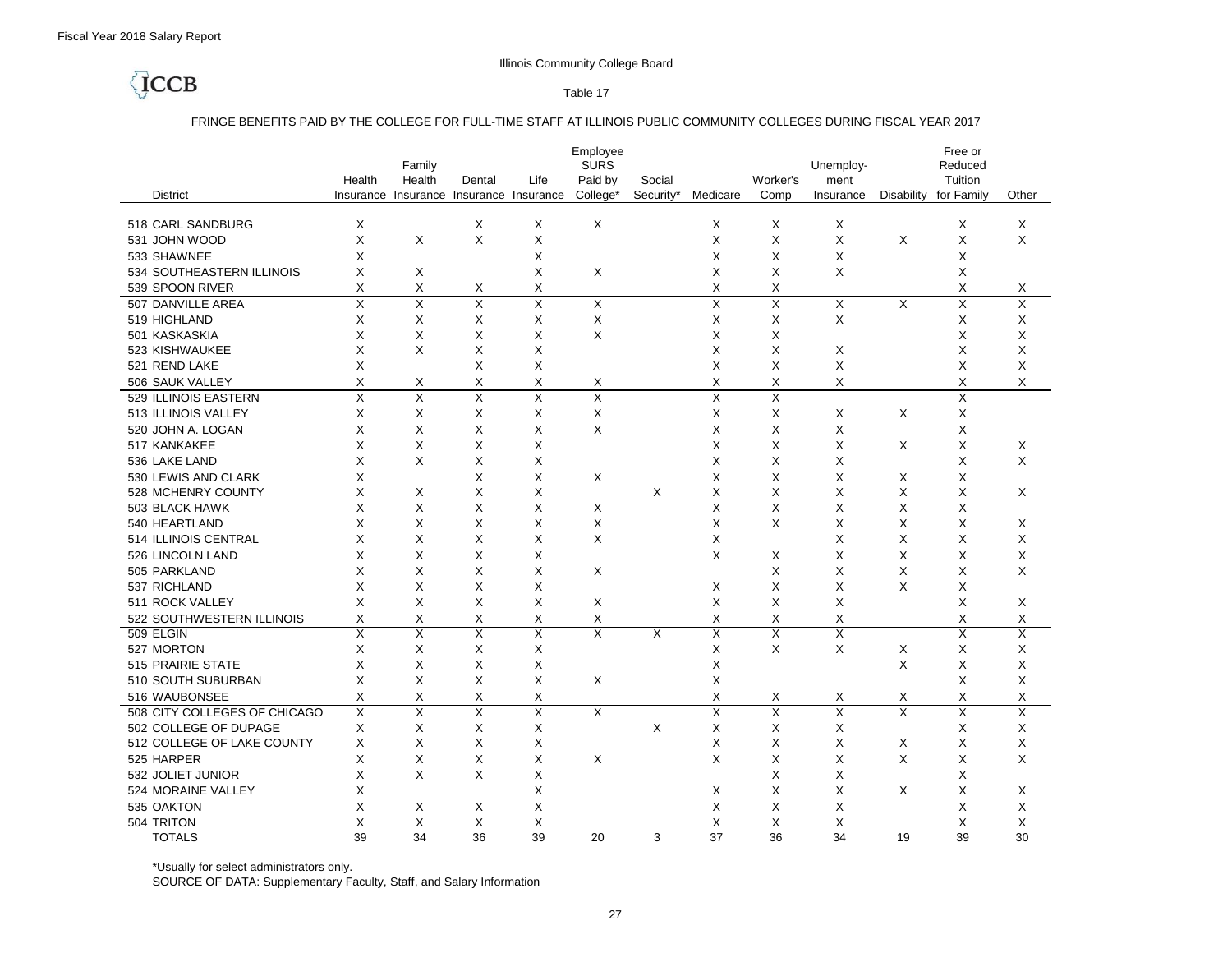Fiscal Year 2018 Salary Report

Illinois Community College Board

ICCB

Table 17

FRINGE BENEFITS PAID BY THE COLLEGE FOR FULL-TIME STAFF AT ILLINOIS PUBLIC COMMUNITY COLLEGES DURING FISCAL YEAR 2017

| District | Health Insurance | Family Health Insurance | Dental Insurance | Life Insurance | Employee SURS Paid by College* | Social Security* | Medicare | Worker's Comp | Unemployment Insurance | Disability | Free or Reduced Tuition for Family | Other |
|---|---|---|---|---|---|---|---|---|---|---|---|---|
| 518 CARL SANDBURG | X | | X | X | X | | X | X | X | | X | X |
| 531 JOHN WOOD | X | X | X | X | | | X | X | X | X | X | X |
| 533 SHAWNEE | X | | | X | | | X | X | X | | X | |
| 534 SOUTHEASTERN ILLINOIS | X | X | | X | X | | X | X | X | | X | |
| 539 SPOON RIVER | X | X | X | X | | | X | X | | | X | X |
| 507 DANVILLE AREA | X | X | X | X | X | | X | X | X | X | X | X |
| 519 HIGHLAND | X | X | X | X | X | | X | X | X | | X | X |
| 501 KASKASKIA | X | X | X | X | X | | X | X | | | X | X |
| 523 KISHWAUKEE | X | X | X | X | | | X | X | X | | X | X |
| 521 REND LAKE | X | | X | X | | | X | X | X | | X | X |
| 506 SAUK VALLEY | X | X | X | X | X | | X | X | X | | X | X |
| 529 ILLINOIS EASTERN | X | X | X | X | X | | X | X | | | X | |
| 513 ILLINOIS VALLEY | X | X | X | X | X | | X | X | X | X | X | |
| 520 JOHN A. LOGAN | X | X | X | X | X | | X | X | X | | X | |
| 517 KANKAKEE | X | X | X | X | | | X | X | X | X | X | X |
| 536 LAKE LAND | X | X | X | X | | | X | X | X | | X | X |
| 530 LEWIS AND CLARK | X | | X | X | X | | X | X | X | X | X | |
| 528 MCHENRY COUNTY | X | X | X | X | | X | X | X | X | X | X | X |
| 503 BLACK HAWK | X | X | X | X | X | | X | X | X | X | X | |
| 540 HEARTLAND | X | X | X | X | X | | X | X | X | X | X | X |
| 514 ILLINOIS CENTRAL | X | X | X | X | X | | X | | X | X | X | X |
| 526 LINCOLN LAND | X | X | X | X | | | X | X | X | X | X | X |
| 505 PARKLAND | X | X | X | X | X | | | X | X | X | X | X |
| 537 RICHLAND | X | X | X | X | | | X | X | X | X | X | |
| 511 ROCK VALLEY | X | X | X | X | X | | X | X | X | | X | X |
| 522 SOUTHWESTERN ILLINOIS | X | X | X | X | X | | X | X | X | | X | X |
| 509 ELGIN | X | X | X | X | X | X | X | X | X | | X | X |
| 527 MORTON | X | X | X | X | | | X | X | X | X | X | X |
| 515 PRAIRIE STATE | X | X | X | X | | | X | | | X | X | X |
| 510 SOUTH SUBURBAN | X | X | X | X | X | | X | | | | X | X |
| 516 WAUBONSEE | X | X | X | X | | | X | X | X | X | X | X |
| 508 CITY COLLEGES OF CHICAGO | X | X | X | X | X | | X | X | X | X | X | X |
| 502 COLLEGE OF DUPAGE | X | X | X | X | | X | X | X | X | | X | X |
| 512 COLLEGE OF LAKE COUNTY | X | X | X | X | | | X | X | X | X | X | X |
| 525 HARPER | X | X | X | X | X | | X | X | X | X | X | X |
| 532 JOLIET JUNIOR | X | X | X | X | | | | X | X | | X | |
| 524 MORAINE VALLEY | X | | | X | | | X | X | X | X | X | X |
| 535 OAKTON | X | X | X | X | | | X | X | X | | X | X |
| 504 TRITON | X | X | X | X | | | X | X | X | | X | X |
| TOTALS | 39 | 34 | 36 | 39 | 20 | 3 | 37 | 36 | 34 | 19 | 39 | 30 |

*Usually for select administrators only.
SOURCE OF DATA: Supplementary Faculty, Staff, and Salary Information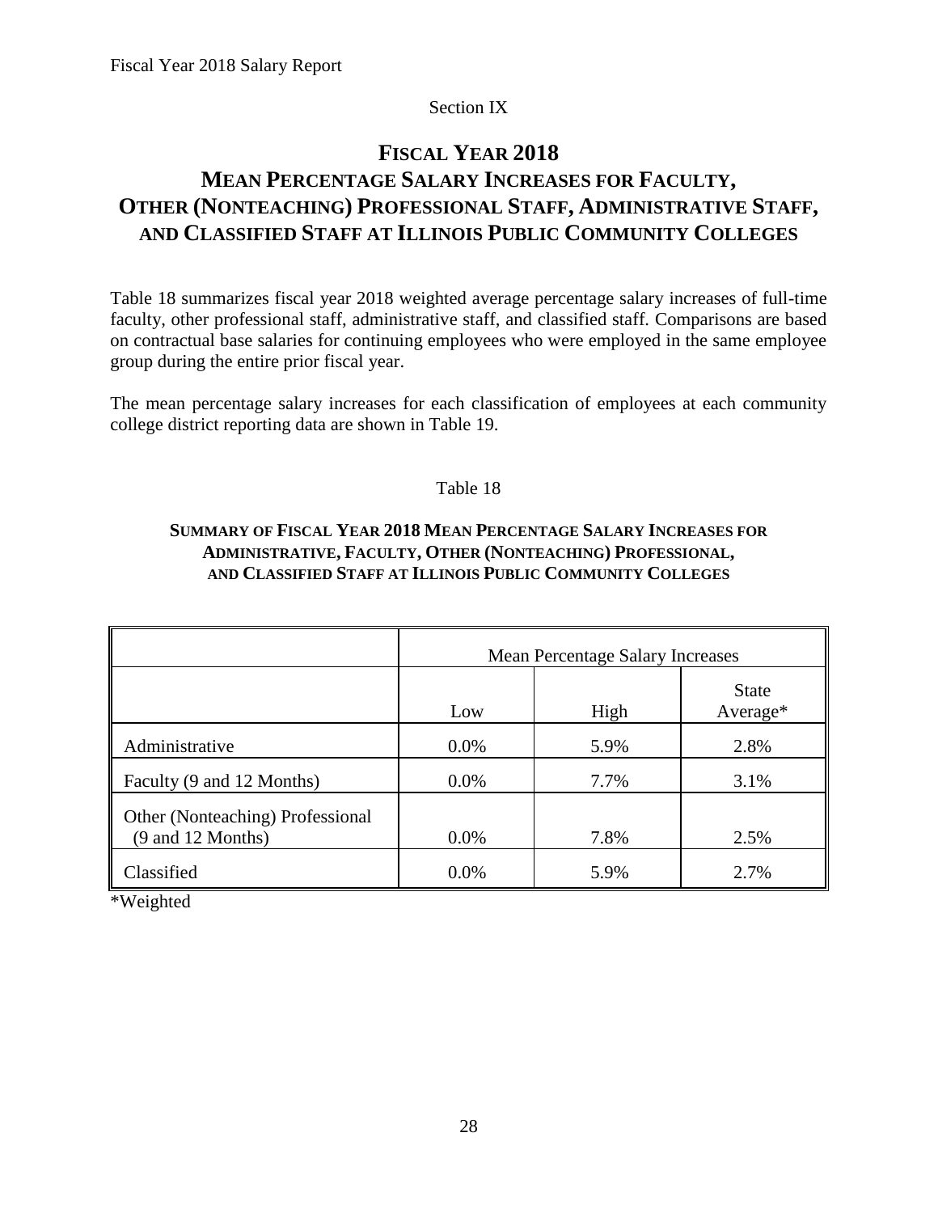Section IX

# FISCAL YEAR 2018
## MEAN PERCENTAGE SALARY INCREASES FOR FACULTY, OTHER (NONTEACHING) PROFESSIONAL STAFF, ADMINISTRATIVE STAFF, AND CLASSIFIED STAFF AT ILLINOIS PUBLIC COMMUNITY COLLEGES

Table 18 summarizes fiscal year 2018 weighted average percentage salary increases of full-time faculty, other professional staff, administrative staff, and classified staff. Comparisons are based on contractual base salaries for continuing employees who were employed in the same employee group during the entire prior fiscal year.

The mean percentage salary increases for each classification of employees at each community college district reporting data are shown in Table 19.

Table 18

**SUMMARY OF FISCAL YEAR 2018 MEAN PERCENTAGE SALARY INCREASES FOR ADMINISTRATIVE, FACULTY, OTHER (NONTEACHING) PROFESSIONAL, AND CLASSIFIED STAFF AT ILLINOIS PUBLIC COMMUNITY COLLEGES**

| | Mean Percentage Salary Increases | | |
|---|---|---|---|
| | Low | High | State Average* |
| Administrative | 0.0% | 5.9% | 2.8% |
| Faculty (9 and 12 Months) | 0.0% | 7.7% | 3.1% |
| Other (Nonteaching) Professional (9 and 12 Months) | 0.0% | 7.8% | 2.5% |
| Classified | 0.0% | 5.9% | 2.7% |

*Weighted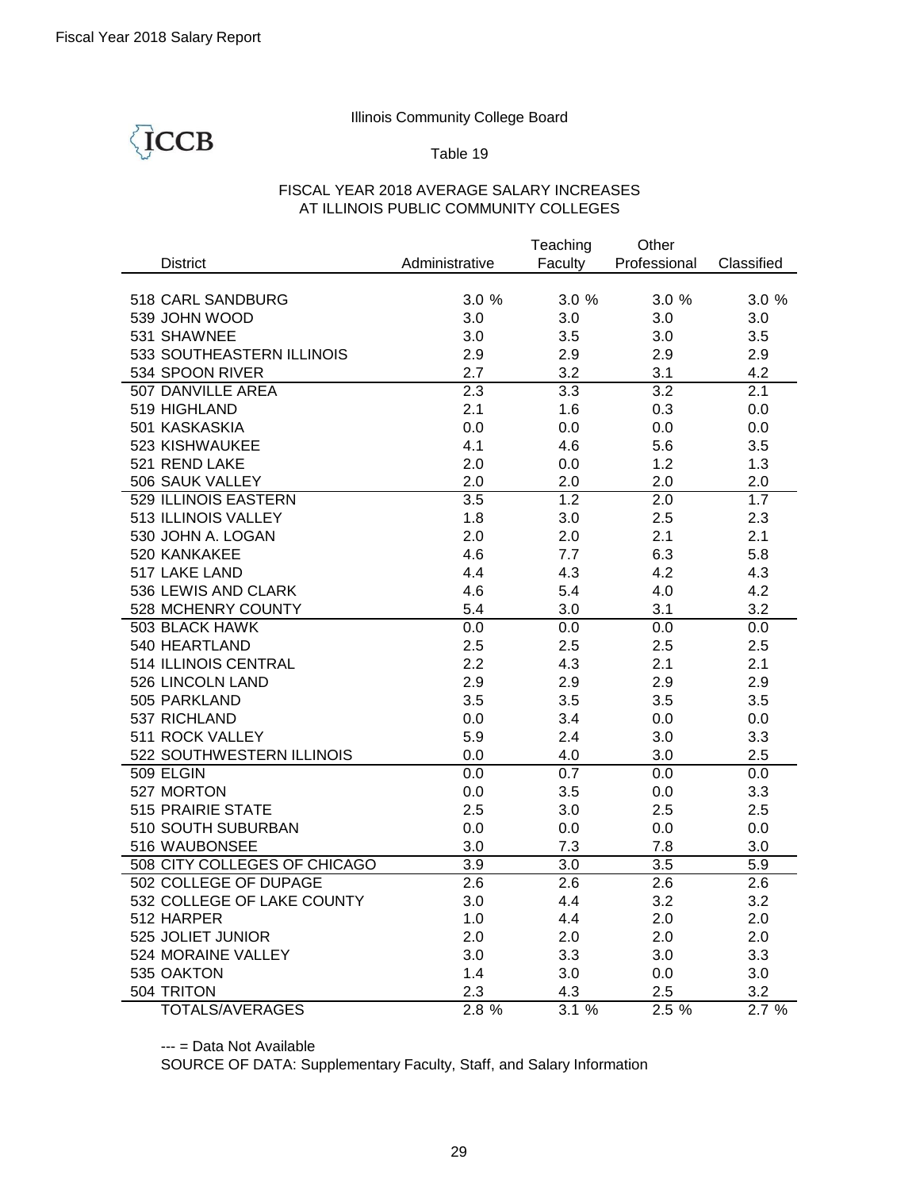Illinois Community College Board

Table 19

FISCAL YEAR 2018 AVERAGE SALARY INCREASES
AT ILLINOIS PUBLIC COMMUNITY COLLEGES

| District | Administrative | Teaching Faculty | Other Professional | Classified |
|---|---|---|---|---|
| 518 CARL SANDBURG | 3.0 % | 3.0 % | 3.0 % | 3.0 % |
| 539 JOHN WOOD | 3.0 | 3.0 | 3.0 | 3.0 |
| 531 SHAWNEE | 3.0 | 3.5 | 3.0 | 3.5 |
| 533 SOUTHEASTERN ILLINOIS | 2.9 | 2.9 | 2.9 | 2.9 |
| 534 SPOON RIVER | 2.7 | 3.2 | 3.1 | 4.2 |
| 507 DANVILLE AREA | 2.3 | 3.3 | 3.2 | 2.1 |
| 519 HIGHLAND | 2.1 | 1.6 | 0.3 | 0.0 |
| 501 KASKASKIA | 0.0 | 0.0 | 0.0 | 0.0 |
| 523 KISHWAUKEE | 4.1 | 4.6 | 5.6 | 3.5 |
| 521 REND LAKE | 2.0 | 0.0 | 1.2 | 1.3 |
| 506 SAUK VALLEY | 2.0 | 2.0 | 2.0 | 2.0 |
| 529 ILLINOIS EASTERN | 3.5 | 1.2 | 2.0 | 1.7 |
| 513 ILLINOIS VALLEY | 1.8 | 3.0 | 2.5 | 2.3 |
| 530 JOHN A. LOGAN | 2.0 | 2.0 | 2.1 | 2.1 |
| 520 KANKAKEE | 4.6 | 7.7 | 6.3 | 5.8 |
| 517 LAKE LAND | 4.4 | 4.3 | 4.2 | 4.3 |
| 536 LEWIS AND CLARK | 4.6 | 5.4 | 4.0 | 4.2 |
| 528 MCHENRY COUNTY | 5.4 | 3.0 | 3.1 | 3.2 |
| 503 BLACK HAWK | 0.0 | 0.0 | 0.0 | 0.0 |
| 540 HEARTLAND | 2.5 | 2.5 | 2.5 | 2.5 |
| 514 ILLINOIS CENTRAL | 2.2 | 4.3 | 2.1 | 2.1 |
| 526 LINCOLN LAND | 2.9 | 2.9 | 2.9 | 2.9 |
| 505 PARKLAND | 3.5 | 3.5 | 3.5 | 3.5 |
| 537 RICHLAND | 0.0 | 3.4 | 0.0 | 0.0 |
| 511 ROCK VALLEY | 5.9 | 2.4 | 3.0 | 3.3 |
| 522 SOUTHWESTERN ILLINOIS | 0.0 | 4.0 | 3.0 | 2.5 |
| 509 ELGIN | 0.0 | 0.7 | 0.0 | 0.0 |
| 527 MORTON | 0.0 | 3.5 | 0.0 | 3.3 |
| 515 PRAIRIE STATE | 2.5 | 3.0 | 2.5 | 2.5 |
| 510 SOUTH SUBURBAN | 0.0 | 0.0 | 0.0 | 0.0 |
| 516 WAUBONSEE | 3.0 | 7.3 | 7.8 | 3.0 |
| 508 CITY COLLEGES OF CHICAGO | 3.9 | 3.0 | 3.5 | 5.9 |
| 502 COLLEGE OF DUPAGE | 2.6 | 2.6 | 2.6 | 2.6 |
| 532 COLLEGE OF LAKE COUNTY | 3.0 | 4.4 | 3.2 | 3.2 |
| 512 HARPER | 1.0 | 4.4 | 2.0 | 2.0 |
| 525 JOLIET JUNIOR | 2.0 | 2.0 | 2.0 | 2.0 |
| 524 MORAINE VALLEY | 3.0 | 3.3 | 3.0 | 3.3 |
| 535 OAKTON | 1.4 | 3.0 | 0.0 | 3.0 |
| 504 TRITON | 2.3 | 4.3 | 2.5 | 3.2 |
| TOTALS/AVERAGES | 2.8 % | 3.1 % | 2.5 % | 2.7 % |

--- = Data Not Available

SOURCE OF DATA: Supplementary Faculty, Staff, and Salary Information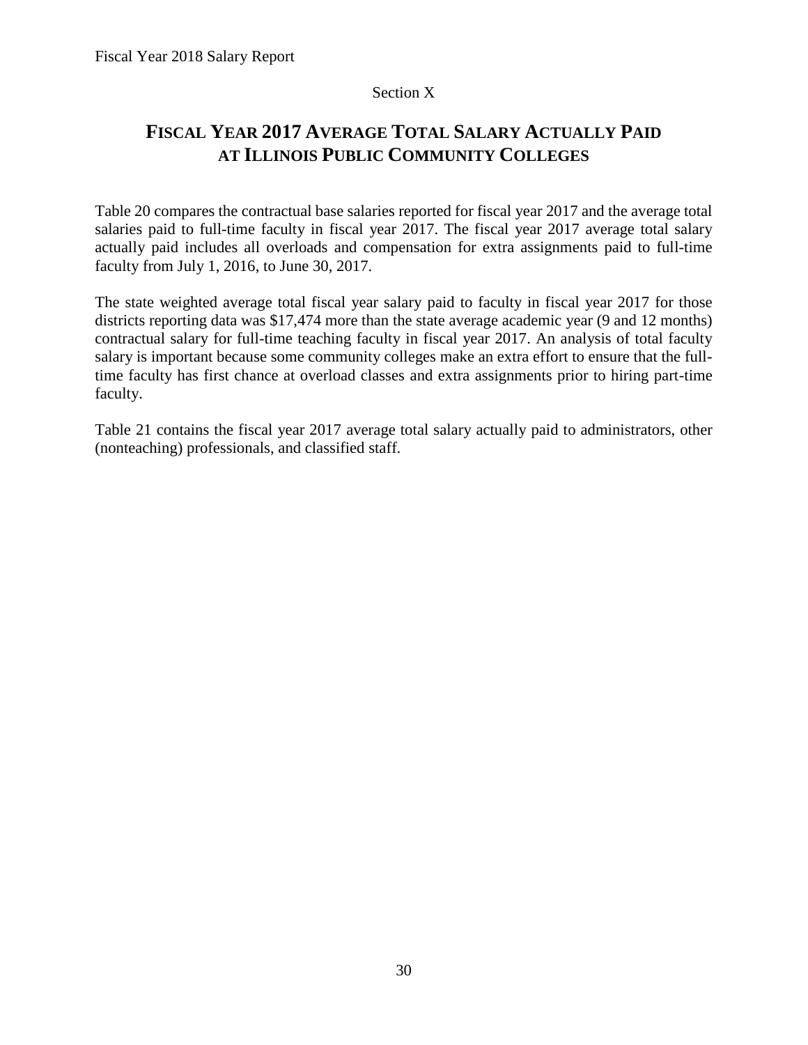Section X

# FISCAL YEAR 2017 AVERAGE TOTAL SALARY ACTUALLY PAID AT ILLINOIS PUBLIC COMMUNITY COLLEGES

Table 20 compares the contractual base salaries reported for fiscal year 2017 and the average total salaries paid to full-time faculty in fiscal year 2017. The fiscal year 2017 average total salary actually paid includes all overloads and compensation for extra assignments paid to full-time faculty from July 1, 2016, to June 30, 2017.

The state weighted average total fiscal year salary paid to faculty in fiscal year 2017 for those districts reporting data was $17,474 more than the state average academic year (9 and 12 months) contractual salary for full-time teaching faculty in fiscal year 2017. An analysis of total faculty salary is important because some community colleges make an extra effort to ensure that the full-time faculty has first chance at overload classes and extra assignments prior to hiring part-time faculty.

Table 21 contains the fiscal year 2017 average total salary actually paid to administrators, other (nonteaching) professionals, and classified staff.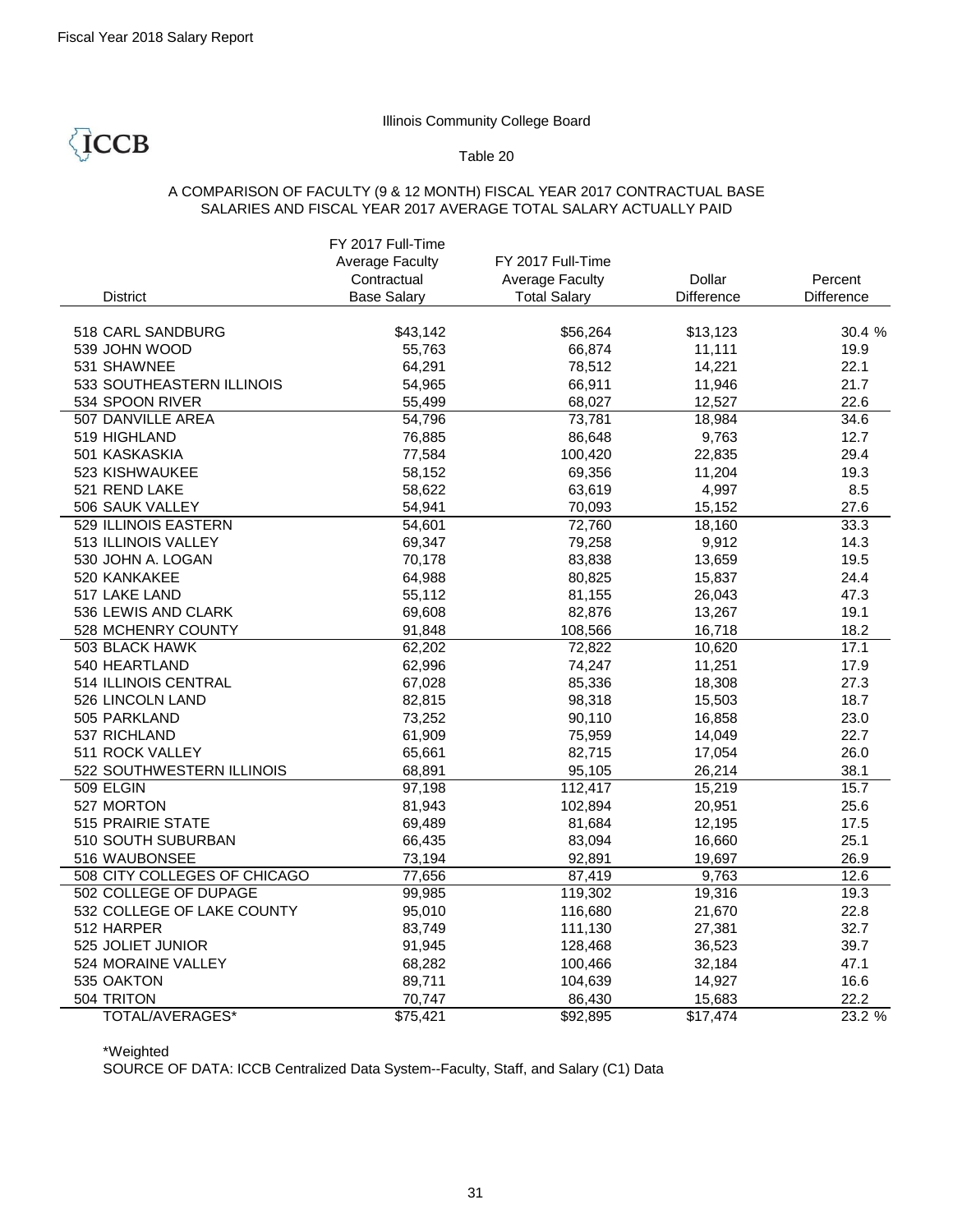Fiscal Year 2018 Salary Report

Illinois Community College Board

ICCB

Table 20

A COMPARISON OF FACULTY (9 & 12 MONTH) FISCAL YEAR 2017 CONTRACTUAL BASE SALARIES AND FISCAL YEAR 2017 AVERAGE TOTAL SALARY ACTUALLY PAID

| District | FY 2017 Full-Time Average Faculty Contractual Base Salary | FY 2017 Full-Time Average Faculty Total Salary | Dollar Difference | Percent Difference |
|---|---|---|---|---|
| 518 CARL SANDBURG | $43,142 | $56,264 | $13,123 | 30.4 % |
| 539 JOHN WOOD | 55,763 | 66,874 | 11,111 | 19.9 |
| 531 SHAWNEE | 64,291 | 78,512 | 14,221 | 22.1 |
| 533 SOUTHEASTERN ILLINOIS | 54,965 | 66,911 | 11,946 | 21.7 |
| 534 SPOON RIVER | 55,499 | 68,027 | 12,527 | 22.6 |
| 507 DANVILLE AREA | 54,796 | 73,781 | 18,984 | 34.6 |
| 519 HIGHLAND | 76,885 | 86,648 | 9,763 | 12.7 |
| 501 KASKASKIA | 77,584 | 100,420 | 22,835 | 29.4 |
| 523 KISHWAUKEE | 58,152 | 69,356 | 11,204 | 19.3 |
| 521 REND LAKE | 58,622 | 63,619 | 4,997 | 8.5 |
| 506 SAUK VALLEY | 54,941 | 70,093 | 15,152 | 27.6 |
| 529 ILLINOIS EASTERN | 54,601 | 72,760 | 18,160 | 33.3 |
| 513 ILLINOIS VALLEY | 69,347 | 79,258 | 9,912 | 14.3 |
| 530 JOHN A. LOGAN | 70,178 | 83,838 | 13,659 | 19.5 |
| 520 KANKAKEE | 64,988 | 80,825 | 15,837 | 24.4 |
| 517 LAKE LAND | 55,112 | 81,155 | 26,043 | 47.3 |
| 536 LEWIS AND CLARK | 69,608 | 82,876 | 13,267 | 19.1 |
| 528 MCHENRY COUNTY | 91,848 | 108,566 | 16,718 | 18.2 |
| 503 BLACK HAWK | 62,202 | 72,822 | 10,620 | 17.1 |
| 540 HEARTLAND | 62,996 | 74,247 | 11,251 | 17.9 |
| 514 ILLINOIS CENTRAL | 67,028 | 85,336 | 18,308 | 27.3 |
| 526 LINCOLN LAND | 82,815 | 98,318 | 15,503 | 18.7 |
| 505 PARKLAND | 73,252 | 90,110 | 16,858 | 23.0 |
| 537 RICHLAND | 61,909 | 75,959 | 14,049 | 22.7 |
| 511 ROCK VALLEY | 65,661 | 82,715 | 17,054 | 26.0 |
| 522 SOUTHWESTERN ILLINOIS | 68,891 | 95,105 | 26,214 | 38.1 |
| 509 ELGIN | 97,198 | 112,417 | 15,219 | 15.7 |
| 527 MORTON | 81,943 | 102,894 | 20,951 | 25.6 |
| 515 PRAIRIE STATE | 69,489 | 81,684 | 12,195 | 17.5 |
| 510 SOUTH SUBURBAN | 66,435 | 83,094 | 16,660 | 25.1 |
| 516 WAUBONSEE | 73,194 | 92,891 | 19,697 | 26.9 |
| 508 CITY COLLEGES OF CHICAGO | 77,656 | 87,419 | 9,763 | 12.6 |
| 502 COLLEGE OF DUPAGE | 99,985 | 119,302 | 19,316 | 19.3 |
| 532 COLLEGE OF LAKE COUNTY | 95,010 | 116,680 | 21,670 | 22.8 |
| 512 HARPER | 83,749 | 111,130 | 27,381 | 32.7 |
| 525 JOLIET JUNIOR | 91,945 | 128,468 | 36,523 | 39.7 |
| 524 MORAINE VALLEY | 68,282 | 100,466 | 32,184 | 47.1 |
| 535 OAKTON | 89,711 | 104,639 | 14,927 | 16.6 |
| 504 TRITON | 70,747 | 86,430 | 15,683 | 22.2 |
| TOTAL/AVERAGES* | $75,421 | $92,895 | $17,474 | 23.2 % |

*Weighted

SOURCE OF DATA: ICCB Centralized Data System--Faculty, Staff, and Salary (C1) Data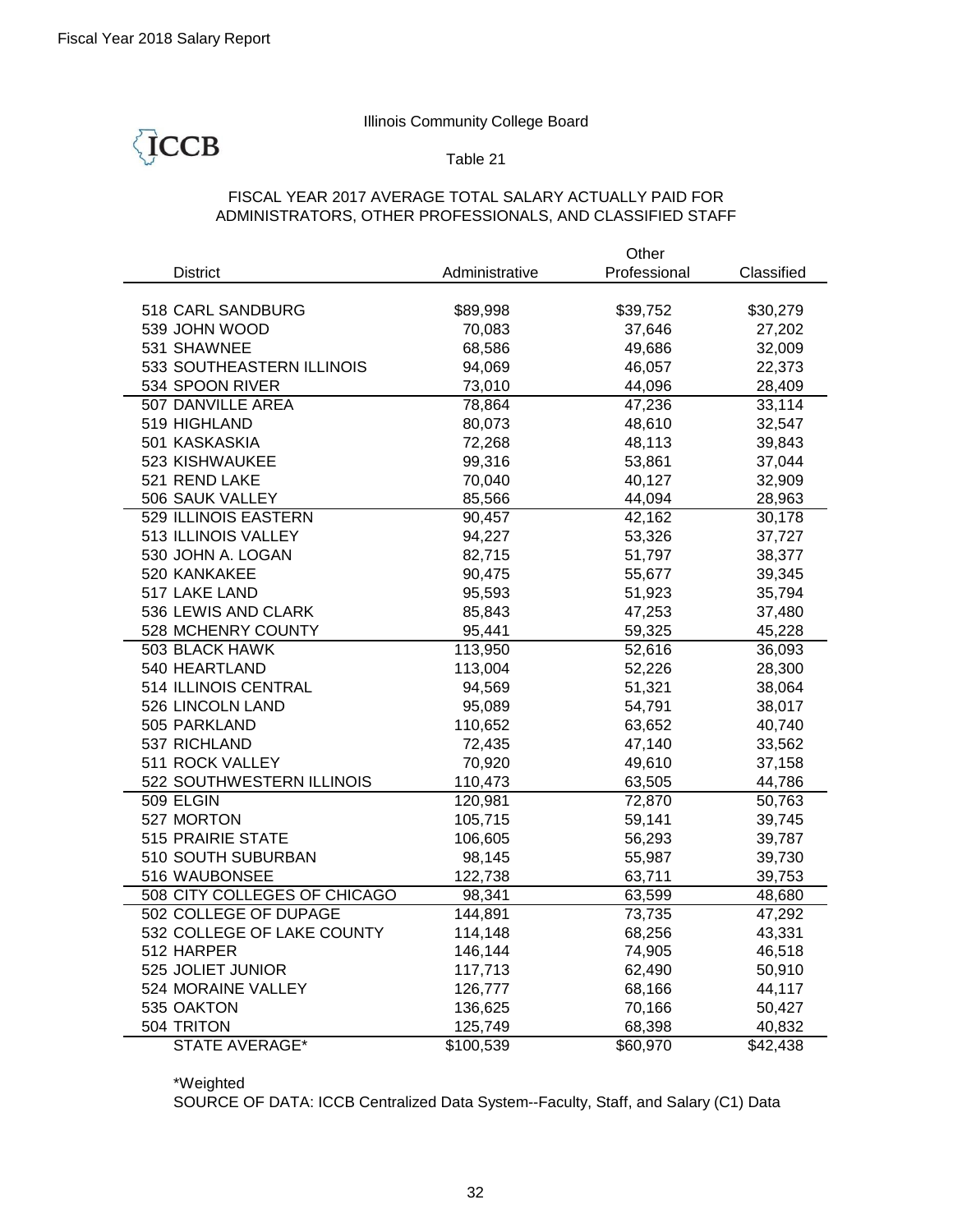Fiscal Year 2018 Salary Report

Illinois Community College Board

ICCB

Table 21

FISCAL YEAR 2017 AVERAGE TOTAL SALARY ACTUALLY PAID FOR ADMINISTRATORS, OTHER PROFESSIONALS, AND CLASSIFIED STAFF

| District | Administrative | Other Professional | Classified |
|---|---|---|---|
| 518 CARL SANDBURG | $89,998 | $39,752 | $30,279 |
| 539 JOHN WOOD | 70,083 | 37,646 | 27,202 |
| 531 SHAWNEE | 68,586 | 49,686 | 32,009 |
| 533 SOUTHEASTERN ILLINOIS | 94,069 | 46,057 | 22,373 |
| 534 SPOON RIVER | 73,010 | 44,096 | 28,409 |
| 507 DANVILLE AREA | 78,864 | 47,236 | 33,114 |
| 519 HIGHLAND | 80,073 | 48,610 | 32,547 |
| 501 KASKASKIA | 72,268 | 48,113 | 39,843 |
| 523 KISHWAUKEE | 99,316 | 53,861 | 37,044 |
| 521 REND LAKE | 70,040 | 40,127 | 32,909 |
| 506 SAUK VALLEY | 85,566 | 44,094 | 28,963 |
| 529 ILLINOIS EASTERN | 90,457 | 42,162 | 30,178 |
| 513 ILLINOIS VALLEY | 94,227 | 53,326 | 37,727 |
| 530 JOHN A. LOGAN | 82,715 | 51,797 | 38,377 |
| 520 KANKAKEE | 90,475 | 55,677 | 39,345 |
| 517 LAKE LAND | 95,593 | 51,923 | 35,794 |
| 536 LEWIS AND CLARK | 85,843 | 47,253 | 37,480 |
| 528 MCHENRY COUNTY | 95,441 | 59,325 | 45,228 |
| 503 BLACK HAWK | 113,950 | 52,616 | 36,093 |
| 540 HEARTLAND | 113,004 | 52,226 | 28,300 |
| 514 ILLINOIS CENTRAL | 94,569 | 51,321 | 38,064 |
| 526 LINCOLN LAND | 95,089 | 54,791 | 38,017 |
| 505 PARKLAND | 110,652 | 63,652 | 40,740 |
| 537 RICHLAND | 72,435 | 47,140 | 33,562 |
| 511 ROCK VALLEY | 70,920 | 49,610 | 37,158 |
| 522 SOUTHWESTERN ILLINOIS | 110,473 | 63,505 | 44,786 |
| 509 ELGIN | 120,981 | 72,870 | 50,763 |
| 527 MORTON | 105,715 | 59,141 | 39,745 |
| 515 PRAIRIE STATE | 106,605 | 56,293 | 39,787 |
| 510 SOUTH SUBURBAN | 98,145 | 55,987 | 39,730 |
| 516 WAUBONSEE | 122,738 | 63,711 | 39,753 |
| 508 CITY COLLEGES OF CHICAGO | 98,341 | 63,599 | 48,680 |
| 502 COLLEGE OF DUPAGE | 144,891 | 73,735 | 47,292 |
| 532 COLLEGE OF LAKE COUNTY | 114,148 | 68,256 | 43,331 |
| 512 HARPER | 146,144 | 74,905 | 46,518 |
| 525 JOLIET JUNIOR | 117,713 | 62,490 | 50,910 |
| 524 MORAINE VALLEY | 126,777 | 68,166 | 44,117 |
| 535 OAKTON | 136,625 | 70,166 | 50,427 |
| 504 TRITON | 125,749 | 68,398 | 40,832 |
| STATE AVERAGE* | $100,539 | $60,970 | $42,438 |

*Weighted

SOURCE OF DATA: ICCB Centralized Data System--Faculty, Staff, and Salary (C1) Data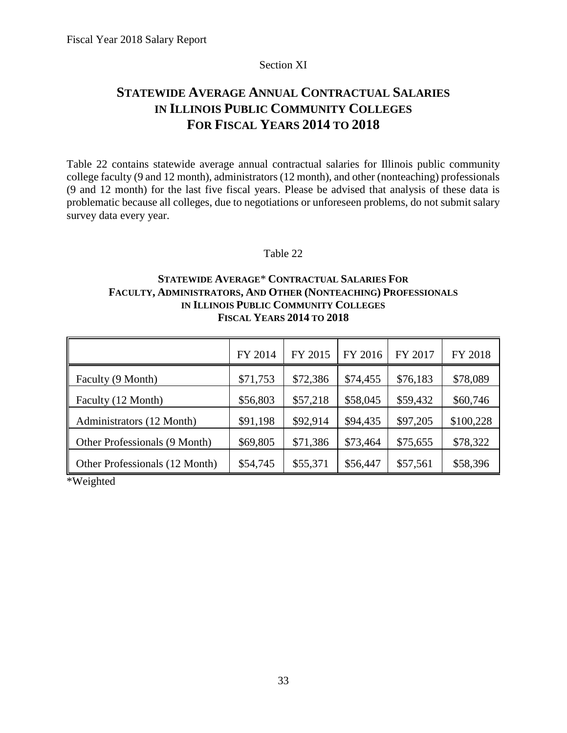Section XI

# STATEWIDE AVERAGE ANNUAL CONTRACTUAL SALARIES IN ILLINOIS PUBLIC COMMUNITY COLLEGES FOR FISCAL YEARS 2014 TO 2018

Table 22 contains statewide average annual contractual salaries for Illinois public community college faculty (9 and 12 month), administrators (12 month), and other (nonteaching) professionals (9 and 12 month) for the last five fiscal years. Please be advised that analysis of these data is problematic because all colleges, due to negotiations or unforeseen problems, do not submit salary survey data every year.

Table 22

**STATEWIDE AVERAGE* CONTRACTUAL SALARIES FOR FACULTY, ADMINISTRATORS, AND OTHER (NONTEACHING) PROFESSIONALS IN ILLINOIS PUBLIC COMMUNITY COLLEGES FISCAL YEARS 2014 TO 2018**

| | FY 2014 | FY 2015 | FY 2016 | FY 2017 | FY 2018 |
|---|---|---|---|---|---|
| Faculty (9 Month) | $71,753 | $72,386 | $74,455 | $76,183 | $78,089 |
| Faculty (12 Month) | $56,803 | $57,218 | $58,045 | $59,432 | $60,746 |
| Administrators (12 Month) | $91,198 | $92,914 | $94,435 | $97,205 | $100,228 |
| Other Professionals (9 Month) | $69,805 | $71,386 | $73,464 | $75,655 | $78,322 |
| Other Professionals (12 Month) | $54,745 | $55,371 | $56,447 | $57,561 | $58,396 |

*Weighted